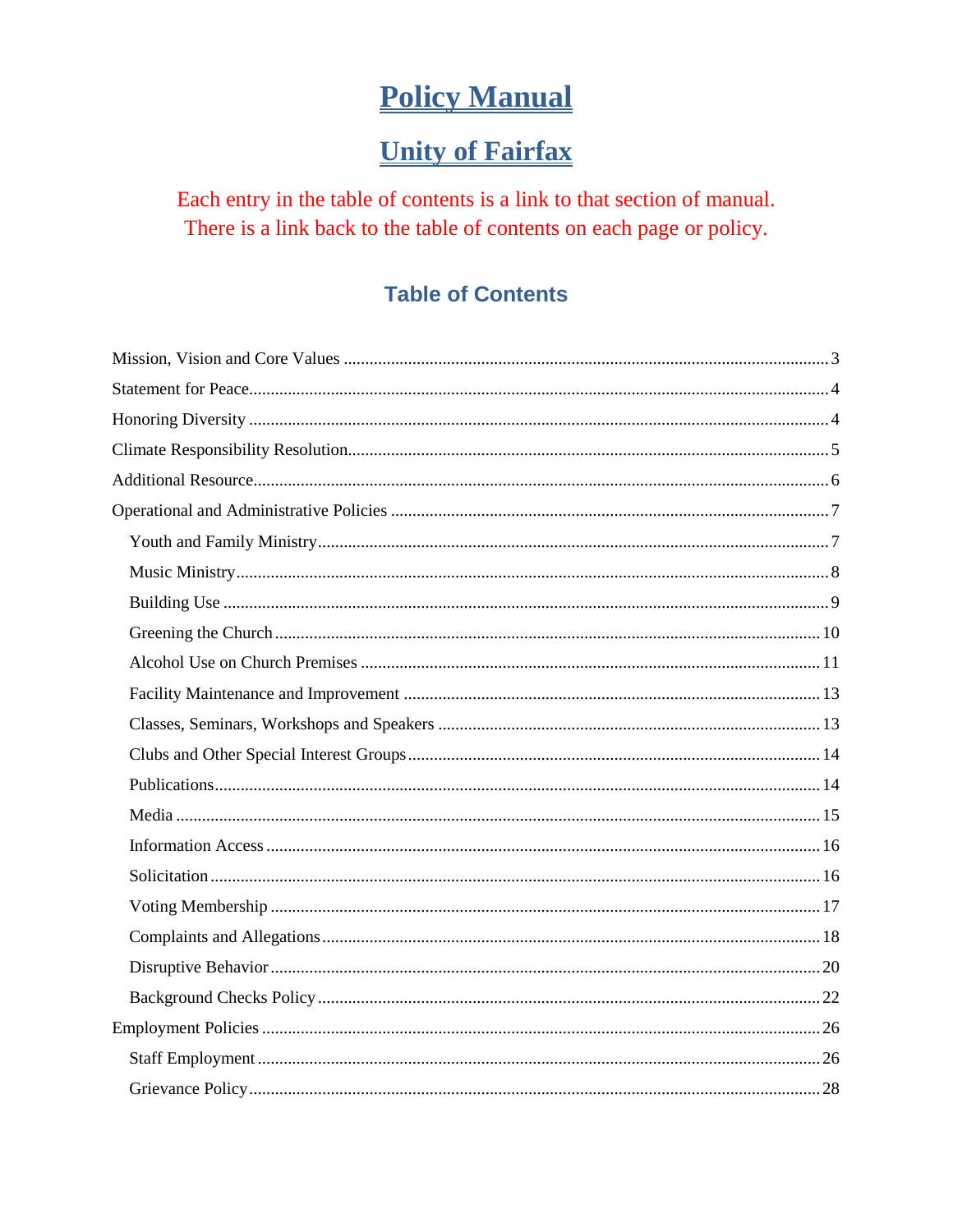# Policy Manual

## Unity of Fairfax

Each entry in the table of contents is a link to that section of manual. There is a link back to the table of contents on each page or policy.

### Table of Contents

Mission, Vision and Core Values ........................................ 3

Statement for Peace ........................................ 4

Honoring Diversity ........................................ 4

Climate Responsibility Resolution ........................................ 5

Additional Resource ........................................ 6

Operational and Administrative Policies ........................................ 7

- Youth and Family Ministry ........................................ 7
- Music Ministry ........................................ 8
- Building Use ........................................ 9
- Greening the Church ........................................ 10
- Alcohol Use on Church Premises ........................................ 11
- Facility Maintenance and Improvement ........................................ 13
- Classes, Seminars, Workshops and Speakers ........................................ 13
- Clubs and Other Special Interest Groups ........................................ 14
- Publications ........................................ 14
- Media ........................................ 15
- Information Access ........................................ 16
- Solicitation ........................................ 16
- Voting Membership ........................................ 17
- Complaints and Allegations ........................................ 18
- Disruptive Behavior ........................................ 20
- Background Checks Policy ........................................ 22

Employment Policies ........................................ 26

- Staff Employment ........................................ 26
- Grievance Policy ........................................ 28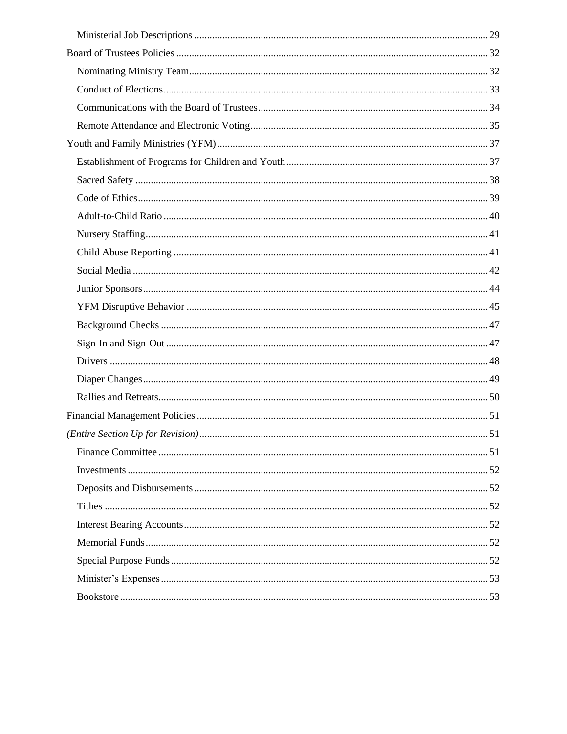Ministerial Job Descriptions .......... 29

Board of Trustees Policies .......... 32

Nominating Ministry Team .......... 32

Conduct of Elections .......... 33

Communications with the Board of Trustees .......... 34

Remote Attendance and Electronic Voting .......... 35

Youth and Family Ministries (YFM) .......... 37

Establishment of Programs for Children and Youth .......... 37

Sacred Safety .......... 38

Code of Ethics .......... 39

Adult-to-Child Ratio .......... 40

Nursery Staffing .......... 41

Child Abuse Reporting .......... 41

Social Media .......... 42

Junior Sponsors .......... 44

YFM Disruptive Behavior .......... 45

Background Checks .......... 47

Sign-In and Sign-Out .......... 47

Drivers .......... 48

Diaper Changes .......... 49

Rallies and Retreats .......... 50

Financial Management Policies .......... 51

*(Entire Section Up for Revision)* .......... 51

Finance Committee .......... 51

Investments .......... 52

Deposits and Disbursements .......... 52

Tithes .......... 52

Interest Bearing Accounts .......... 52

Memorial Funds .......... 52

Special Purpose Funds .......... 52

Minister's Expenses .......... 53

Bookstore .......... 53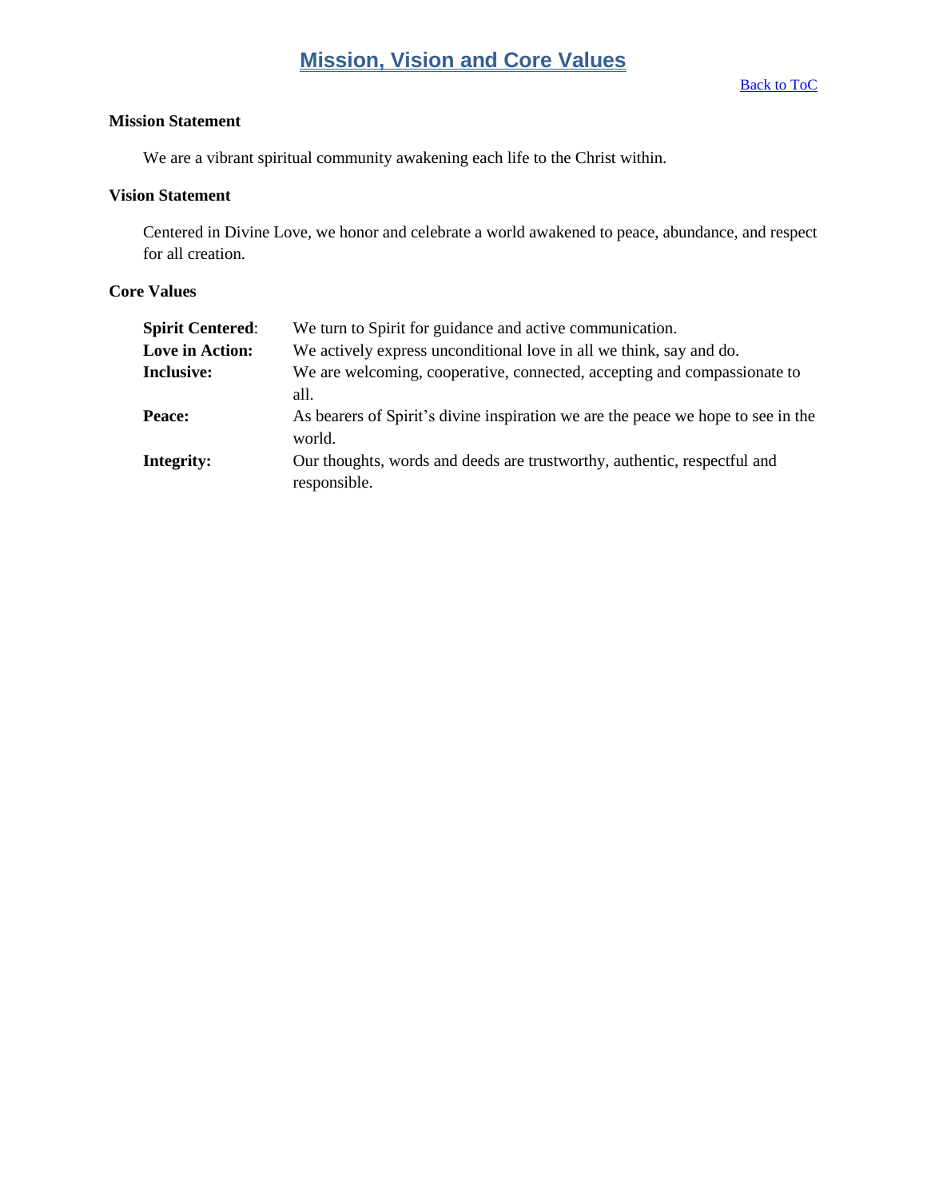# Mission, Vision and Core Values

Back to ToC

### Mission Statement

We are a vibrant spiritual community awakening each life to the Christ within.

### Vision Statement

Centered in Divine Love, we honor and celebrate a world awakened to peace, abundance, and respect for all creation.

### Core Values

| | |
|---|---|
| **Spirit Centered**: | We turn to Spirit for guidance and active communication. |
| **Love in Action:** | We actively express unconditional love in all we think, say and do. |
| **Inclusive:** | We are welcoming, cooperative, connected, accepting and compassionate to all. |
| **Peace:** | As bearers of Spirit's divine inspiration we are the peace we hope to see in the world. |
| **Integrity:** | Our thoughts, words and deeds are trustworthy, authentic, respectful and responsible. |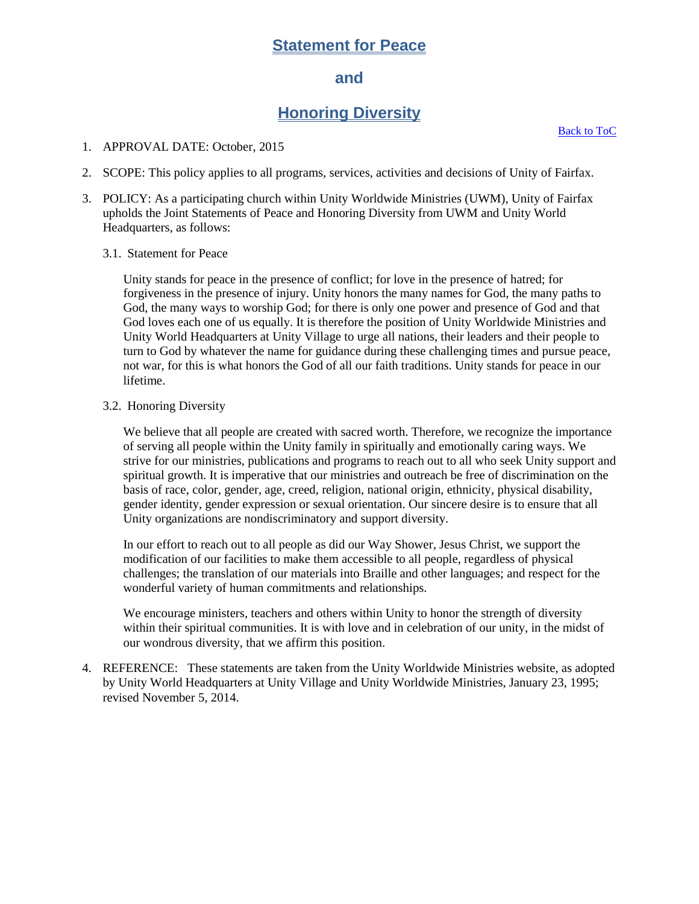# Statement for Peace

# and

# Honoring Diversity

Back to ToC

1. APPROVAL DATE: October, 2015

2. SCOPE: This policy applies to all programs, services, activities and decisions of Unity of Fairfax.

3. POLICY: As a participating church within Unity Worldwide Ministries (UWM), Unity of Fairfax upholds the Joint Statements of Peace and Honoring Diversity from UWM and Unity World Headquarters, as follows:

   3.1. Statement for Peace

   Unity stands for peace in the presence of conflict; for love in the presence of hatred; for forgiveness in the presence of injury. Unity honors the many names for God, the many paths to God, the many ways to worship God; for there is only one power and presence of God and that God loves each one of us equally. It is therefore the position of Unity Worldwide Ministries and Unity World Headquarters at Unity Village to urge all nations, their leaders and their people to turn to God by whatever the name for guidance during these challenging times and pursue peace, not war, for this is what honors the God of all our faith traditions. Unity stands for peace in our lifetime.

   3.2. Honoring Diversity

   We believe that all people are created with sacred worth. Therefore, we recognize the importance of serving all people within the Unity family in spiritually and emotionally caring ways. We strive for our ministries, publications and programs to reach out to all who seek Unity support and spiritual growth. It is imperative that our ministries and outreach be free of discrimination on the basis of race, color, gender, age, creed, religion, national origin, ethnicity, physical disability, gender identity, gender expression or sexual orientation. Our sincere desire is to ensure that all Unity organizations are nondiscriminatory and support diversity.

   In our effort to reach out to all people as did our Way Shower, Jesus Christ, we support the modification of our facilities to make them accessible to all people, regardless of physical challenges; the translation of our materials into Braille and other languages; and respect for the wonderful variety of human commitments and relationships.

   We encourage ministers, teachers and others within Unity to honor the strength of diversity within their spiritual communities. It is with love and in celebration of our unity, in the midst of our wondrous diversity, that we affirm this position.

4. REFERENCE: These statements are taken from the Unity Worldwide Ministries website, as adopted by Unity World Headquarters at Unity Village and Unity Worldwide Ministries, January 23, 1995; revised November 5, 2014.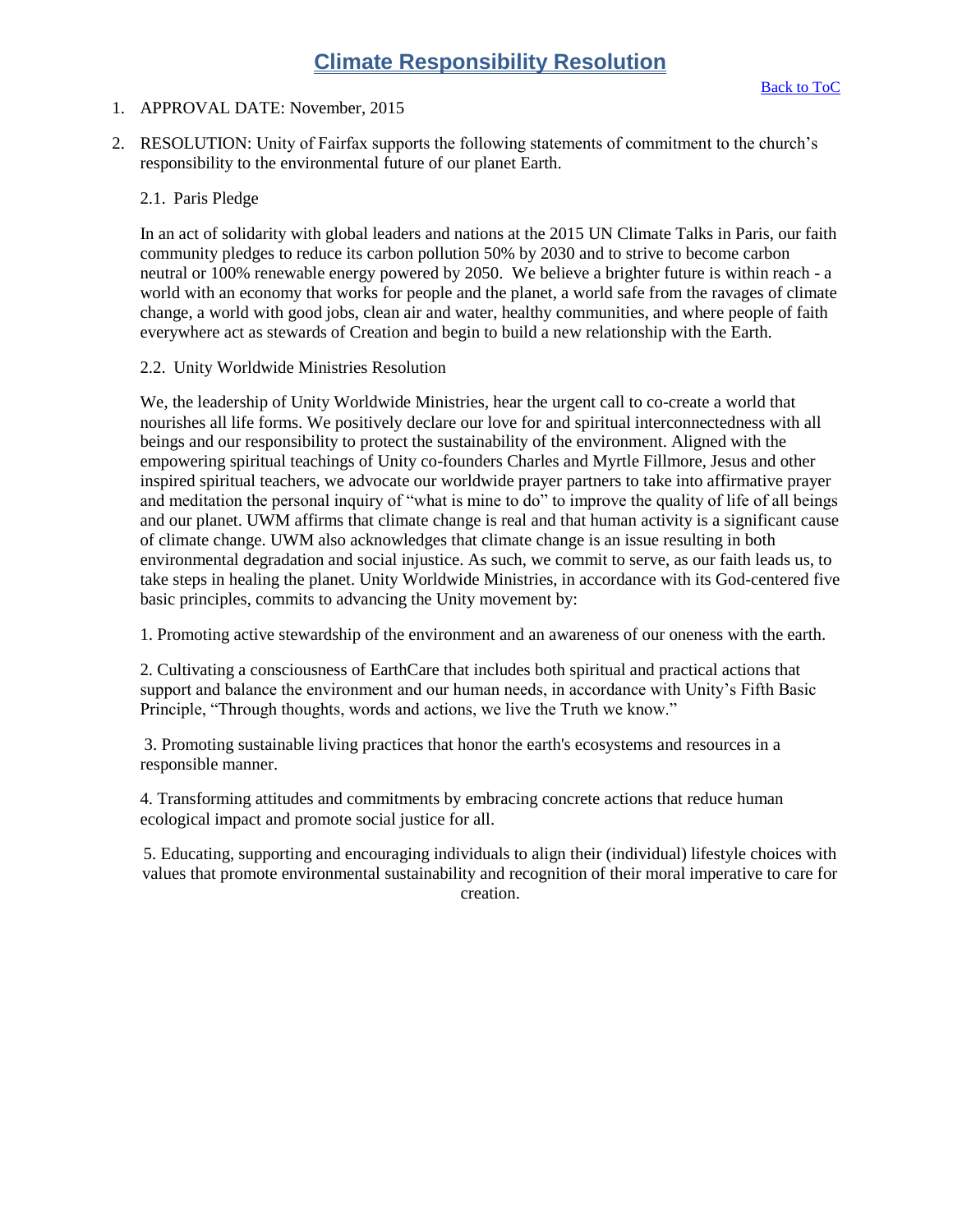# Climate Responsibility Resolution

Back to ToC

1. APPROVAL DATE: November, 2015

2. RESOLUTION: Unity of Fairfax supports the following statements of commitment to the church's responsibility to the environmental future of our planet Earth.

   2.1. Paris Pledge

   In an act of solidarity with global leaders and nations at the 2015 UN Climate Talks in Paris, our faith community pledges to reduce its carbon pollution 50% by 2030 and to strive to become carbon neutral or 100% renewable energy powered by 2050. We believe a brighter future is within reach - a world with an economy that works for people and the planet, a world safe from the ravages of climate change, a world with good jobs, clean air and water, healthy communities, and where people of faith everywhere act as stewards of Creation and begin to build a new relationship with the Earth.

   2.2. Unity Worldwide Ministries Resolution

   We, the leadership of Unity Worldwide Ministries, hear the urgent call to co-create a world that nourishes all life forms. We positively declare our love for and spiritual interconnectedness with all beings and our responsibility to protect the sustainability of the environment. Aligned with the empowering spiritual teachings of Unity co-founders Charles and Myrtle Fillmore, Jesus and other inspired spiritual teachers, we advocate our worldwide prayer partners to take into affirmative prayer and meditation the personal inquiry of "what is mine to do" to improve the quality of life of all beings and our planet. UWM affirms that climate change is real and that human activity is a significant cause of climate change. UWM also acknowledges that climate change is an issue resulting in both environmental degradation and social injustice. As such, we commit to serve, as our faith leads us, to take steps in healing the planet. Unity Worldwide Ministries, in accordance with its God-centered five basic principles, commits to advancing the Unity movement by:

   1. Promoting active stewardship of the environment and an awareness of our oneness with the earth.

   2. Cultivating a consciousness of EarthCare that includes both spiritual and practical actions that support and balance the environment and our human needs, in accordance with Unity's Fifth Basic Principle, "Through thoughts, words and actions, we live the Truth we know."

   3. Promoting sustainable living practices that honor the earth's ecosystems and resources in a responsible manner.

   4. Transforming attitudes and commitments by embracing concrete actions that reduce human ecological impact and promote social justice for all.

   5. Educating, supporting and encouraging individuals to align their (individual) lifestyle choices with values that promote environmental sustainability and recognition of their moral imperative to care for creation.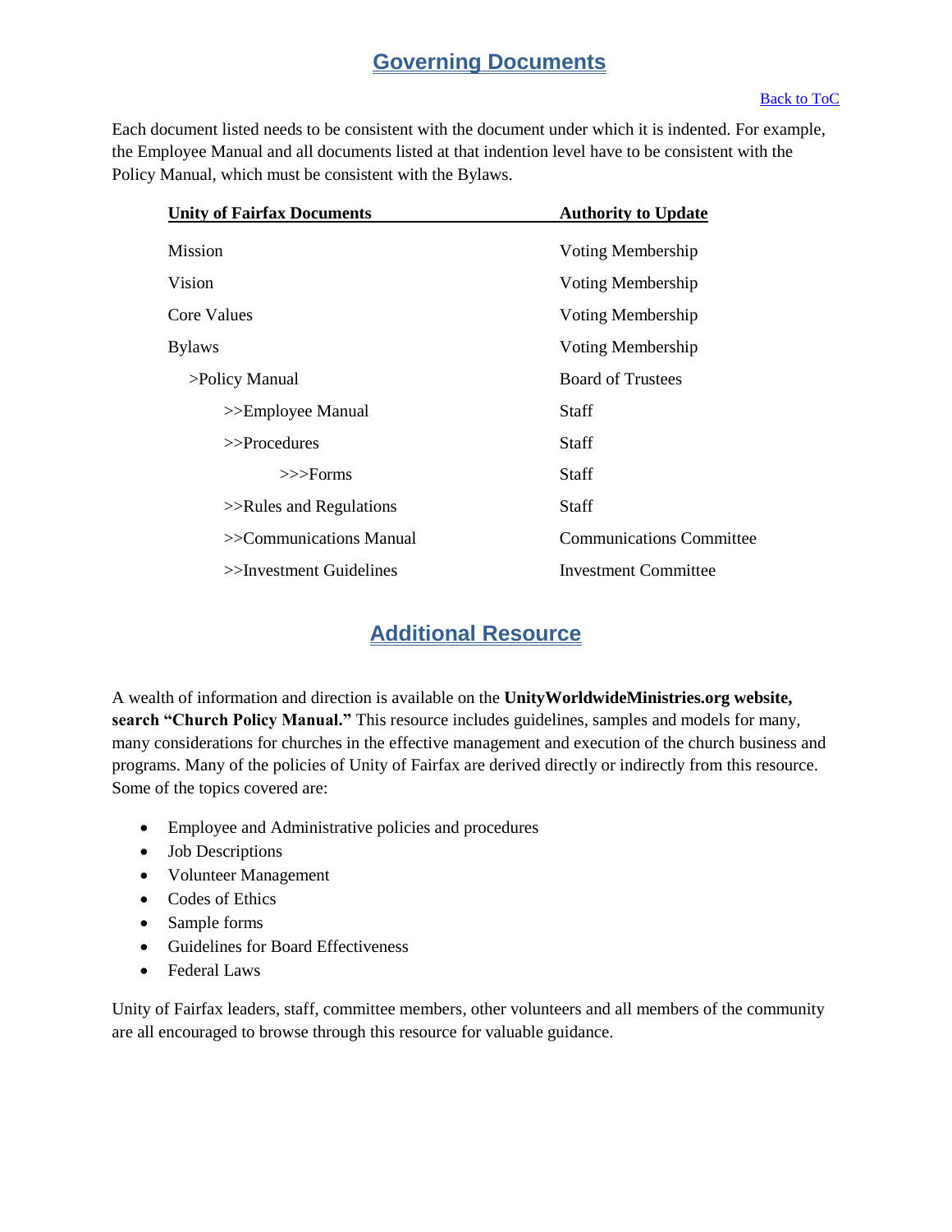## Governing Documents

[Back to ToC]

Each document listed needs to be consistent with the document under which it is indented. For example, the Employee Manual and all documents listed at that indention level have to be consistent with the Policy Manual, which must be consistent with the Bylaws.

| Unity of Fairfax Documents | Authority to Update |
| --- | --- |
| Mission | Voting Membership |
| Vision | Voting Membership |
| Core Values | Voting Membership |
| Bylaws | Voting Membership |
| >Policy Manual | Board of Trustees |
| >>Employee Manual | Staff |
| >>Procedures | Staff |
| >>>Forms | Staff |
| >>Rules and Regulations | Staff |
| >>Communications Manual | Communications Committee |
| >>Investment Guidelines | Investment Committee |

## Additional Resource

A wealth of information and direction is available on the **UnityWorldwideMinistries.org website, search "Church Policy Manual."** This resource includes guidelines, samples and models for many, many considerations for churches in the effective management and execution of the church business and programs. Many of the policies of Unity of Fairfax are derived directly or indirectly from this resource. Some of the topics covered are:

- Employee and Administrative policies and procedures
- Job Descriptions
- Volunteer Management
- Codes of Ethics
- Sample forms
- Guidelines for Board Effectiveness
- Federal Laws

Unity of Fairfax leaders, staff, committee members, other volunteers and all members of the community are all encouraged to browse through this resource for valuable guidance.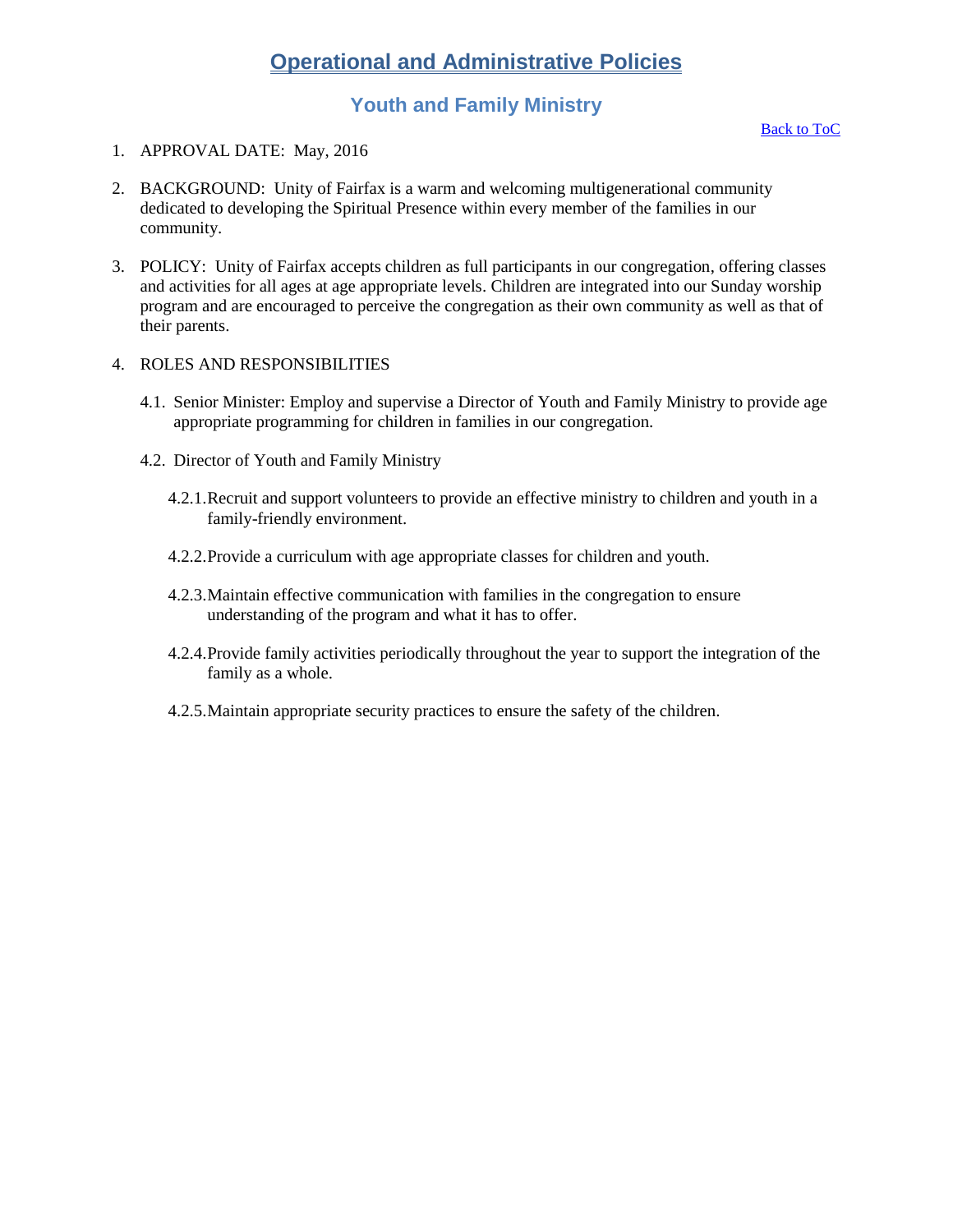# Operational and Administrative Policies

## Youth and Family Ministry

[Back to ToC]

1. APPROVAL DATE: May, 2016

2. BACKGROUND: Unity of Fairfax is a warm and welcoming multigenerational community dedicated to developing the Spiritual Presence within every member of the families in our community.

3. POLICY: Unity of Fairfax accepts children as full participants in our congregation, offering classes and activities for all ages at age appropriate levels. Children are integrated into our Sunday worship program and are encouraged to perceive the congregation as their own community as well as that of their parents.

4. ROLES AND RESPONSIBILITIES

   4.1. Senior Minister: Employ and supervise a Director of Youth and Family Ministry to provide age appropriate programming for children in families in our congregation.

   4.2. Director of Youth and Family Ministry

      4.2.1. Recruit and support volunteers to provide an effective ministry to children and youth in a family-friendly environment.

      4.2.2. Provide a curriculum with age appropriate classes for children and youth.

      4.2.3. Maintain effective communication with families in the congregation to ensure understanding of the program and what it has to offer.

      4.2.4. Provide family activities periodically throughout the year to support the integration of the family as a whole.

      4.2.5. Maintain appropriate security practices to ensure the safety of the children.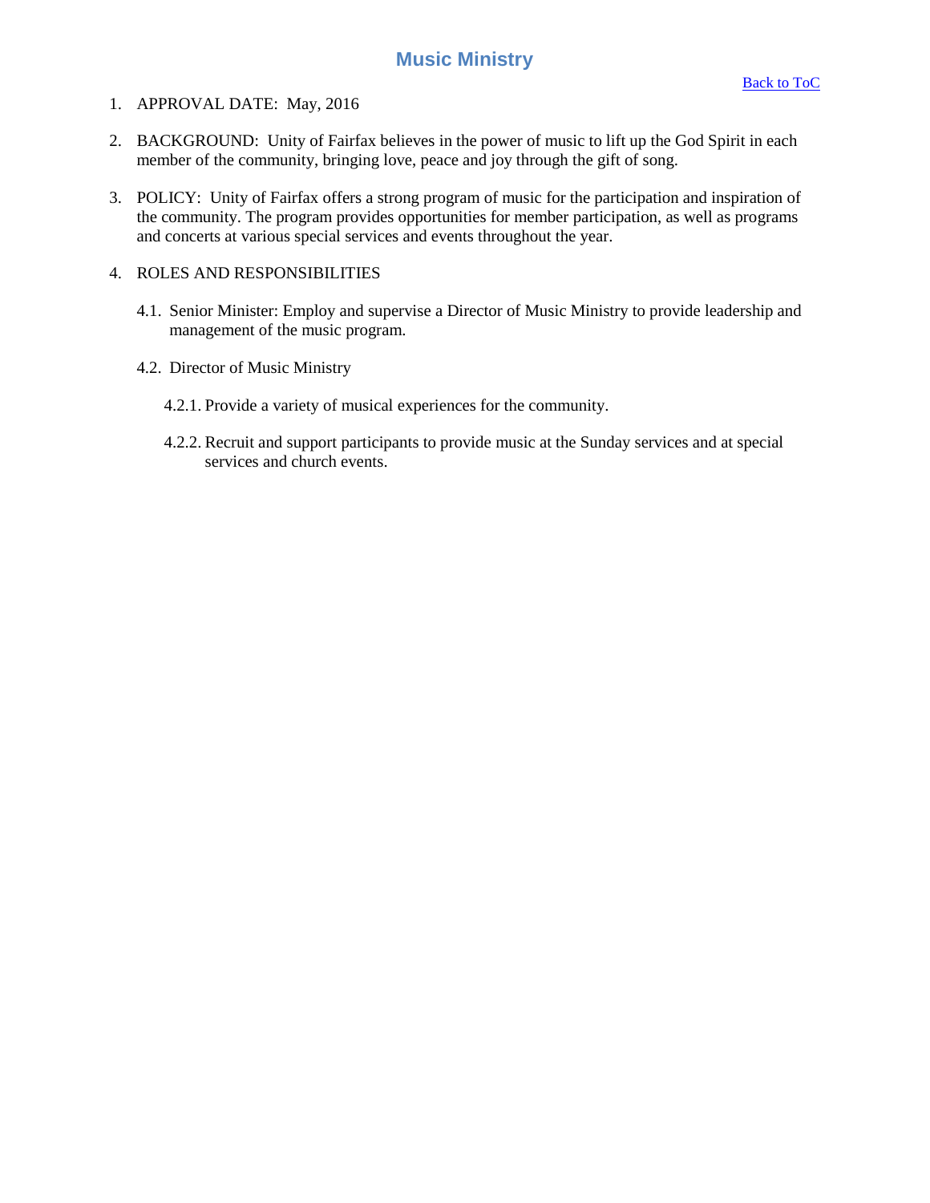## Music Ministry

[Back to ToC]

1. APPROVAL DATE: May, 2016

2. BACKGROUND: Unity of Fairfax believes in the power of music to lift up the God Spirit in each member of the community, bringing love, peace and joy through the gift of song.

3. POLICY: Unity of Fairfax offers a strong program of music for the participation and inspiration of the community. The program provides opportunities for member participation, as well as programs and concerts at various special services and events throughout the year.

4. ROLES AND RESPONSIBILITIES

   4.1. Senior Minister: Employ and supervise a Director of Music Ministry to provide leadership and management of the music program.

   4.2. Director of Music Ministry

      4.2.1. Provide a variety of musical experiences for the community.

      4.2.2. Recruit and support participants to provide music at the Sunday services and at special services and church events.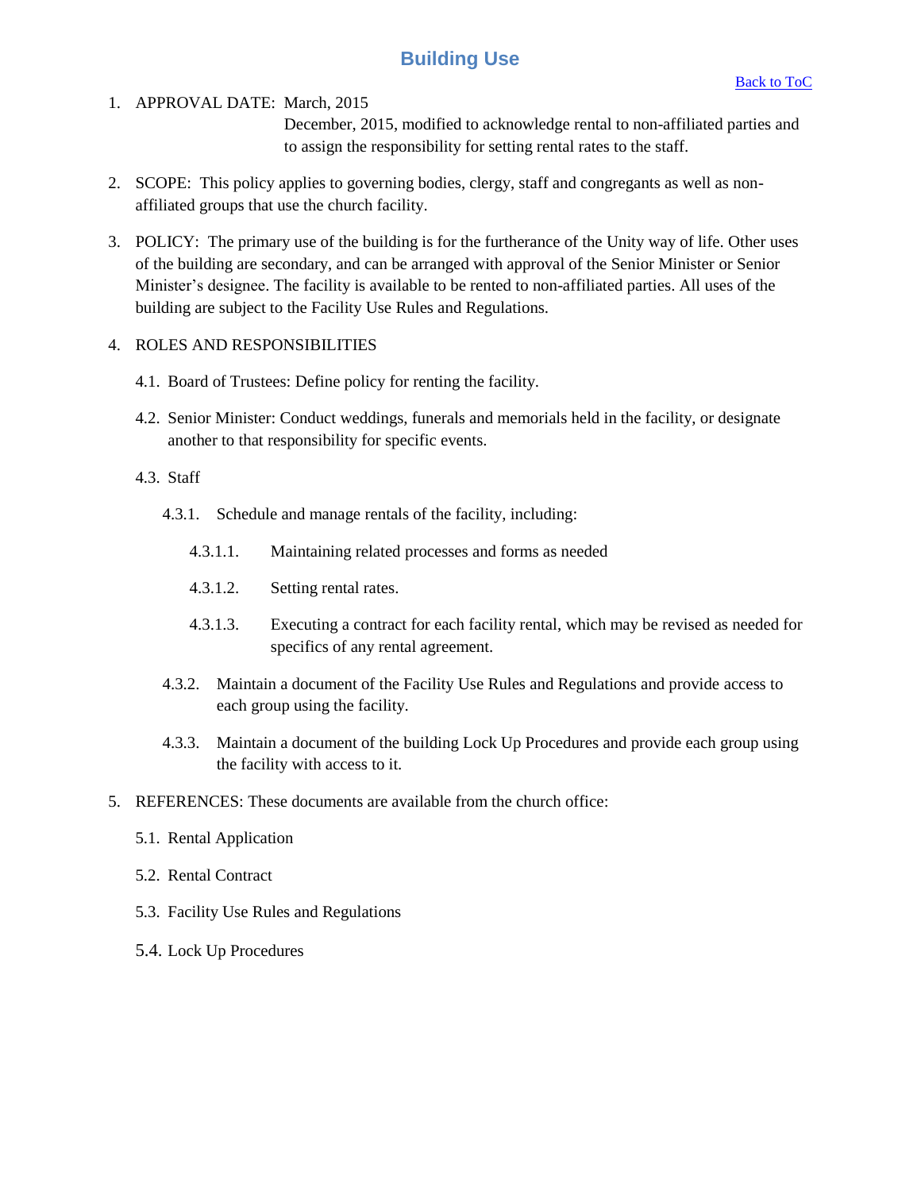# Building Use

[Back to ToC]

1. APPROVAL DATE: March, 2015
   December, 2015, modified to acknowledge rental to non-affiliated parties and to assign the responsibility for setting rental rates to the staff.

2. SCOPE: This policy applies to governing bodies, clergy, staff and congregants as well as non-affiliated groups that use the church facility.

3. POLICY: The primary use of the building is for the furtherance of the Unity way of life. Other uses of the building are secondary, and can be arranged with approval of the Senior Minister or Senior Minister's designee. The facility is available to be rented to non-affiliated parties. All uses of the building are subject to the Facility Use Rules and Regulations.

4. ROLES AND RESPONSIBILITIES

   4.1. Board of Trustees: Define policy for renting the facility.

   4.2. Senior Minister: Conduct weddings, funerals and memorials held in the facility, or designate another to that responsibility for specific events.

   4.3. Staff

      4.3.1. Schedule and manage rentals of the facility, including:

         4.3.1.1. Maintaining related processes and forms as needed

         4.3.1.2. Setting rental rates.

         4.3.1.3. Executing a contract for each facility rental, which may be revised as needed for specifics of any rental agreement.

      4.3.2. Maintain a document of the Facility Use Rules and Regulations and provide access to each group using the facility.

      4.3.3. Maintain a document of the building Lock Up Procedures and provide each group using the facility with access to it.

5. REFERENCES: These documents are available from the church office:

   5.1. Rental Application

   5.2. Rental Contract

   5.3. Facility Use Rules and Regulations

   5.4. Lock Up Procedures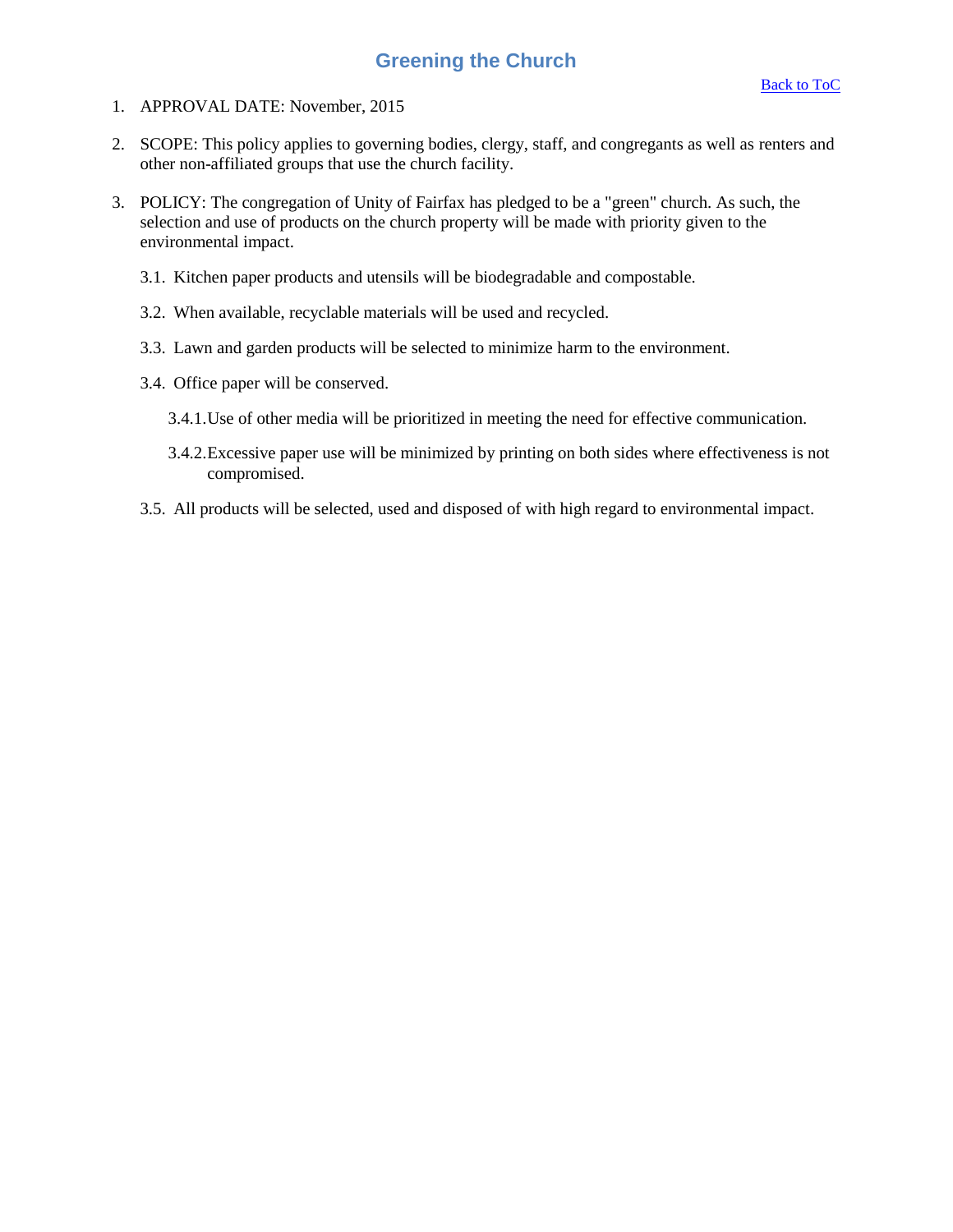# Greening the Church

[Back to ToC]

1. APPROVAL DATE: November, 2015

2. SCOPE: This policy applies to governing bodies, clergy, staff, and congregants as well as renters and other non-affiliated groups that use the church facility.

3. POLICY: The congregation of Unity of Fairfax has pledged to be a "green" church. As such, the selection and use of products on the church property will be made with priority given to the environmental impact.

   3.1. Kitchen paper products and utensils will be biodegradable and compostable.

   3.2. When available, recyclable materials will be used and recycled.

   3.3. Lawn and garden products will be selected to minimize harm to the environment.

   3.4. Office paper will be conserved.

      3.4.1. Use of other media will be prioritized in meeting the need for effective communication.

      3.4.2. Excessive paper use will be minimized by printing on both sides where effectiveness is not compromised.

   3.5. All products will be selected, used and disposed of with high regard to environmental impact.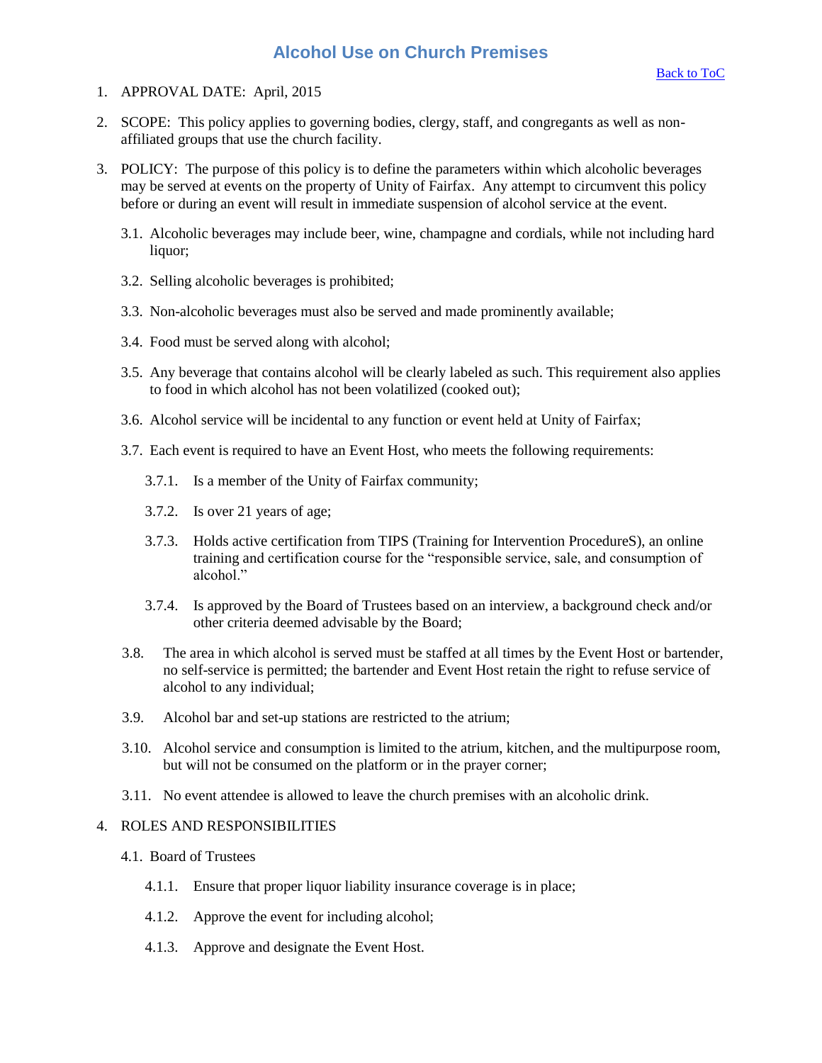# Alcohol Use on Church Premises

Back to ToC

1. APPROVAL DATE: April, 2015

2. SCOPE: This policy applies to governing bodies, clergy, staff, and congregants as well as non-affiliated groups that use the church facility.

3. POLICY: The purpose of this policy is to define the parameters within which alcoholic beverages may be served at events on the property of Unity of Fairfax. Any attempt to circumvent this policy before or during an event will result in immediate suspension of alcohol service at the event.

   3.1. Alcoholic beverages may include beer, wine, champagne and cordials, while not including hard liquor;

   3.2. Selling alcoholic beverages is prohibited;

   3.3. Non-alcoholic beverages must also be served and made prominently available;

   3.4. Food must be served along with alcohol;

   3.5. Any beverage that contains alcohol will be clearly labeled as such. This requirement also applies to food in which alcohol has not been volatilized (cooked out);

   3.6. Alcohol service will be incidental to any function or event held at Unity of Fairfax;

   3.7. Each event is required to have an Event Host, who meets the following requirements:

      3.7.1. Is a member of the Unity of Fairfax community;

      3.7.2. Is over 21 years of age;

      3.7.3. Holds active certification from TIPS (Training for Intervention ProcedureS), an online training and certification course for the "responsible service, sale, and consumption of alcohol."

      3.7.4. Is approved by the Board of Trustees based on an interview, a background check and/or other criteria deemed advisable by the Board;

   3.8. The area in which alcohol is served must be staffed at all times by the Event Host or bartender, no self-service is permitted; the bartender and Event Host retain the right to refuse service of alcohol to any individual;

   3.9. Alcohol bar and set-up stations are restricted to the atrium;

   3.10. Alcohol service and consumption is limited to the atrium, kitchen, and the multipurpose room, but will not be consumed on the platform or in the prayer corner;

   3.11. No event attendee is allowed to leave the church premises with an alcoholic drink.

4. ROLES AND RESPONSIBILITIES

   4.1. Board of Trustees

      4.1.1. Ensure that proper liquor liability insurance coverage is in place;

      4.1.2. Approve the event for including alcohol;

      4.1.3. Approve and designate the Event Host.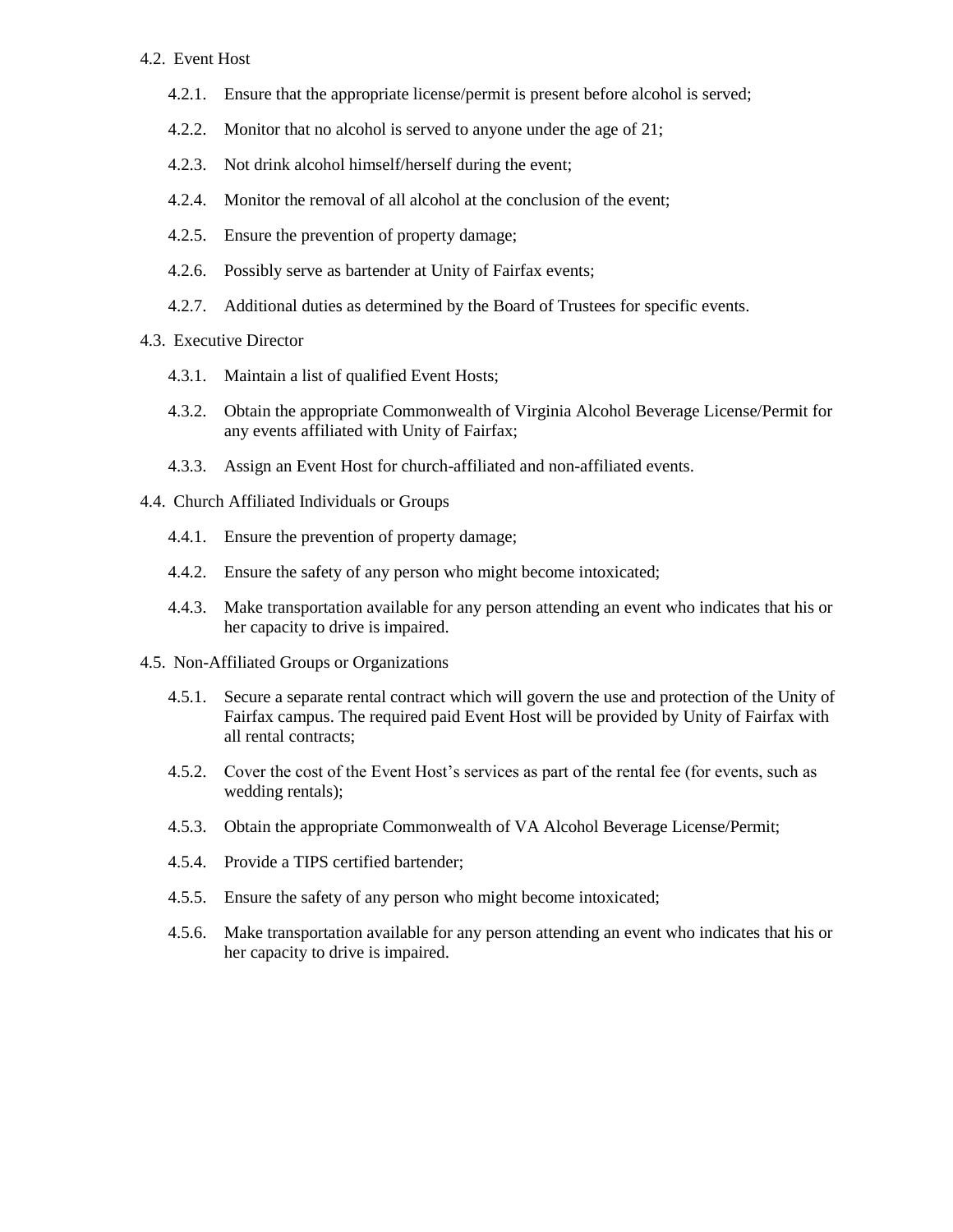4.2. Event Host

4.2.1. Ensure that the appropriate license/permit is present before alcohol is served;

4.2.2. Monitor that no alcohol is served to anyone under the age of 21;

4.2.3. Not drink alcohol himself/herself during the event;

4.2.4. Monitor the removal of all alcohol at the conclusion of the event;

4.2.5. Ensure the prevention of property damage;

4.2.6. Possibly serve as bartender at Unity of Fairfax events;

4.2.7. Additional duties as determined by the Board of Trustees for specific events.

4.3. Executive Director

4.3.1. Maintain a list of qualified Event Hosts;

4.3.2. Obtain the appropriate Commonwealth of Virginia Alcohol Beverage License/Permit for any events affiliated with Unity of Fairfax;

4.3.3. Assign an Event Host for church-affiliated and non-affiliated events.

4.4. Church Affiliated Individuals or Groups

4.4.1. Ensure the prevention of property damage;

4.4.2. Ensure the safety of any person who might become intoxicated;

4.4.3. Make transportation available for any person attending an event who indicates that his or her capacity to drive is impaired.

4.5. Non-Affiliated Groups or Organizations

4.5.1. Secure a separate rental contract which will govern the use and protection of the Unity of Fairfax campus. The required paid Event Host will be provided by Unity of Fairfax with all rental contracts;

4.5.2. Cover the cost of the Event Host's services as part of the rental fee (for events, such as wedding rentals);

4.5.3. Obtain the appropriate Commonwealth of VA Alcohol Beverage License/Permit;

4.5.4. Provide a TIPS certified bartender;

4.5.5. Ensure the safety of any person who might become intoxicated;

4.5.6. Make transportation available for any person attending an event who indicates that his or her capacity to drive is impaired.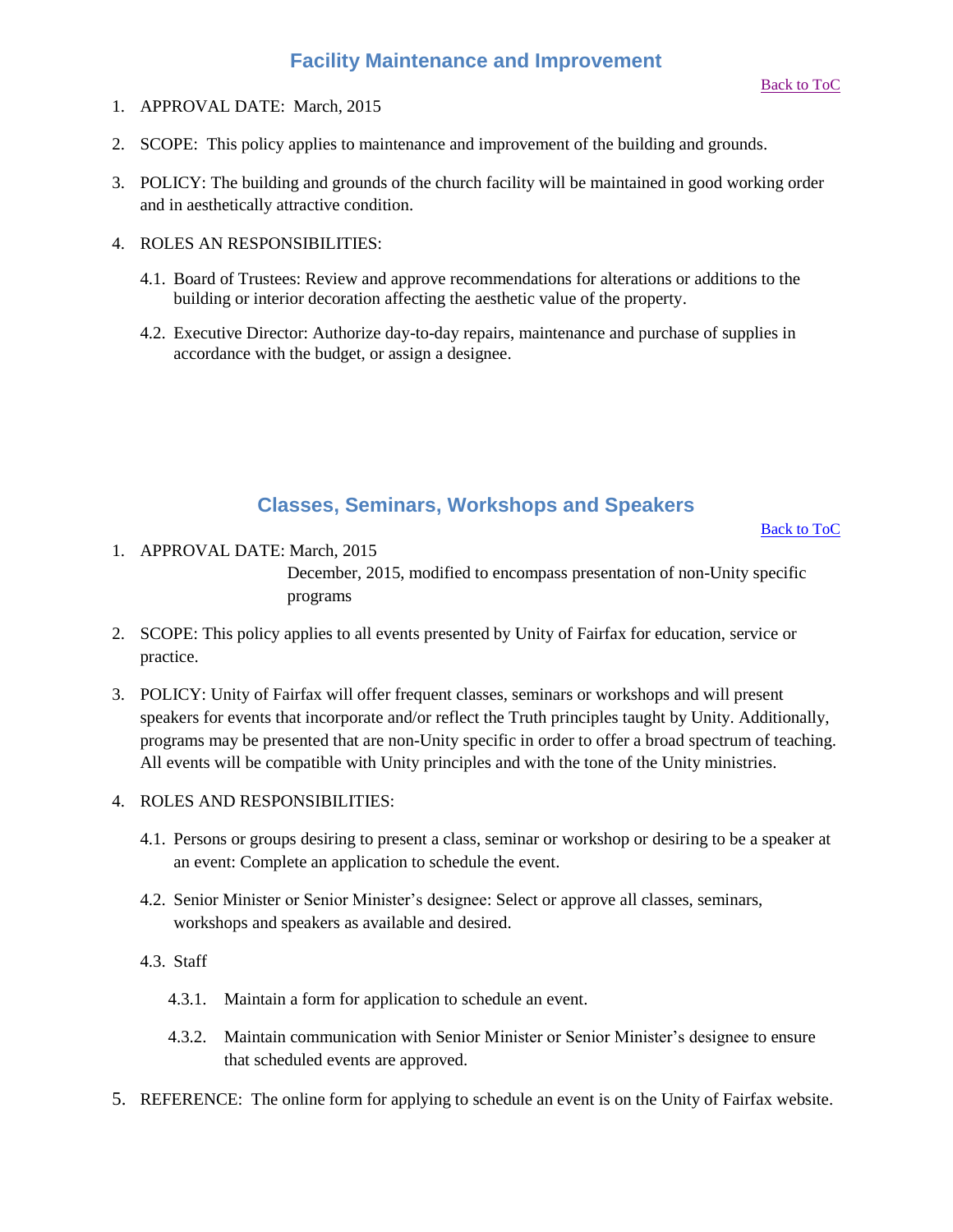## Facility Maintenance and Improvement

[Back to ToC]

1. APPROVAL DATE: March, 2015

2. SCOPE: This policy applies to maintenance and improvement of the building and grounds.

3. POLICY: The building and grounds of the church facility will be maintained in good working order and in aesthetically attractive condition.

4. ROLES AN RESPONSIBILITIES:

   4.1. Board of Trustees: Review and approve recommendations for alterations or additions to the building or interior decoration affecting the aesthetic value of the property.

   4.2. Executive Director: Authorize day-to-day repairs, maintenance and purchase of supplies in accordance with the budget, or assign a designee.

## Classes, Seminars, Workshops and Speakers

[Back to ToC]

1. APPROVAL DATE: March, 2015
   December, 2015, modified to encompass presentation of non-Unity specific programs

2. SCOPE: This policy applies to all events presented by Unity of Fairfax for education, service or practice.

3. POLICY: Unity of Fairfax will offer frequent classes, seminars or workshops and will present speakers for events that incorporate and/or reflect the Truth principles taught by Unity. Additionally, programs may be presented that are non-Unity specific in order to offer a broad spectrum of teaching. All events will be compatible with Unity principles and with the tone of the Unity ministries.

4. ROLES AND RESPONSIBILITIES:

   4.1. Persons or groups desiring to present a class, seminar or workshop or desiring to be a speaker at an event: Complete an application to schedule the event.

   4.2. Senior Minister or Senior Minister's designee: Select or approve all classes, seminars, workshops and speakers as available and desired.

   4.3. Staff

      4.3.1. Maintain a form for application to schedule an event.

      4.3.2. Maintain communication with Senior Minister or Senior Minister's designee to ensure that scheduled events are approved.

5. REFERENCE: The online form for applying to schedule an event is on the Unity of Fairfax website.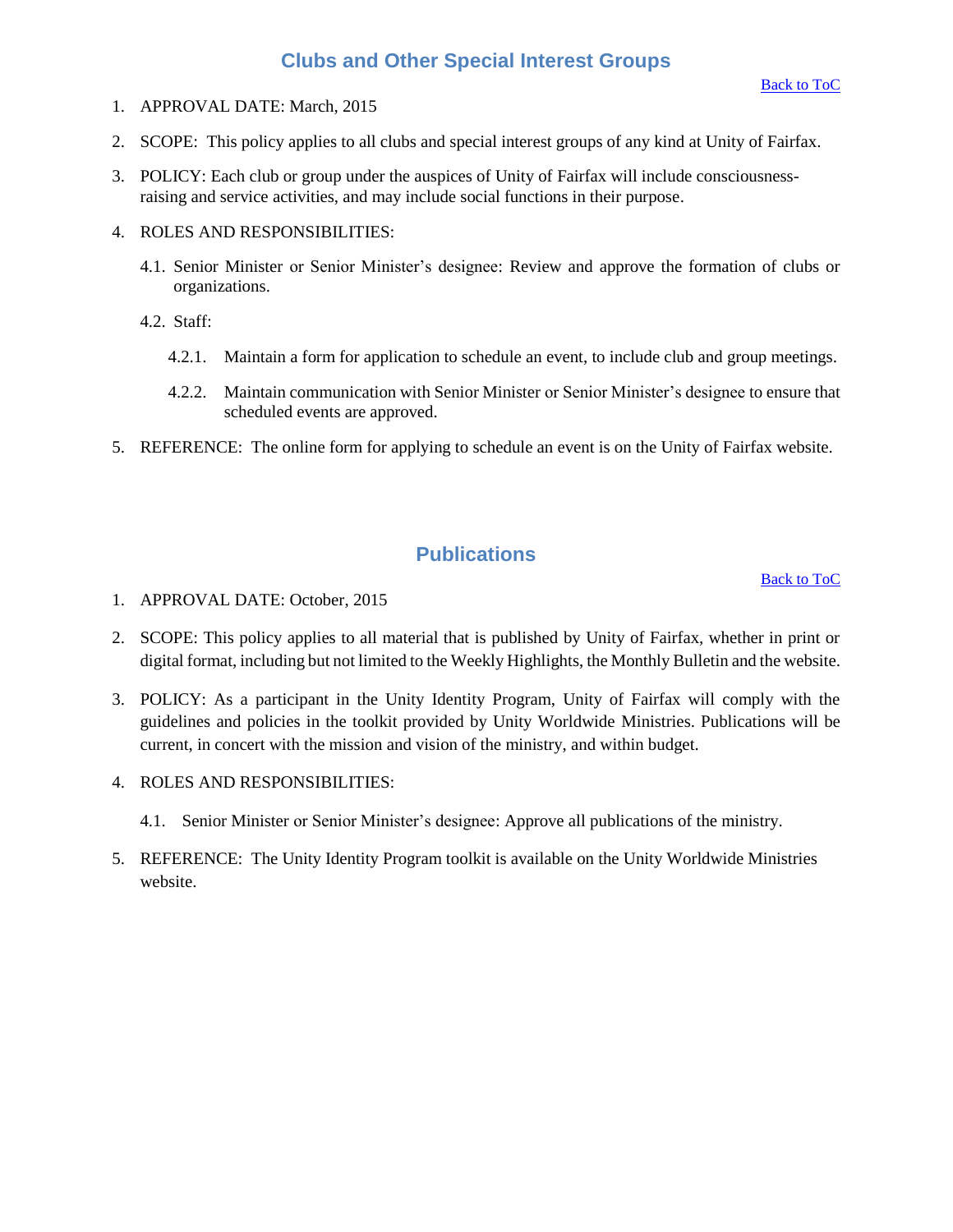## Clubs and Other Special Interest Groups

Back to ToC

1. APPROVAL DATE: March, 2015

2. SCOPE: This policy applies to all clubs and special interest groups of any kind at Unity of Fairfax.

3. POLICY: Each club or group under the auspices of Unity of Fairfax will include consciousness-raising and service activities, and may include social functions in their purpose.

4. ROLES AND RESPONSIBILITIES:

   4.1. Senior Minister or Senior Minister's designee: Review and approve the formation of clubs or organizations.

   4.2. Staff:

      4.2.1. Maintain a form for application to schedule an event, to include club and group meetings.

      4.2.2. Maintain communication with Senior Minister or Senior Minister's designee to ensure that scheduled events are approved.

5. REFERENCE: The online form for applying to schedule an event is on the Unity of Fairfax website.

## Publications

Back to ToC

1. APPROVAL DATE: October, 2015

2. SCOPE: This policy applies to all material that is published by Unity of Fairfax, whether in print or digital format, including but not limited to the Weekly Highlights, the Monthly Bulletin and the website.

3. POLICY: As a participant in the Unity Identity Program, Unity of Fairfax will comply with the guidelines and policies in the toolkit provided by Unity Worldwide Ministries. Publications will be current, in concert with the mission and vision of the ministry, and within budget.

4. ROLES AND RESPONSIBILITIES:

   4.1. Senior Minister or Senior Minister's designee: Approve all publications of the ministry.

5. REFERENCE: The Unity Identity Program toolkit is available on the Unity Worldwide Ministries website.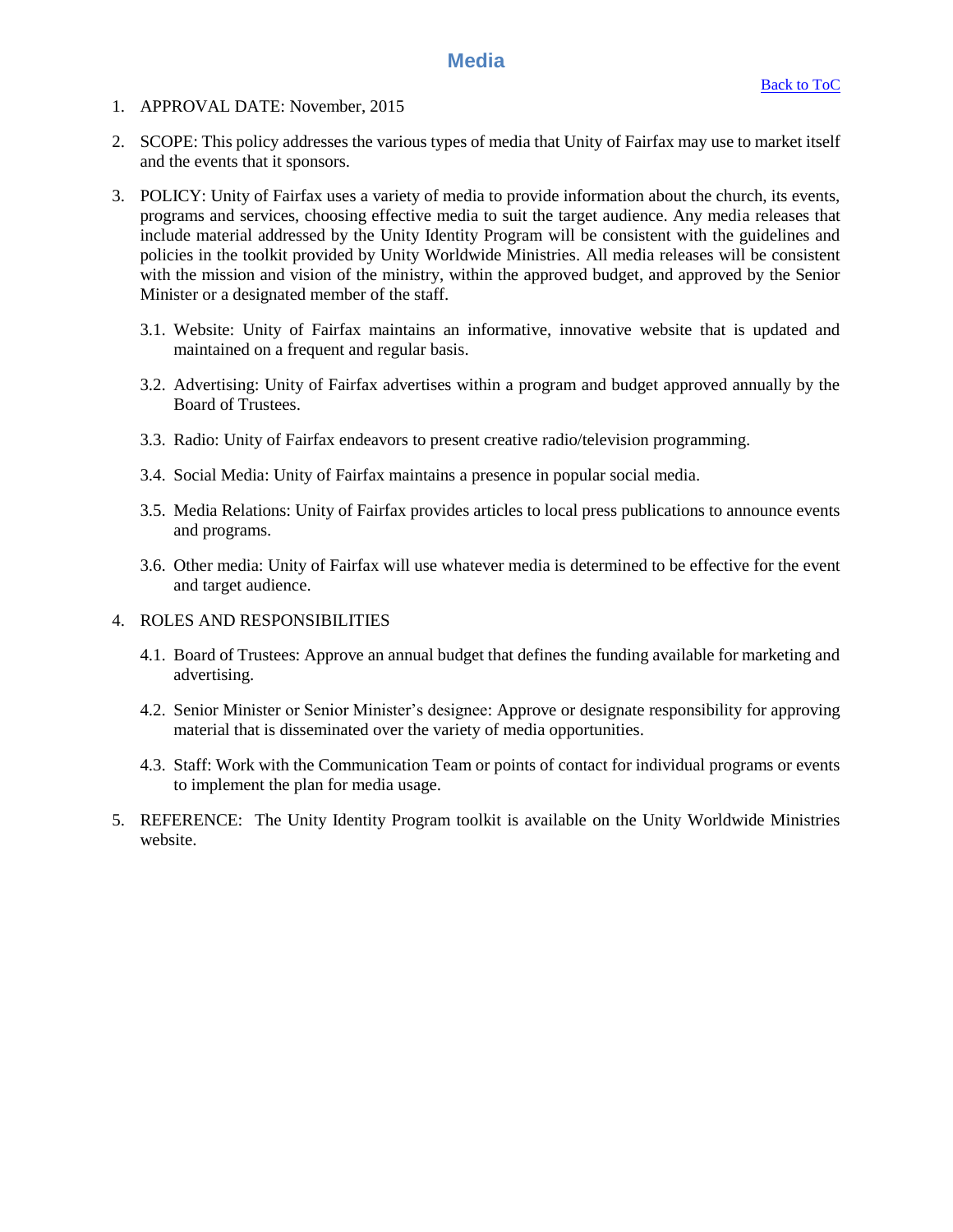# Media

[Back to ToC]

1. APPROVAL DATE: November, 2015

2. SCOPE: This policy addresses the various types of media that Unity of Fairfax may use to market itself and the events that it sponsors.

3. POLICY: Unity of Fairfax uses a variety of media to provide information about the church, its events, programs and services, choosing effective media to suit the target audience. Any media releases that include material addressed by the Unity Identity Program will be consistent with the guidelines and policies in the toolkit provided by Unity Worldwide Ministries. All media releases will be consistent with the mission and vision of the ministry, within the approved budget, and approved by the Senior Minister or a designated member of the staff.

   3.1. Website: Unity of Fairfax maintains an informative, innovative website that is updated and maintained on a frequent and regular basis.

   3.2. Advertising: Unity of Fairfax advertises within a program and budget approved annually by the Board of Trustees.

   3.3. Radio: Unity of Fairfax endeavors to present creative radio/television programming.

   3.4. Social Media: Unity of Fairfax maintains a presence in popular social media.

   3.5. Media Relations: Unity of Fairfax provides articles to local press publications to announce events and programs.

   3.6. Other media: Unity of Fairfax will use whatever media is determined to be effective for the event and target audience.

4. ROLES AND RESPONSIBILITIES

   4.1. Board of Trustees: Approve an annual budget that defines the funding available for marketing and advertising.

   4.2. Senior Minister or Senior Minister's designee: Approve or designate responsibility for approving material that is disseminated over the variety of media opportunities.

   4.3. Staff: Work with the Communication Team or points of contact for individual programs or events to implement the plan for media usage.

5. REFERENCE: The Unity Identity Program toolkit is available on the Unity Worldwide Ministries website.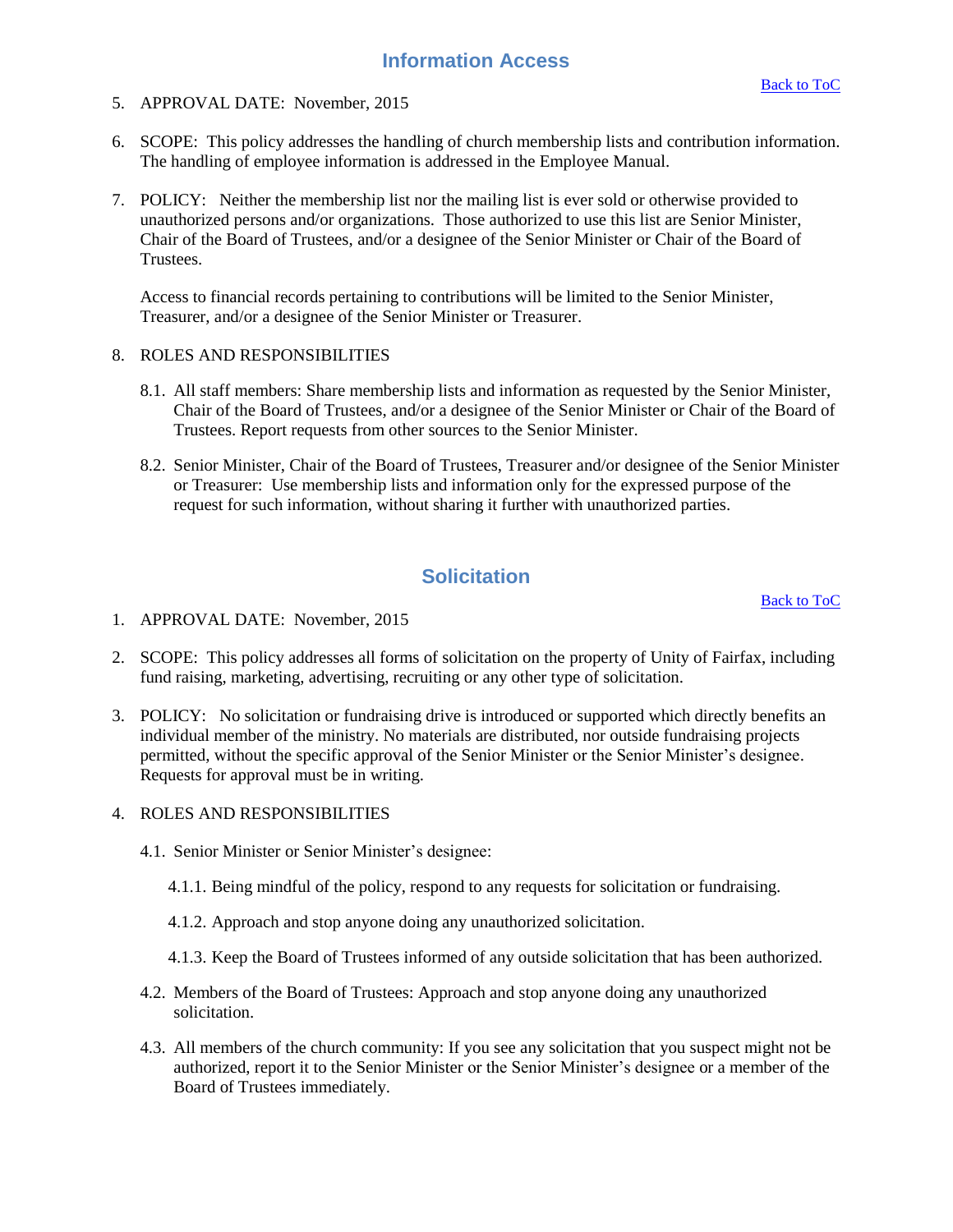## Information Access

[Back to ToC]

5. APPROVAL DATE: November, 2015

6. SCOPE: This policy addresses the handling of church membership lists and contribution information. The handling of employee information is addressed in the Employee Manual.

7. POLICY: Neither the membership list nor the mailing list is ever sold or otherwise provided to unauthorized persons and/or organizations. Those authorized to use this list are Senior Minister, Chair of the Board of Trustees, and/or a designee of the Senior Minister or Chair of the Board of Trustees.

   Access to financial records pertaining to contributions will be limited to the Senior Minister, Treasurer, and/or a designee of the Senior Minister or Treasurer.

8. ROLES AND RESPONSIBILITIES

   8.1. All staff members: Share membership lists and information as requested by the Senior Minister, Chair of the Board of Trustees, and/or a designee of the Senior Minister or Chair of the Board of Trustees. Report requests from other sources to the Senior Minister.

   8.2. Senior Minister, Chair of the Board of Trustees, Treasurer and/or designee of the Senior Minister or Treasurer: Use membership lists and information only for the expressed purpose of the request for such information, without sharing it further with unauthorized parties.

## Solicitation

[Back to ToC]

1. APPROVAL DATE: November, 2015

2. SCOPE: This policy addresses all forms of solicitation on the property of Unity of Fairfax, including fund raising, marketing, advertising, recruiting or any other type of solicitation.

3. POLICY: No solicitation or fundraising drive is introduced or supported which directly benefits an individual member of the ministry. No materials are distributed, nor outside fundraising projects permitted, without the specific approval of the Senior Minister or the Senior Minister's designee. Requests for approval must be in writing.

4. ROLES AND RESPONSIBILITIES

   4.1. Senior Minister or Senior Minister's designee:

      4.1.1. Being mindful of the policy, respond to any requests for solicitation or fundraising.

      4.1.2. Approach and stop anyone doing any unauthorized solicitation.

      4.1.3. Keep the Board of Trustees informed of any outside solicitation that has been authorized.

   4.2. Members of the Board of Trustees: Approach and stop anyone doing any unauthorized solicitation.

   4.3. All members of the church community: If you see any solicitation that you suspect might not be authorized, report it to the Senior Minister or the Senior Minister's designee or a member of the Board of Trustees immediately.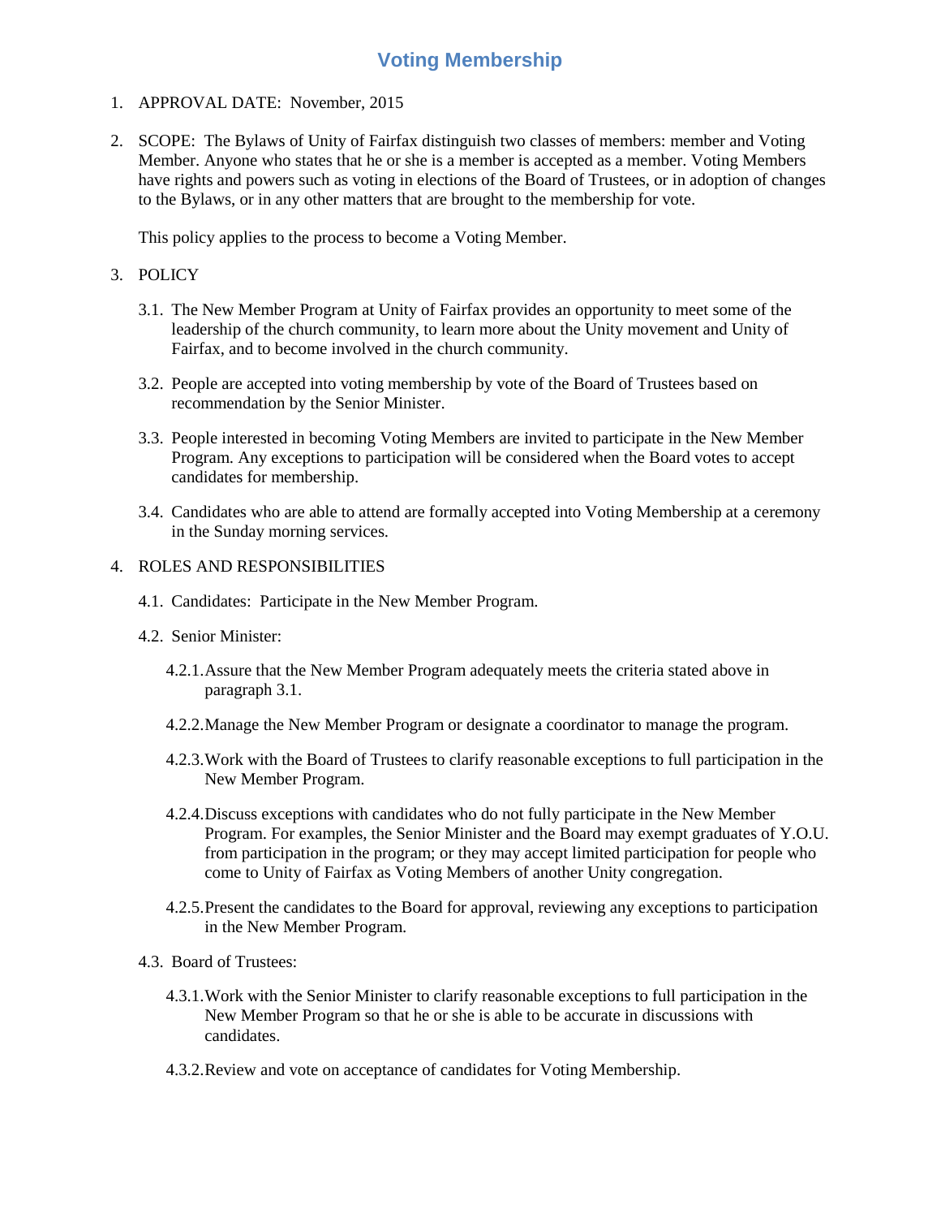# Voting Membership

1. APPROVAL DATE: November, 2015

2. SCOPE: The Bylaws of Unity of Fairfax distinguish two classes of members: member and Voting Member. Anyone who states that he or she is a member is accepted as a member. Voting Members have rights and powers such as voting in elections of the Board of Trustees, or in adoption of changes to the Bylaws, or in any other matters that are brought to the membership for vote.

   This policy applies to the process to become a Voting Member.

3. POLICY

   3.1. The New Member Program at Unity of Fairfax provides an opportunity to meet some of the leadership of the church community, to learn more about the Unity movement and Unity of Fairfax, and to become involved in the church community.

   3.2. People are accepted into voting membership by vote of the Board of Trustees based on recommendation by the Senior Minister.

   3.3. People interested in becoming Voting Members are invited to participate in the New Member Program. Any exceptions to participation will be considered when the Board votes to accept candidates for membership.

   3.4. Candidates who are able to attend are formally accepted into Voting Membership at a ceremony in the Sunday morning services.

4. ROLES AND RESPONSIBILITIES

   4.1. Candidates: Participate in the New Member Program.

   4.2. Senior Minister:

      4.2.1. Assure that the New Member Program adequately meets the criteria stated above in paragraph 3.1.

      4.2.2. Manage the New Member Program or designate a coordinator to manage the program.

      4.2.3. Work with the Board of Trustees to clarify reasonable exceptions to full participation in the New Member Program.

      4.2.4. Discuss exceptions with candidates who do not fully participate in the New Member Program. For examples, the Senior Minister and the Board may exempt graduates of Y.O.U. from participation in the program; or they may accept limited participation for people who come to Unity of Fairfax as Voting Members of another Unity congregation.

      4.2.5. Present the candidates to the Board for approval, reviewing any exceptions to participation in the New Member Program.

   4.3. Board of Trustees:

      4.3.1. Work with the Senior Minister to clarify reasonable exceptions to full participation in the New Member Program so that he or she is able to be accurate in discussions with candidates.

      4.3.2. Review and vote on acceptance of candidates for Voting Membership.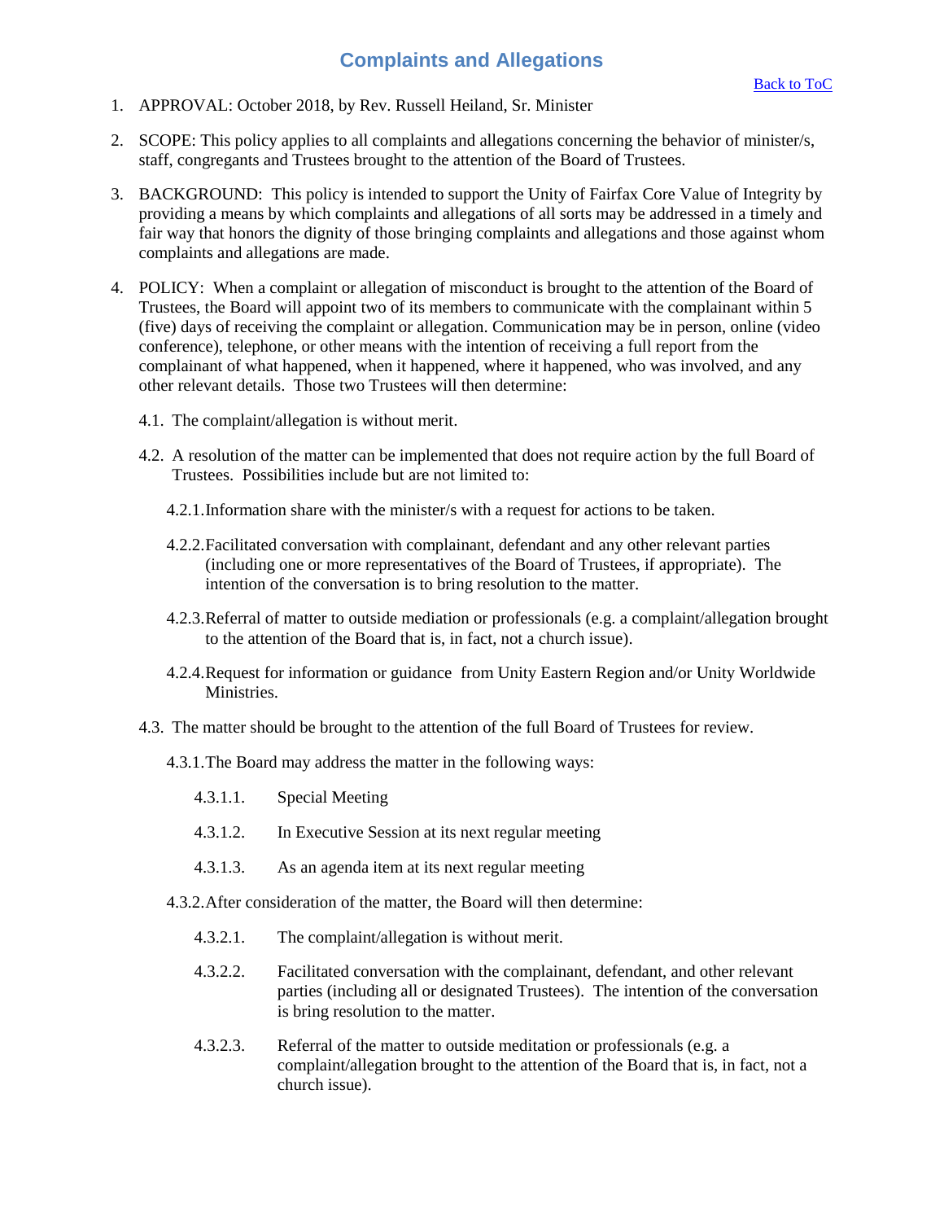## Complaints and Allegations

[Back to ToC]

1. APPROVAL: October 2018, by Rev. Russell Heiland, Sr. Minister

2. SCOPE: This policy applies to all complaints and allegations concerning the behavior of minister/s, staff, congregants and Trustees brought to the attention of the Board of Trustees.

3. BACKGROUND: This policy is intended to support the Unity of Fairfax Core Value of Integrity by providing a means by which complaints and allegations of all sorts may be addressed in a timely and fair way that honors the dignity of those bringing complaints and allegations and those against whom complaints and allegations are made.

4. POLICY: When a complaint or allegation of misconduct is brought to the attention of the Board of Trustees, the Board will appoint two of its members to communicate with the complainant within 5 (five) days of receiving the complaint or allegation. Communication may be in person, online (video conference), telephone, or other means with the intention of receiving a full report from the complainant of what happened, when it happened, where it happened, who was involved, and any other relevant details. Those two Trustees will then determine:

   4.1. The complaint/allegation is without merit.

   4.2. A resolution of the matter can be implemented that does not require action by the full Board of Trustees. Possibilities include but are not limited to:

      4.2.1. Information share with the minister/s with a request for actions to be taken.

      4.2.2. Facilitated conversation with complainant, defendant and any other relevant parties (including one or more representatives of the Board of Trustees, if appropriate). The intention of the conversation is to bring resolution to the matter.

      4.2.3. Referral of matter to outside mediation or professionals (e.g. a complaint/allegation brought to the attention of the Board that is, in fact, not a church issue).

      4.2.4. Request for information or guidance from Unity Eastern Region and/or Unity Worldwide Ministries.

   4.3. The matter should be brought to the attention of the full Board of Trustees for review.

      4.3.1. The Board may address the matter in the following ways:

         4.3.1.1. Special Meeting

         4.3.1.2. In Executive Session at its next regular meeting

         4.3.1.3. As an agenda item at its next regular meeting

      4.3.2. After consideration of the matter, the Board will then determine:

         4.3.2.1. The complaint/allegation is without merit.

         4.3.2.2. Facilitated conversation with the complainant, defendant, and other relevant parties (including all or designated Trustees). The intention of the conversation is bring resolution to the matter.

         4.3.2.3. Referral of the matter to outside meditation or professionals (e.g. a complaint/allegation brought to the attention of the Board that is, in fact, not a church issue).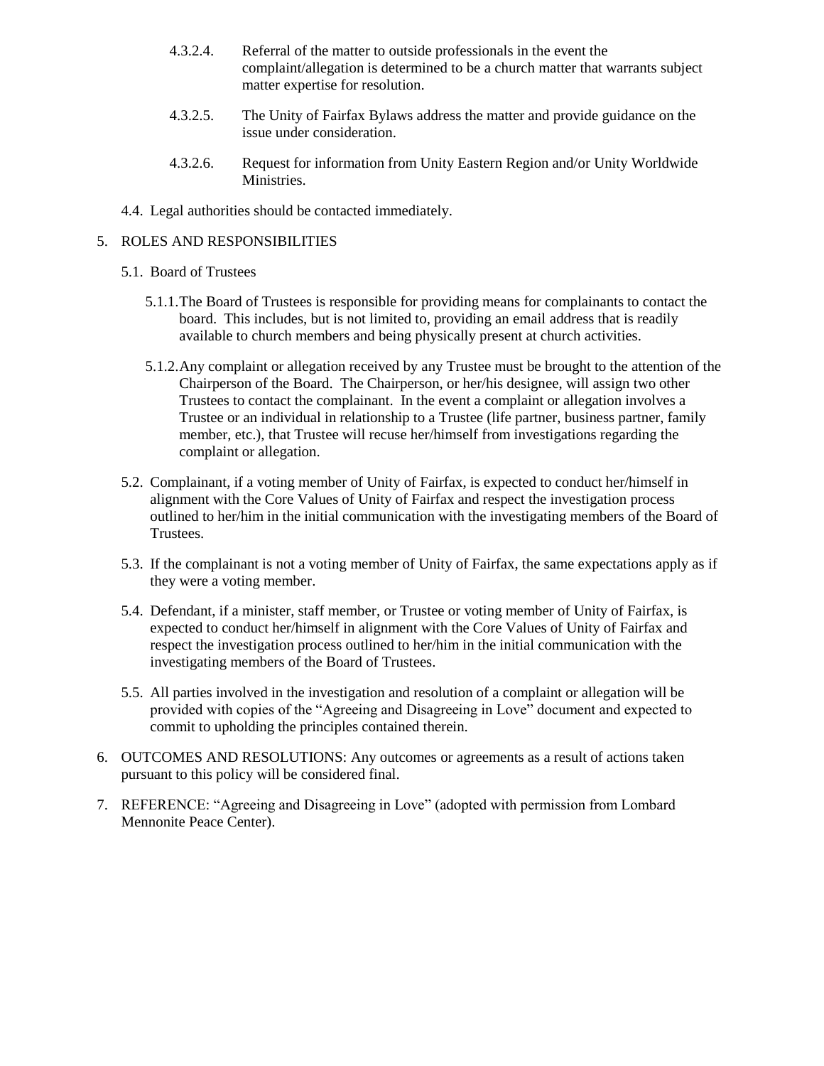4.3.2.4. Referral of the matter to outside professionals in the event the complaint/allegation is determined to be a church matter that warrants subject matter expertise for resolution.

4.3.2.5. The Unity of Fairfax Bylaws address the matter and provide guidance on the issue under consideration.

4.3.2.6. Request for information from Unity Eastern Region and/or Unity Worldwide Ministries.

4.4. Legal authorities should be contacted immediately.

5. ROLES AND RESPONSIBILITIES

5.1. Board of Trustees

5.1.1. The Board of Trustees is responsible for providing means for complainants to contact the board. This includes, but is not limited to, providing an email address that is readily available to church members and being physically present at church activities.

5.1.2. Any complaint or allegation received by any Trustee must be brought to the attention of the Chairperson of the Board. The Chairperson, or her/his designee, will assign two other Trustees to contact the complainant. In the event a complaint or allegation involves a Trustee or an individual in relationship to a Trustee (life partner, business partner, family member, etc.), that Trustee will recuse her/himself from investigations regarding the complaint or allegation.

5.2. Complainant, if a voting member of Unity of Fairfax, is expected to conduct her/himself in alignment with the Core Values of Unity of Fairfax and respect the investigation process outlined to her/him in the initial communication with the investigating members of the Board of Trustees.

5.3. If the complainant is not a voting member of Unity of Fairfax, the same expectations apply as if they were a voting member.

5.4. Defendant, if a minister, staff member, or Trustee or voting member of Unity of Fairfax, is expected to conduct her/himself in alignment with the Core Values of Unity of Fairfax and respect the investigation process outlined to her/him in the initial communication with the investigating members of the Board of Trustees.

5.5. All parties involved in the investigation and resolution of a complaint or allegation will be provided with copies of the "Agreeing and Disagreeing in Love" document and expected to commit to upholding the principles contained therein.

6. OUTCOMES AND RESOLUTIONS: Any outcomes or agreements as a result of actions taken pursuant to this policy will be considered final.

7. REFERENCE: "Agreeing and Disagreeing in Love" (adopted with permission from Lombard Mennonite Peace Center).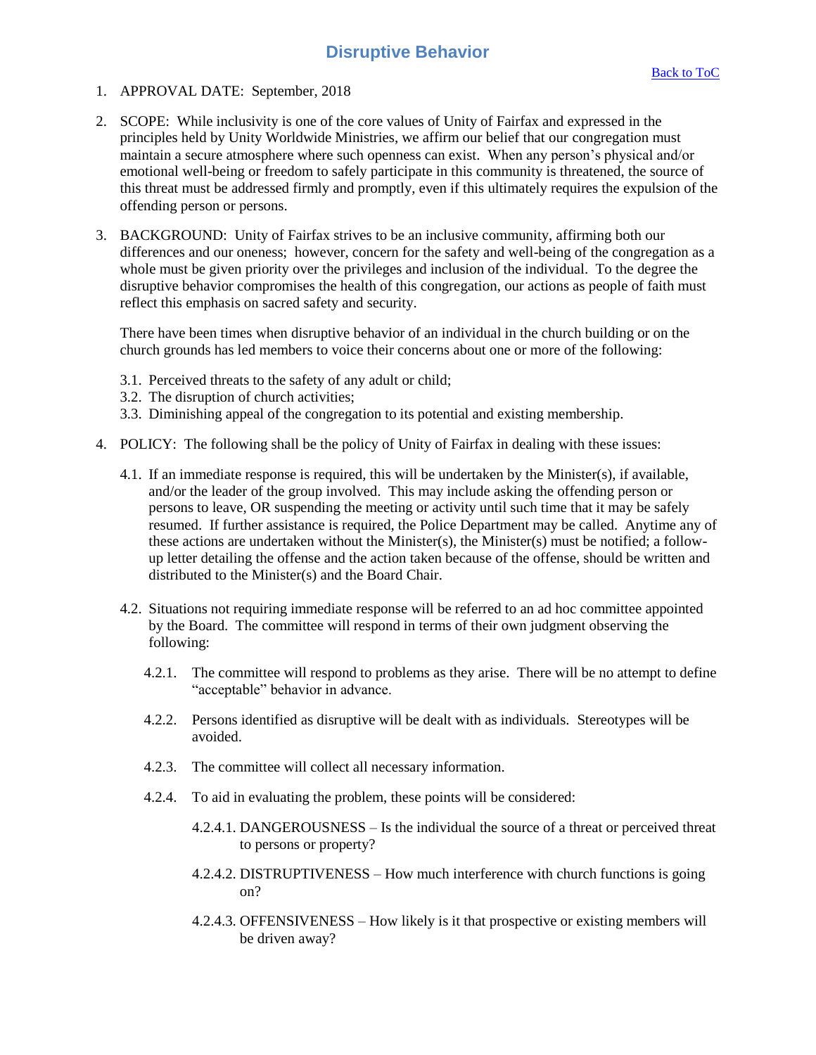# Disruptive Behavior

[Back to ToC]

1. APPROVAL DATE: September, 2018

2. SCOPE: While inclusivity is one of the core values of Unity of Fairfax and expressed in the principles held by Unity Worldwide Ministries, we affirm our belief that our congregation must maintain a secure atmosphere where such openness can exist. When any person's physical and/or emotional well-being or freedom to safely participate in this community is threatened, the source of this threat must be addressed firmly and promptly, even if this ultimately requires the expulsion of the offending person or persons.

3. BACKGROUND: Unity of Fairfax strives to be an inclusive community, affirming both our differences and our oneness; however, concern for the safety and well-being of the congregation as a whole must be given priority over the privileges and inclusion of the individual. To the degree the disruptive behavior compromises the health of this congregation, our actions as people of faith must reflect this emphasis on sacred safety and security.

   There have been times when disruptive behavior of an individual in the church building or on the church grounds has led members to voice their concerns about one or more of the following:

   3.1. Perceived threats to the safety of any adult or child;
   3.2. The disruption of church activities;
   3.3. Diminishing appeal of the congregation to its potential and existing membership.

4. POLICY: The following shall be the policy of Unity of Fairfax in dealing with these issues:

   4.1. If an immediate response is required, this will be undertaken by the Minister(s), if available, and/or the leader of the group involved. This may include asking the offending person or persons to leave, OR suspending the meeting or activity until such time that it may be safely resumed. If further assistance is required, the Police Department may be called. Anytime any of these actions are undertaken without the Minister(s), the Minister(s) must be notified; a follow-up letter detailing the offense and the action taken because of the offense, should be written and distributed to the Minister(s) and the Board Chair.

   4.2. Situations not requiring immediate response will be referred to an ad hoc committee appointed by the Board. The committee will respond in terms of their own judgment observing the following:

      4.2.1. The committee will respond to problems as they arise. There will be no attempt to define "acceptable" behavior in advance.

      4.2.2. Persons identified as disruptive will be dealt with as individuals. Stereotypes will be avoided.

      4.2.3. The committee will collect all necessary information.

      4.2.4. To aid in evaluating the problem, these points will be considered:

         4.2.4.1. DANGEROUSNESS – Is the individual the source of a threat or perceived threat to persons or property?

         4.2.4.2. DISTRUPTIVENESS – How much interference with church functions is going on?

         4.2.4.3. OFFENSIVENESS – How likely is it that prospective or existing members will be driven away?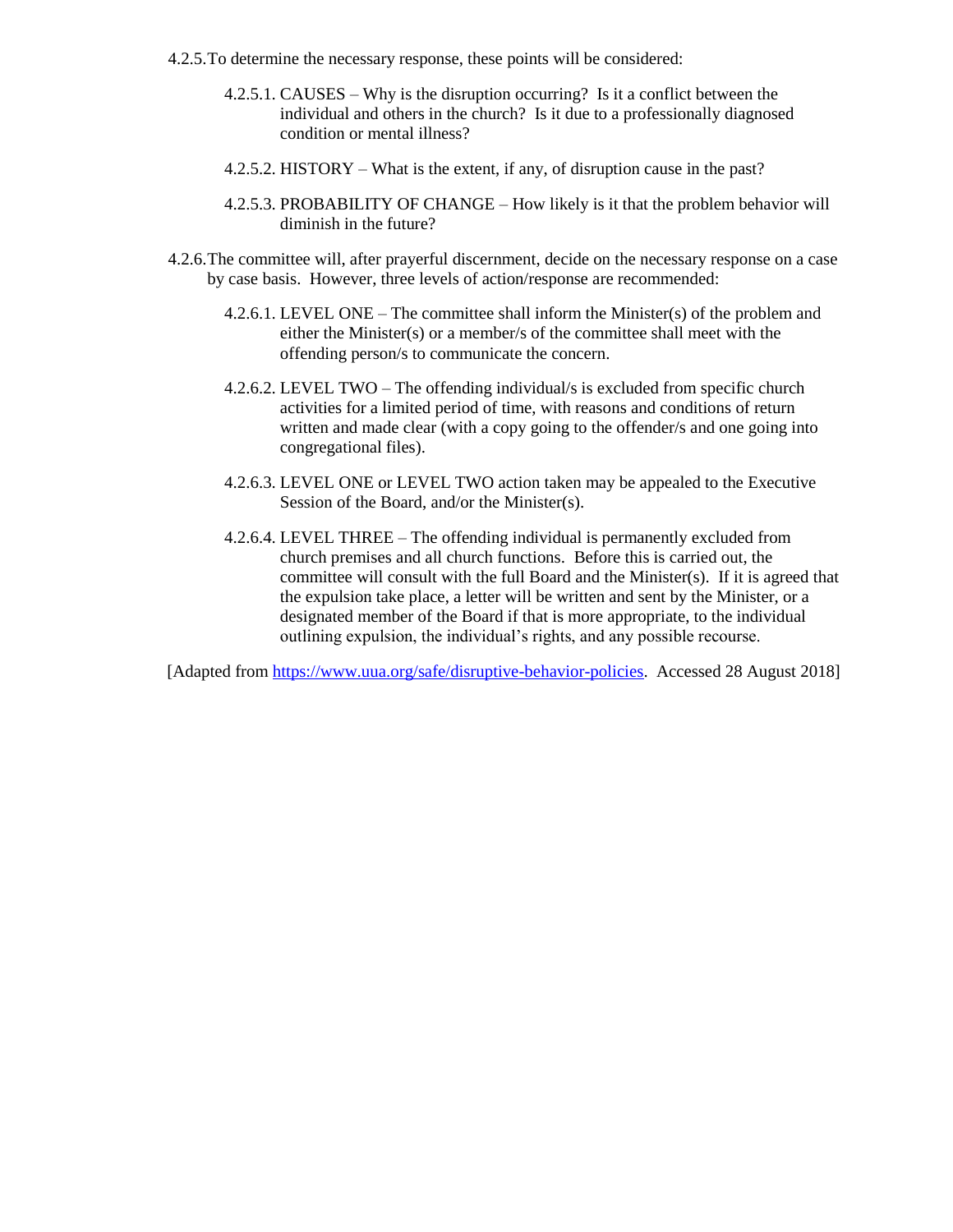4.2.5. To determine the necessary response, these points will be considered:

4.2.5.1. CAUSES – Why is the disruption occurring? Is it a conflict between the individual and others in the church? Is it due to a professionally diagnosed condition or mental illness?

4.2.5.2. HISTORY – What is the extent, if any, of disruption cause in the past?

4.2.5.3. PROBABILITY OF CHANGE – How likely is it that the problem behavior will diminish in the future?

4.2.6. The committee will, after prayerful discernment, decide on the necessary response on a case by case basis. However, three levels of action/response are recommended:

4.2.6.1. LEVEL ONE – The committee shall inform the Minister(s) of the problem and either the Minister(s) or a member/s of the committee shall meet with the offending person/s to communicate the concern.

4.2.6.2. LEVEL TWO – The offending individual/s is excluded from specific church activities for a limited period of time, with reasons and conditions of return written and made clear (with a copy going to the offender/s and one going into congregational files).

4.2.6.3. LEVEL ONE or LEVEL TWO action taken may be appealed to the Executive Session of the Board, and/or the Minister(s).

4.2.6.4. LEVEL THREE – The offending individual is permanently excluded from church premises and all church functions. Before this is carried out, the committee will consult with the full Board and the Minister(s). If it is agreed that the expulsion take place, a letter will be written and sent by the Minister, or a designated member of the Board if that is more appropriate, to the individual outlining expulsion, the individual's rights, and any possible recourse.

[Adapted from https://www.uua.org/safe/disruptive-behavior-policies. Accessed 28 August 2018]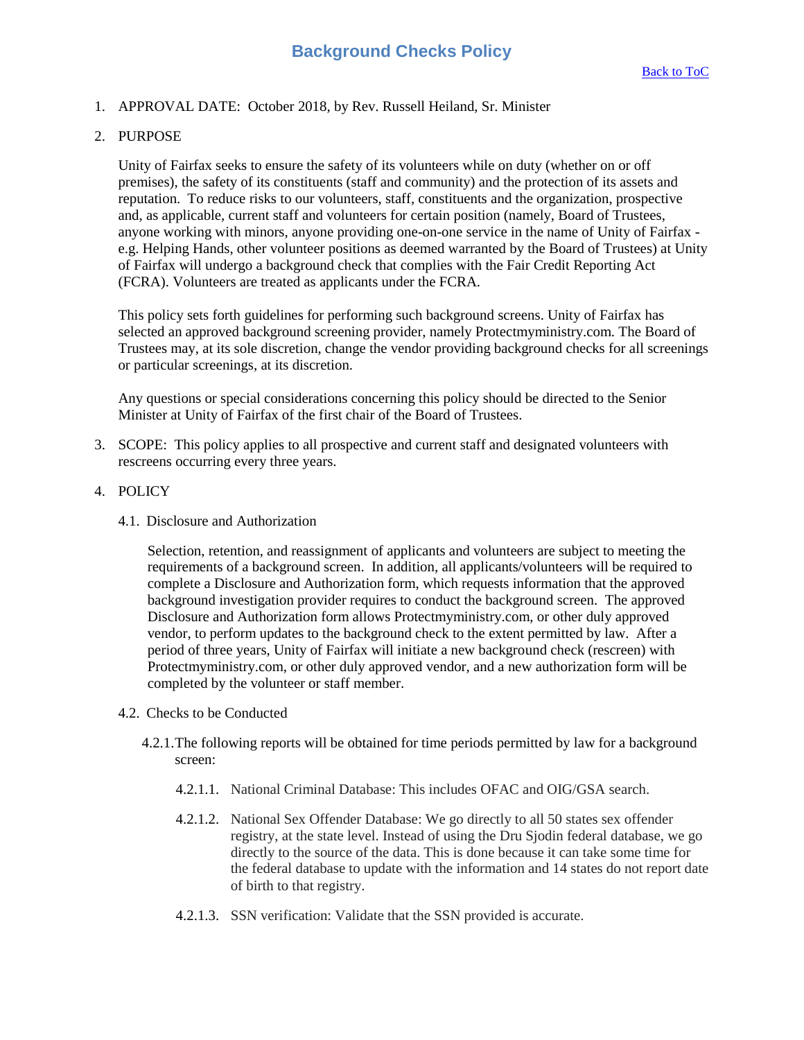# Background Checks Policy

[Back to ToC]

1. APPROVAL DATE: October 2018, by Rev. Russell Heiland, Sr. Minister

2. PURPOSE

   Unity of Fairfax seeks to ensure the safety of its volunteers while on duty (whether on or off premises), the safety of its constituents (staff and community) and the protection of its assets and reputation. To reduce risks to our volunteers, staff, constituents and the organization, prospective and, as applicable, current staff and volunteers for certain position (namely, Board of Trustees, anyone working with minors, anyone providing one-on-one service in the name of Unity of Fairfax - e.g. Helping Hands, other volunteer positions as deemed warranted by the Board of Trustees) at Unity of Fairfax will undergo a background check that complies with the Fair Credit Reporting Act (FCRA). Volunteers are treated as applicants under the FCRA.

   This policy sets forth guidelines for performing such background screens. Unity of Fairfax has selected an approved background screening provider, namely Protectmyministry.com. The Board of Trustees may, at its sole discretion, change the vendor providing background checks for all screenings or particular screenings, at its discretion.

   Any questions or special considerations concerning this policy should be directed to the Senior Minister at Unity of Fairfax of the first chair of the Board of Trustees.

3. SCOPE: This policy applies to all prospective and current staff and designated volunteers with rescreens occurring every three years.

4. POLICY

   4.1. Disclosure and Authorization

   Selection, retention, and reassignment of applicants and volunteers are subject to meeting the requirements of a background screen. In addition, all applicants/volunteers will be required to complete a Disclosure and Authorization form, which requests information that the approved background investigation provider requires to conduct the background screen. The approved Disclosure and Authorization form allows Protectmyministry.com, or other duly approved vendor, to perform updates to the background check to the extent permitted by law. After a period of three years, Unity of Fairfax will initiate a new background check (rescreen) with Protectmyministry.com, or other duly approved vendor, and a new authorization form will be completed by the volunteer or staff member.

   4.2. Checks to be Conducted

   4.2.1. The following reports will be obtained for time periods permitted by law for a background screen:

   4.2.1.1. National Criminal Database: This includes OFAC and OIG/GSA search.

   4.2.1.2. National Sex Offender Database: We go directly to all 50 states sex offender registry, at the state level. Instead of using the Dru Sjodin federal database, we go directly to the source of the data. This is done because it can take some time for the federal database to update with the information and 14 states do not report date of birth to that registry.

   4.2.1.3. SSN verification: Validate that the SSN provided is accurate.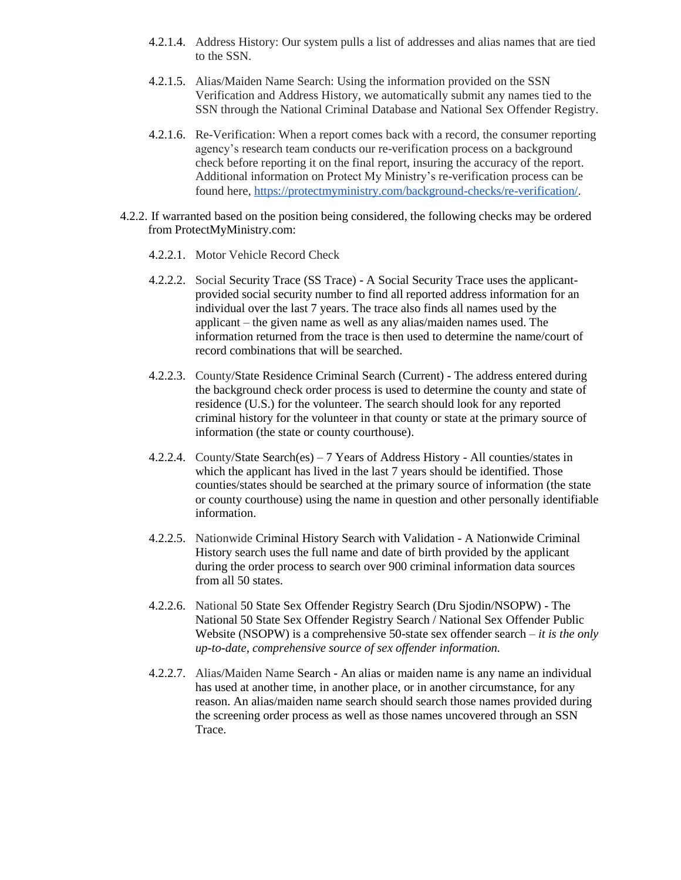4.2.1.4. Address History: Our system pulls a list of addresses and alias names that are tied to the SSN.

4.2.1.5. Alias/Maiden Name Search: Using the information provided on the SSN Verification and Address History, we automatically submit any names tied to the SSN through the National Criminal Database and National Sex Offender Registry.

4.2.1.6. Re-Verification: When a report comes back with a record, the consumer reporting agency's research team conducts our re-verification process on a background check before reporting it on the final report, insuring the accuracy of the report. Additional information on Protect My Ministry's re-verification process can be found here, [https://protectmyministry.com/background-checks/re-verification/](https://protectmyministry.com/background-checks/re-verification/).

4.2.2. If warranted based on the position being considered, the following checks may be ordered from ProtectMyMinistry.com:

4.2.2.1. Motor Vehicle Record Check

4.2.2.2. Social Security Trace (SS Trace) - A Social Security Trace uses the applicant-provided social security number to find all reported address information for an individual over the last 7 years. The trace also finds all names used by the applicant – the given name as well as any alias/maiden names used. The information returned from the trace is then used to determine the name/court of record combinations that will be searched.

4.2.2.3. County/State Residence Criminal Search (Current) - The address entered during the background check order process is used to determine the county and state of residence (U.S.) for the volunteer. The search should look for any reported criminal history for the volunteer in that county or state at the primary source of information (the state or county courthouse).

4.2.2.4. County/State Search(es) – 7 Years of Address History - All counties/states in which the applicant has lived in the last 7 years should be identified. Those counties/states should be searched at the primary source of information (the state or county courthouse) using the name in question and other personally identifiable information.

4.2.2.5. Nationwide Criminal History Search with Validation - A Nationwide Criminal History search uses the full name and date of birth provided by the applicant during the order process to search over 900 criminal information data sources from all 50 states.

4.2.2.6. National 50 State Sex Offender Registry Search (Dru Sjodin/NSOPW) - The National 50 State Sex Offender Registry Search / National Sex Offender Public Website (NSOPW) is a comprehensive 50-state sex offender search – *it is the only up-to-date, comprehensive source of sex offender information.*

4.2.2.7. Alias/Maiden Name Search - An alias or maiden name is any name an individual has used at another time, in another place, or in another circumstance, for any reason. An alias/maiden name search should search those names provided during the screening order process as well as those names uncovered through an SSN Trace.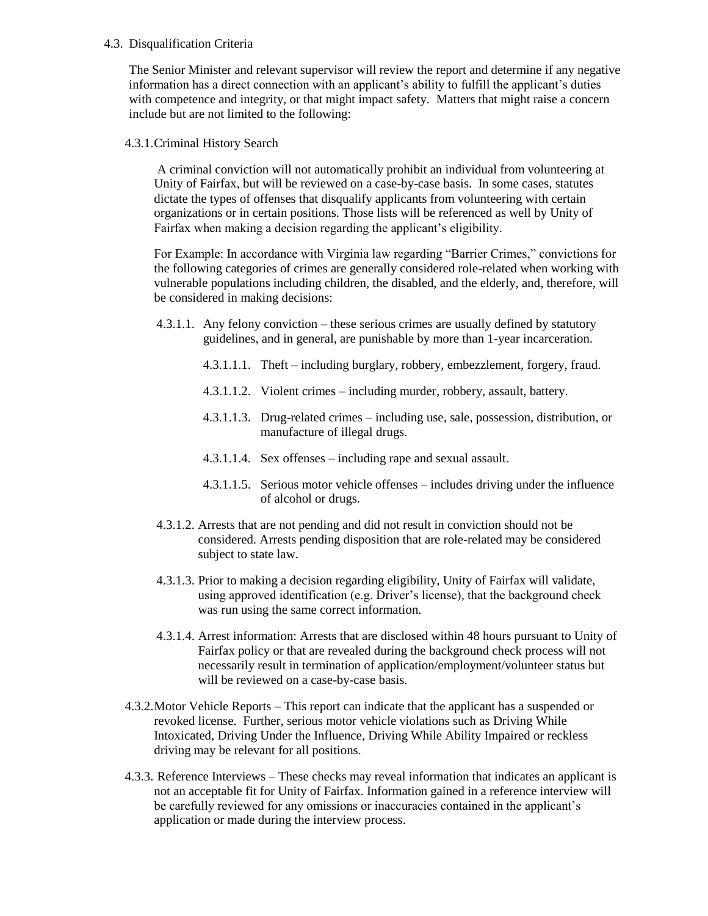### 4.3. Disqualification Criteria

The Senior Minister and relevant supervisor will review the report and determine if any negative information has a direct connection with an applicant's ability to fulfill the applicant's duties with competence and integrity, or that might impact safety. Matters that might raise a concern include but are not limited to the following:

#### 4.3.1. Criminal History Search

A criminal conviction will not automatically prohibit an individual from volunteering at Unity of Fairfax, but will be reviewed on a case-by-case basis. In some cases, statutes dictate the types of offenses that disqualify applicants from volunteering with certain organizations or in certain positions. Those lists will be referenced as well by Unity of Fairfax when making a decision regarding the applicant's eligibility.

For Example: In accordance with Virginia law regarding "Barrier Crimes," convictions for the following categories of crimes are generally considered role-related when working with vulnerable populations including children, the disabled, and the elderly, and, therefore, will be considered in making decisions:

- 4.3.1.1. Any felony conviction – these serious crimes are usually defined by statutory guidelines, and in general, are punishable by more than 1-year incarceration.
  - 4.3.1.1.1. Theft – including burglary, robbery, embezzlement, forgery, fraud.
  - 4.3.1.1.2. Violent crimes – including murder, robbery, assault, battery.
  - 4.3.1.1.3. Drug-related crimes – including use, sale, possession, distribution, or manufacture of illegal drugs.
  - 4.3.1.1.4. Sex offenses – including rape and sexual assault.
  - 4.3.1.1.5. Serious motor vehicle offenses – includes driving under the influence of alcohol or drugs.
- 4.3.1.2. Arrests that are not pending and did not result in conviction should not be considered. Arrests pending disposition that are role-related may be considered subject to state law.
- 4.3.1.3. Prior to making a decision regarding eligibility, Unity of Fairfax will validate, using approved identification (e.g. Driver's license), that the background check was run using the same correct information.
- 4.3.1.4. Arrest information: Arrests that are disclosed within 48 hours pursuant to Unity of Fairfax policy or that are revealed during the background check process will not necessarily result in termination of application/employment/volunteer status but will be reviewed on a case-by-case basis.

#### 4.3.2. Motor Vehicle Reports

4.3.2. Motor Vehicle Reports – This report can indicate that the applicant has a suspended or revoked license. Further, serious motor vehicle violations such as Driving While Intoxicated, Driving Under the Influence, Driving While Ability Impaired or reckless driving may be relevant for all positions.

#### 4.3.3. Reference Interviews

4.3.3. Reference Interviews – These checks may reveal information that indicates an applicant is not an acceptable fit for Unity of Fairfax. Information gained in a reference interview will be carefully reviewed for any omissions or inaccuracies contained in the applicant's application or made during the interview process.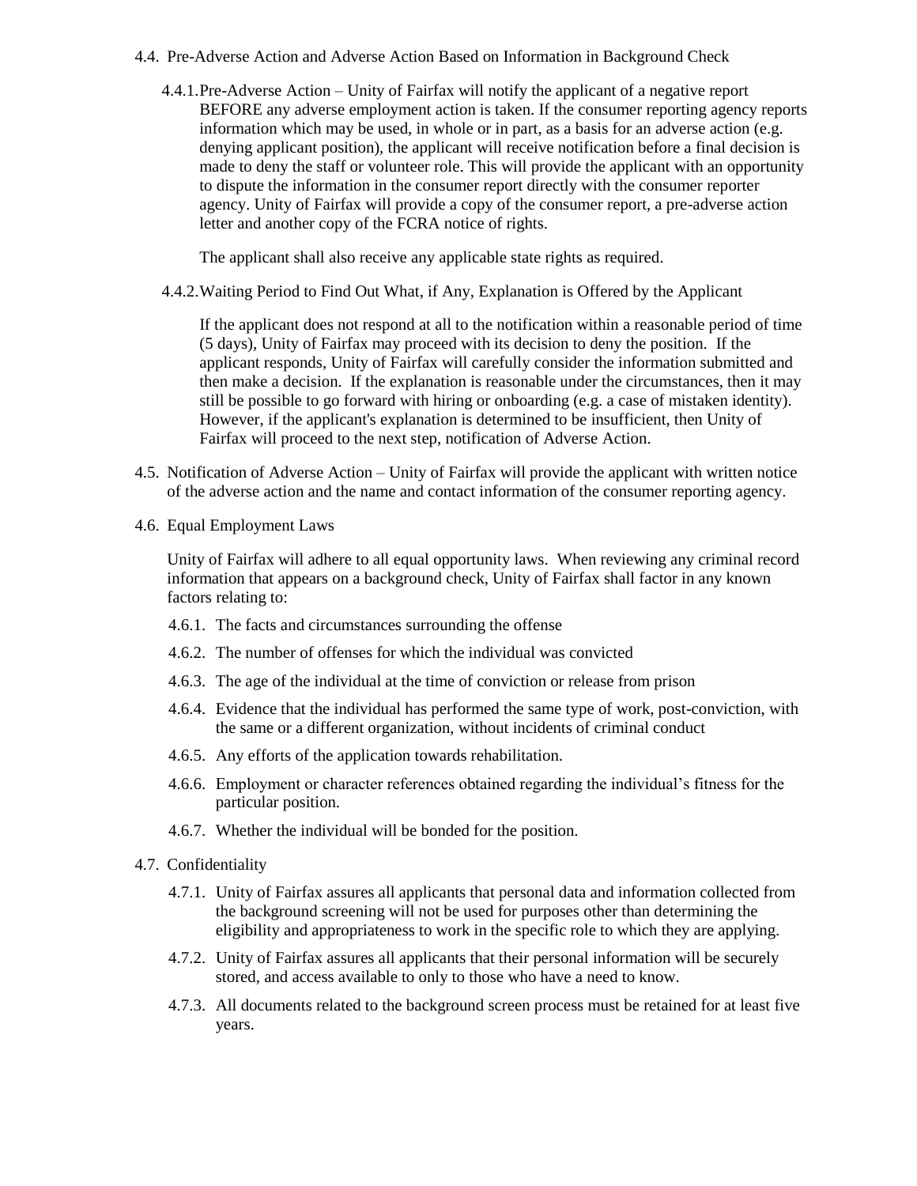4.4. Pre-Adverse Action and Adverse Action Based on Information in Background Check

4.4.1. Pre-Adverse Action – Unity of Fairfax will notify the applicant of a negative report BEFORE any adverse employment action is taken. If the consumer reporting agency reports information which may be used, in whole or in part, as a basis for an adverse action (e.g. denying applicant position), the applicant will receive notification before a final decision is made to deny the staff or volunteer role. This will provide the applicant with an opportunity to dispute the information in the consumer report directly with the consumer reporter agency. Unity of Fairfax will provide a copy of the consumer report, a pre-adverse action letter and another copy of the FCRA notice of rights.

The applicant shall also receive any applicable state rights as required.

4.4.2. Waiting Period to Find Out What, if Any, Explanation is Offered by the Applicant

If the applicant does not respond at all to the notification within a reasonable period of time (5 days), Unity of Fairfax may proceed with its decision to deny the position. If the applicant responds, Unity of Fairfax will carefully consider the information submitted and then make a decision. If the explanation is reasonable under the circumstances, then it may still be possible to go forward with hiring or onboarding (e.g. a case of mistaken identity). However, if the applicant's explanation is determined to be insufficient, then Unity of Fairfax will proceed to the next step, notification of Adverse Action.

4.5. Notification of Adverse Action – Unity of Fairfax will provide the applicant with written notice of the adverse action and the name and contact information of the consumer reporting agency.

4.6. Equal Employment Laws

Unity of Fairfax will adhere to all equal opportunity laws. When reviewing any criminal record information that appears on a background check, Unity of Fairfax shall factor in any known factors relating to:

4.6.1. The facts and circumstances surrounding the offense

4.6.2. The number of offenses for which the individual was convicted

4.6.3. The age of the individual at the time of conviction or release from prison

4.6.4. Evidence that the individual has performed the same type of work, post-conviction, with the same or a different organization, without incidents of criminal conduct

4.6.5. Any efforts of the application towards rehabilitation.

4.6.6. Employment or character references obtained regarding the individual's fitness for the particular position.

4.6.7. Whether the individual will be bonded for the position.

4.7. Confidentiality

4.7.1. Unity of Fairfax assures all applicants that personal data and information collected from the background screening will not be used for purposes other than determining the eligibility and appropriateness to work in the specific role to which they are applying.

4.7.2. Unity of Fairfax assures all applicants that their personal information will be securely stored, and access available to only to those who have a need to know.

4.7.3. All documents related to the background screen process must be retained for at least five years.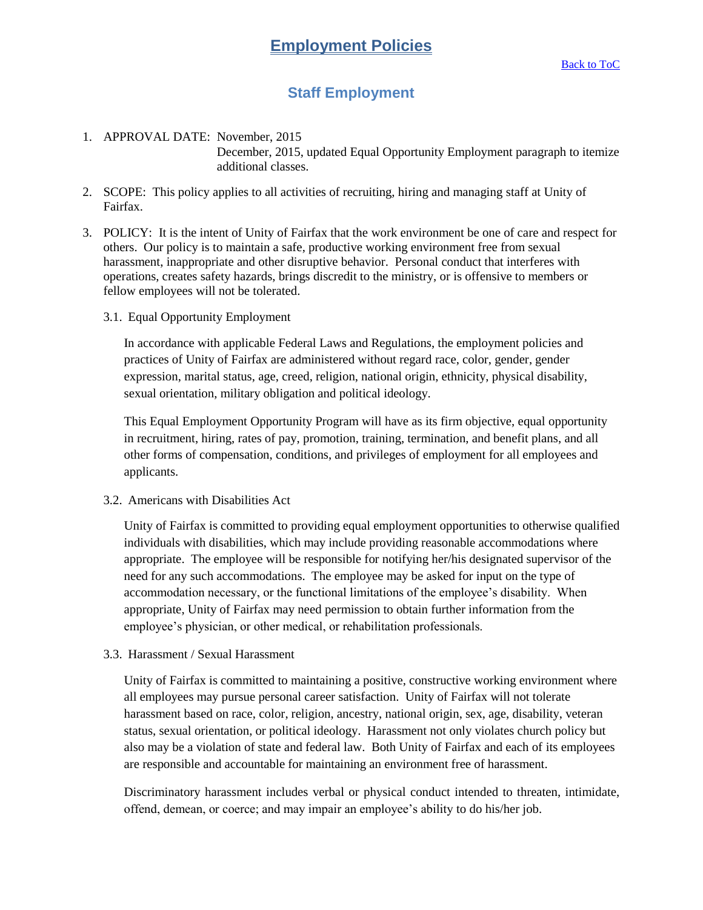# Employment Policies

Back to ToC

## Staff Employment

1. APPROVAL DATE: November, 2015
   December, 2015, updated Equal Opportunity Employment paragraph to itemize additional classes.

2. SCOPE: This policy applies to all activities of recruiting, hiring and managing staff at Unity of Fairfax.

3. POLICY: It is the intent of Unity of Fairfax that the work environment be one of care and respect for others. Our policy is to maintain a safe, productive working environment free from sexual harassment, inappropriate and other disruptive behavior. Personal conduct that interferes with operations, creates safety hazards, brings discredit to the ministry, or is offensive to members or fellow employees will not be tolerated.

   3.1. Equal Opportunity Employment

   In accordance with applicable Federal Laws and Regulations, the employment policies and practices of Unity of Fairfax are administered without regard race, color, gender, gender expression, marital status, age, creed, religion, national origin, ethnicity, physical disability, sexual orientation, military obligation and political ideology.

   This Equal Employment Opportunity Program will have as its firm objective, equal opportunity in recruitment, hiring, rates of pay, promotion, training, termination, and benefit plans, and all other forms of compensation, conditions, and privileges of employment for all employees and applicants.

   3.2. Americans with Disabilities Act

   Unity of Fairfax is committed to providing equal employment opportunities to otherwise qualified individuals with disabilities, which may include providing reasonable accommodations where appropriate. The employee will be responsible for notifying her/his designated supervisor of the need for any such accommodations. The employee may be asked for input on the type of accommodation necessary, or the functional limitations of the employee's disability. When appropriate, Unity of Fairfax may need permission to obtain further information from the employee's physician, or other medical, or rehabilitation professionals.

   3.3. Harassment / Sexual Harassment

   Unity of Fairfax is committed to maintaining a positive, constructive working environment where all employees may pursue personal career satisfaction. Unity of Fairfax will not tolerate harassment based on race, color, religion, ancestry, national origin, sex, age, disability, veteran status, sexual orientation, or political ideology. Harassment not only violates church policy but also may be a violation of state and federal law. Both Unity of Fairfax and each of its employees are responsible and accountable for maintaining an environment free of harassment.

   Discriminatory harassment includes verbal or physical conduct intended to threaten, intimidate, offend, demean, or coerce; and may impair an employee's ability to do his/her job.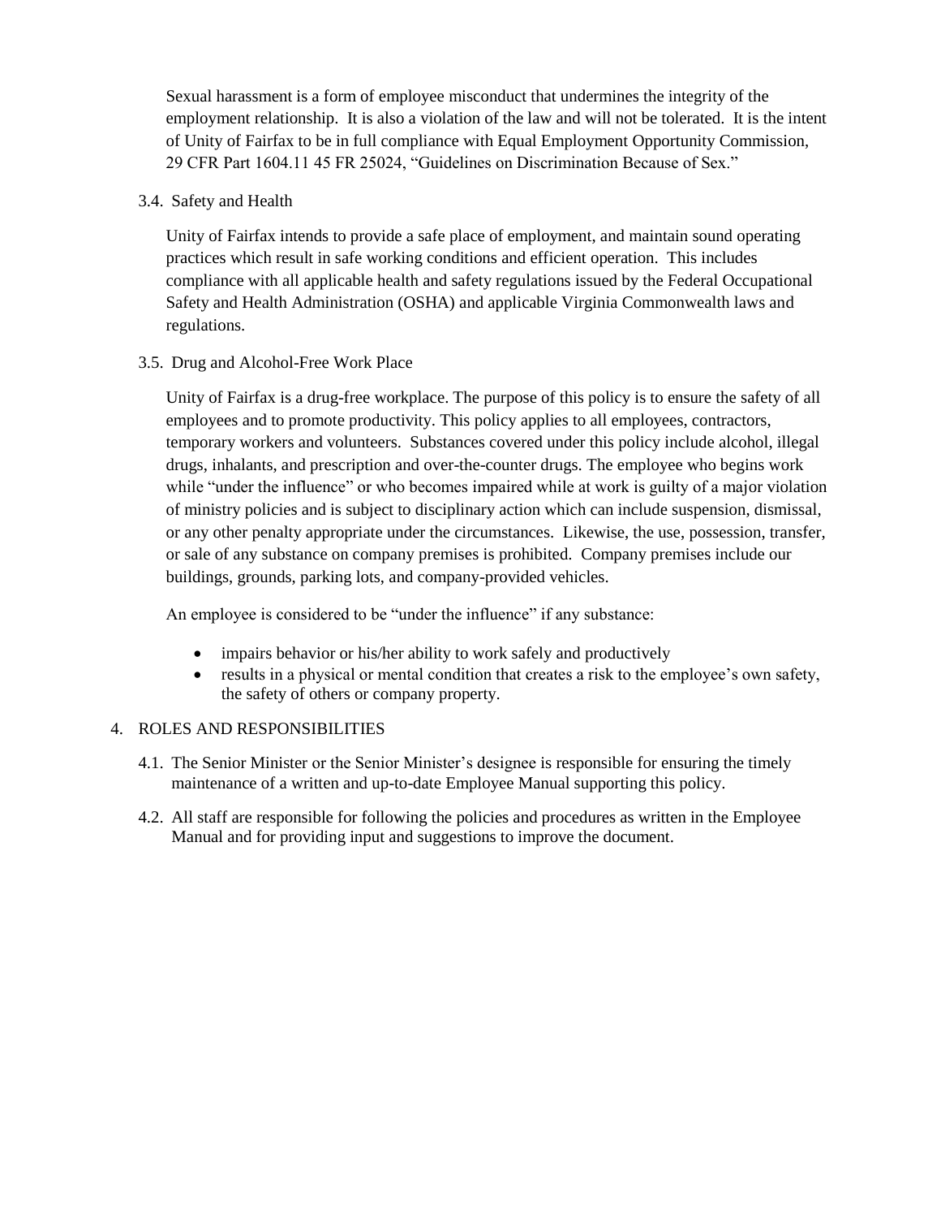Sexual harassment is a form of employee misconduct that undermines the integrity of the employment relationship. It is also a violation of the law and will not be tolerated. It is the intent of Unity of Fairfax to be in full compliance with Equal Employment Opportunity Commission, 29 CFR Part 1604.11 45 FR 25024, "Guidelines on Discrimination Because of Sex."

3.4. Safety and Health

Unity of Fairfax intends to provide a safe place of employment, and maintain sound operating practices which result in safe working conditions and efficient operation. This includes compliance with all applicable health and safety regulations issued by the Federal Occupational Safety and Health Administration (OSHA) and applicable Virginia Commonwealth laws and regulations.

3.5. Drug and Alcohol-Free Work Place

Unity of Fairfax is a drug-free workplace. The purpose of this policy is to ensure the safety of all employees and to promote productivity. This policy applies to all employees, contractors, temporary workers and volunteers. Substances covered under this policy include alcohol, illegal drugs, inhalants, and prescription and over-the-counter drugs. The employee who begins work while "under the influence" or who becomes impaired while at work is guilty of a major violation of ministry policies and is subject to disciplinary action which can include suspension, dismissal, or any other penalty appropriate under the circumstances. Likewise, the use, possession, transfer, or sale of any substance on company premises is prohibited. Company premises include our buildings, grounds, parking lots, and company-provided vehicles.

An employee is considered to be "under the influence" if any substance:

- impairs behavior or his/her ability to work safely and productively
- results in a physical or mental condition that creates a risk to the employee's own safety, the safety of others or company property.

4. ROLES AND RESPONSIBILITIES

4.1. The Senior Minister or the Senior Minister's designee is responsible for ensuring the timely maintenance of a written and up-to-date Employee Manual supporting this policy.

4.2. All staff are responsible for following the policies and procedures as written in the Employee Manual and for providing input and suggestions to improve the document.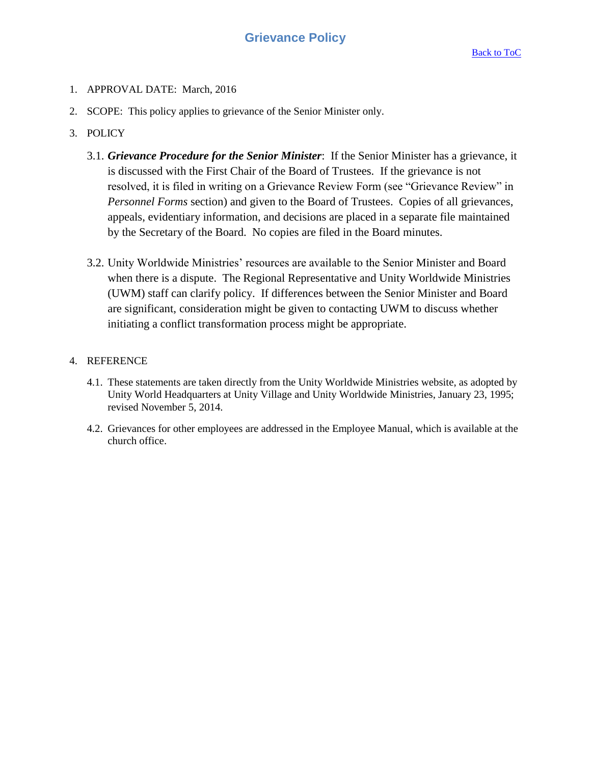# Grievance Policy

[Back to ToC]

1. APPROVAL DATE: March, 2016

2. SCOPE: This policy applies to grievance of the Senior Minister only.

3. POLICY

   3.1. ***Grievance Procedure for the Senior Minister***: If the Senior Minister has a grievance, it is discussed with the First Chair of the Board of Trustees. If the grievance is not resolved, it is filed in writing on a Grievance Review Form (see "Grievance Review" in *Personnel Forms* section) and given to the Board of Trustees. Copies of all grievances, appeals, evidentiary information, and decisions are placed in a separate file maintained by the Secretary of the Board. No copies are filed in the Board minutes.

   3.2. Unity Worldwide Ministries' resources are available to the Senior Minister and Board when there is a dispute. The Regional Representative and Unity Worldwide Ministries (UWM) staff can clarify policy. If differences between the Senior Minister and Board are significant, consideration might be given to contacting UWM to discuss whether initiating a conflict transformation process might be appropriate.

4. REFERENCE

   4.1. These statements are taken directly from the Unity Worldwide Ministries website, as adopted by Unity World Headquarters at Unity Village and Unity Worldwide Ministries, January 23, 1995; revised November 5, 2014.

   4.2. Grievances for other employees are addressed in the Employee Manual, which is available at the church office.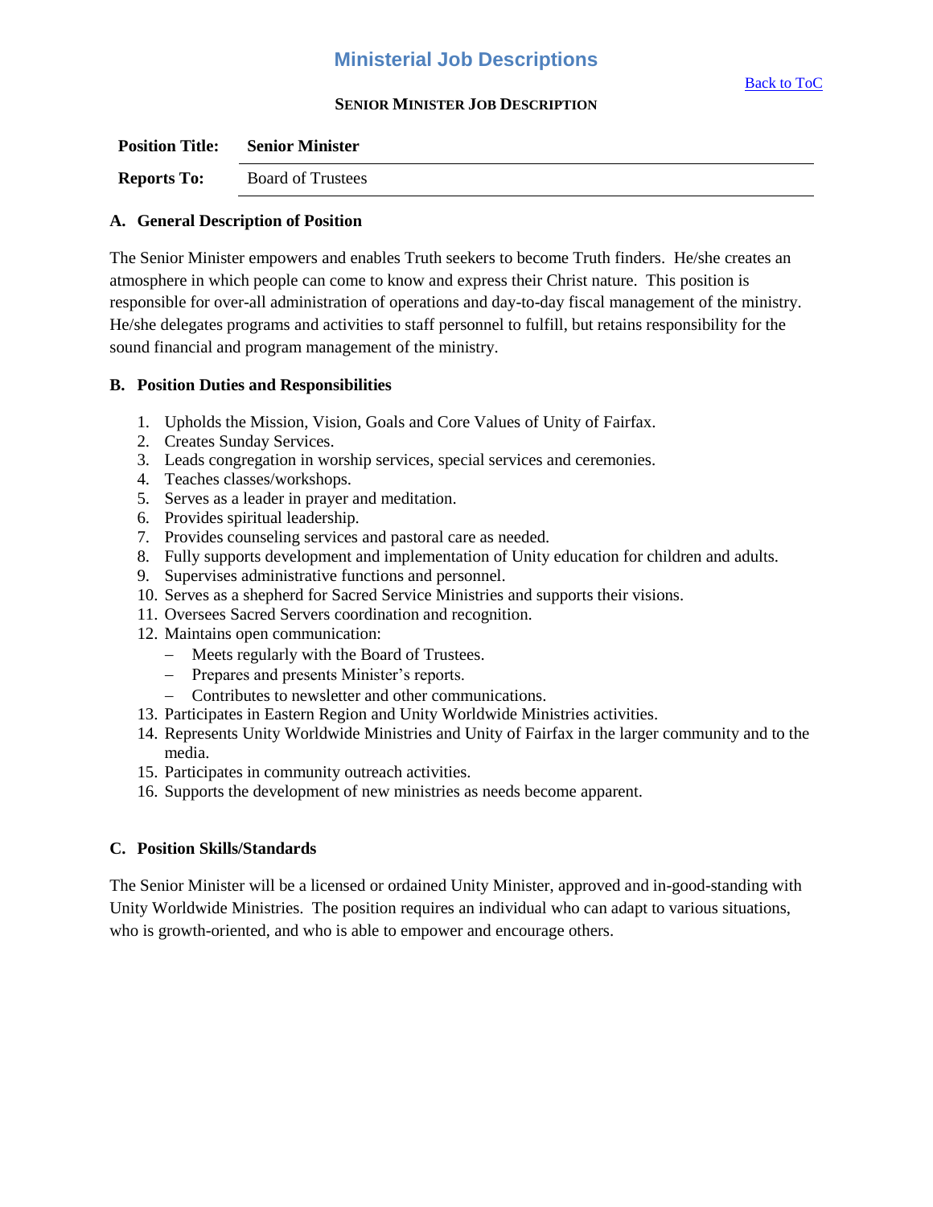# Ministerial Job Descriptions

[Back to ToC]

**SENIOR MINISTER JOB DESCRIPTION**

| **Position Title:** | **Senior Minister** |
| --- | --- |
| **Reports To:** | Board of Trustees |

### A. General Description of Position

The Senior Minister empowers and enables Truth seekers to become Truth finders. He/she creates an atmosphere in which people can come to know and express their Christ nature. This position is responsible for over-all administration of operations and day-to-day fiscal management of the ministry. He/she delegates programs and activities to staff personnel to fulfill, but retains responsibility for the sound financial and program management of the ministry.

### B. Position Duties and Responsibilities

1. Upholds the Mission, Vision, Goals and Core Values of Unity of Fairfax.
2. Creates Sunday Services.
3. Leads congregation in worship services, special services and ceremonies.
4. Teaches classes/workshops.
5. Serves as a leader in prayer and meditation.
6. Provides spiritual leadership.
7. Provides counseling services and pastoral care as needed.
8. Fully supports development and implementation of Unity education for children and adults.
9. Supervises administrative functions and personnel.
10. Serves as a shepherd for Sacred Service Ministries and supports their visions.
11. Oversees Sacred Servers coordination and recognition.
12. Maintains open communication:
    - Meets regularly with the Board of Trustees.
    - Prepares and presents Minister's reports.
    - Contributes to newsletter and other communications.
13. Participates in Eastern Region and Unity Worldwide Ministries activities.
14. Represents Unity Worldwide Ministries and Unity of Fairfax in the larger community and to the media.
15. Participates in community outreach activities.
16. Supports the development of new ministries as needs become apparent.

### C. Position Skills/Standards

The Senior Minister will be a licensed or ordained Unity Minister, approved and in-good-standing with Unity Worldwide Ministries. The position requires an individual who can adapt to various situations, who is growth-oriented, and who is able to empower and encourage others.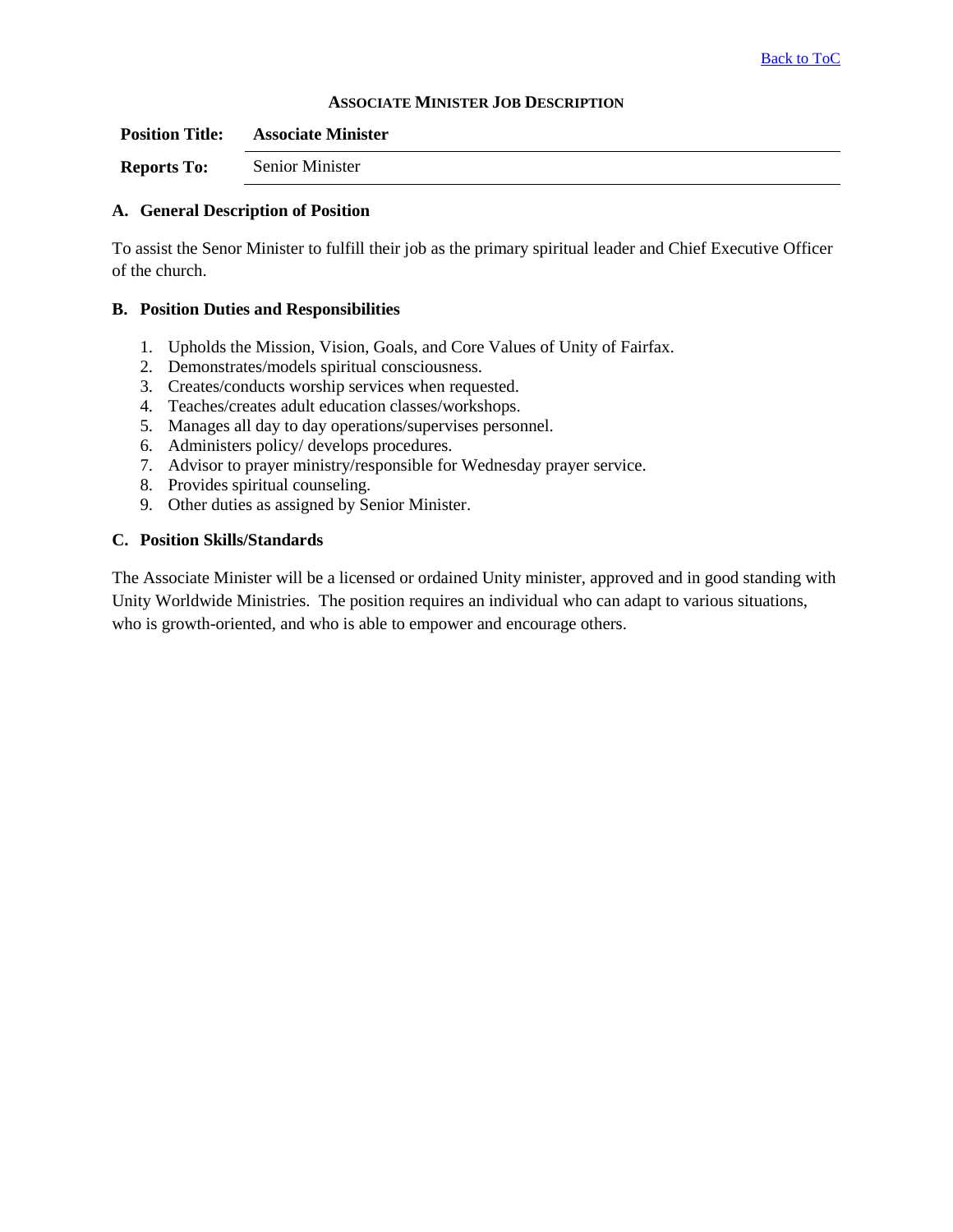[Back to ToC]

## ASSOCIATE MINISTER JOB DESCRIPTION

| **Position Title:** | **Associate Minister** |
|---|---|
| **Reports To:** | Senior Minister |

### A. General Description of Position

To assist the Senor Minister to fulfill their job as the primary spiritual leader and Chief Executive Officer of the church.

### B. Position Duties and Responsibilities

1. Upholds the Mission, Vision, Goals, and Core Values of Unity of Fairfax.
2. Demonstrates/models spiritual consciousness.
3. Creates/conducts worship services when requested.
4. Teaches/creates adult education classes/workshops.
5. Manages all day to day operations/supervises personnel.
6. Administers policy/ develops procedures.
7. Advisor to prayer ministry/responsible for Wednesday prayer service.
8. Provides spiritual counseling.
9. Other duties as assigned by Senior Minister.

### C. Position Skills/Standards

The Associate Minister will be a licensed or ordained Unity minister, approved and in good standing with Unity Worldwide Ministries. The position requires an individual who can adapt to various situations, who is growth-oriented, and who is able to empower and encourage others.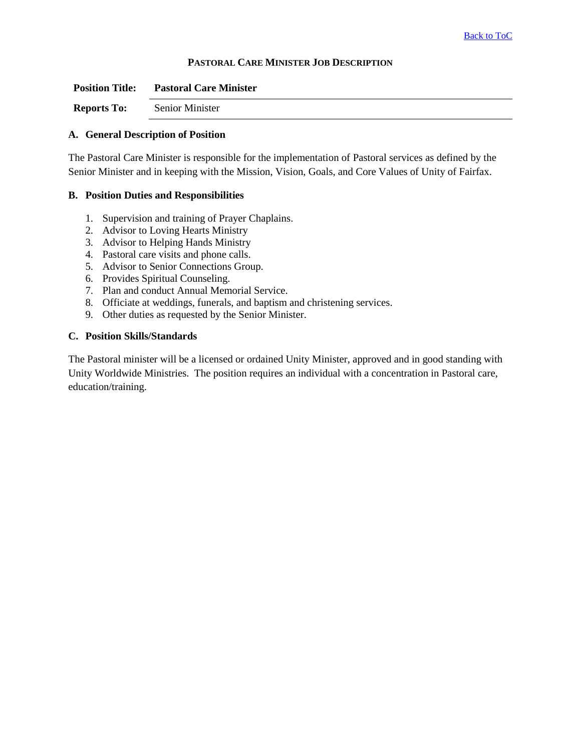[Back to ToC]

## PASTORAL CARE MINISTER JOB DESCRIPTION

| **Position Title:** | **Pastoral Care Minister** |
|---|---|
| **Reports To:** | Senior Minister |

### A. General Description of Position

The Pastoral Care Minister is responsible for the implementation of Pastoral services as defined by the Senior Minister and in keeping with the Mission, Vision, Goals, and Core Values of Unity of Fairfax.

### B. Position Duties and Responsibilities

1. Supervision and training of Prayer Chaplains.
2. Advisor to Loving Hearts Ministry
3. Advisor to Helping Hands Ministry
4. Pastoral care visits and phone calls.
5. Advisor to Senior Connections Group.
6. Provides Spiritual Counseling.
7. Plan and conduct Annual Memorial Service.
8. Officiate at weddings, funerals, and baptism and christening services.
9. Other duties as requested by the Senior Minister.

### C. Position Skills/Standards

The Pastoral minister will be a licensed or ordained Unity Minister, approved and in good standing with Unity Worldwide Ministries. The position requires an individual with a concentration in Pastoral care, education/training.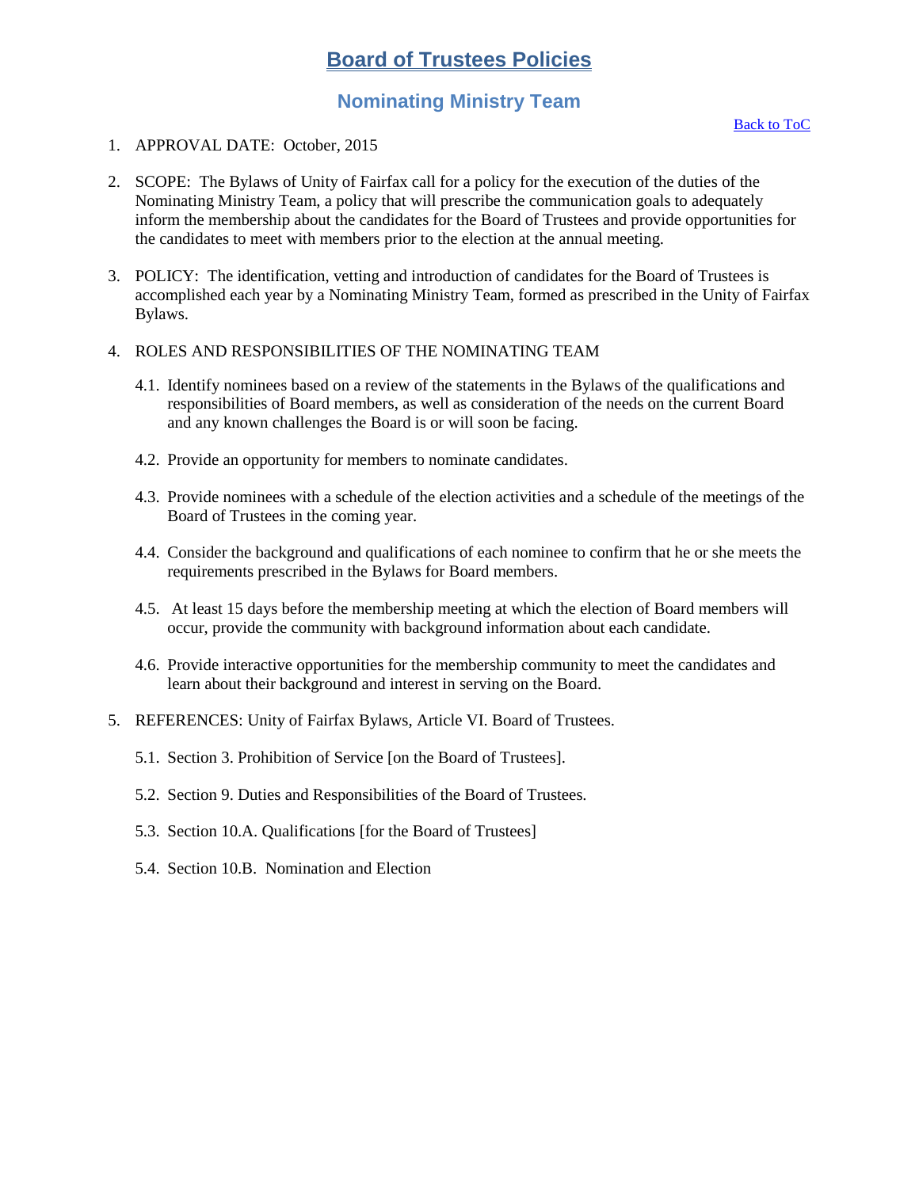# Board of Trustees Policies

## Nominating Ministry Team

Back to ToC

1. APPROVAL DATE: October, 2015

2. SCOPE: The Bylaws of Unity of Fairfax call for a policy for the execution of the duties of the Nominating Ministry Team, a policy that will prescribe the communication goals to adequately inform the membership about the candidates for the Board of Trustees and provide opportunities for the candidates to meet with members prior to the election at the annual meeting.

3. POLICY: The identification, vetting and introduction of candidates for the Board of Trustees is accomplished each year by a Nominating Ministry Team, formed as prescribed in the Unity of Fairfax Bylaws.

4. ROLES AND RESPONSIBILITIES OF THE NOMINATING TEAM

   4.1. Identify nominees based on a review of the statements in the Bylaws of the qualifications and responsibilities of Board members, as well as consideration of the needs on the current Board and any known challenges the Board is or will soon be facing.

   4.2. Provide an opportunity for members to nominate candidates.

   4.3. Provide nominees with a schedule of the election activities and a schedule of the meetings of the Board of Trustees in the coming year.

   4.4. Consider the background and qualifications of each nominee to confirm that he or she meets the requirements prescribed in the Bylaws for Board members.

   4.5. At least 15 days before the membership meeting at which the election of Board members will occur, provide the community with background information about each candidate.

   4.6. Provide interactive opportunities for the membership community to meet the candidates and learn about their background and interest in serving on the Board.

5. REFERENCES: Unity of Fairfax Bylaws, Article VI. Board of Trustees.

   5.1. Section 3. Prohibition of Service [on the Board of Trustees].

   5.2. Section 9. Duties and Responsibilities of the Board of Trustees.

   5.3. Section 10.A. Qualifications [for the Board of Trustees]

   5.4. Section 10.B. Nomination and Election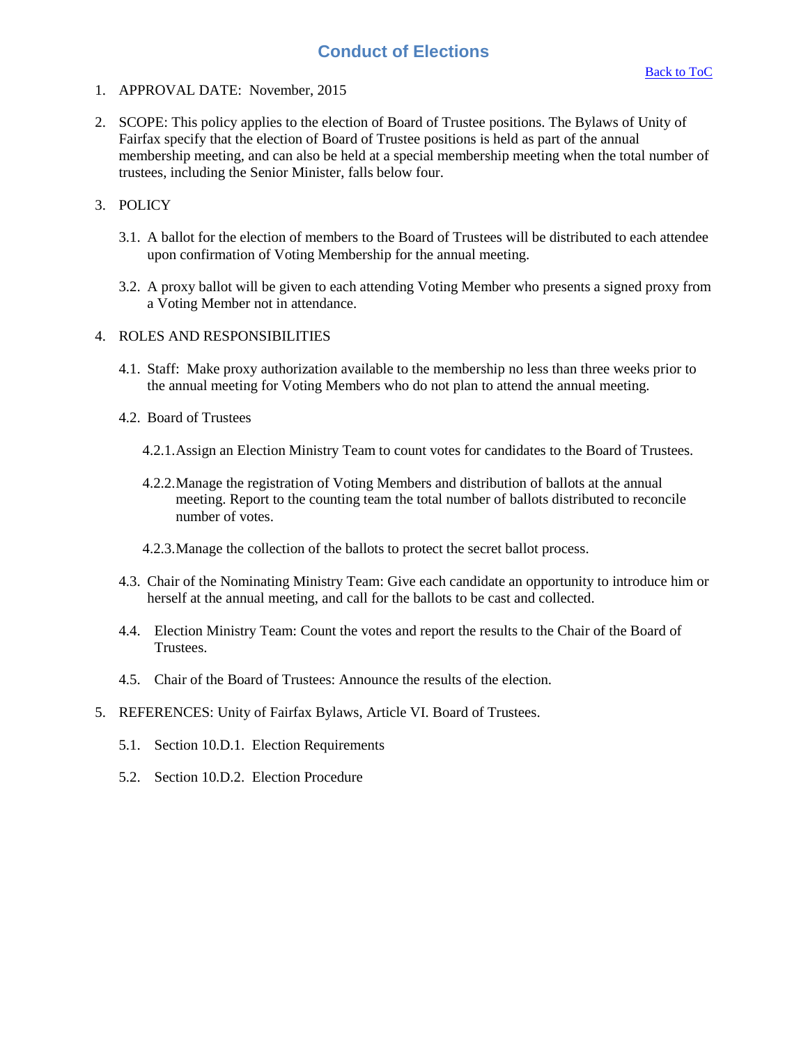# Conduct of Elections

[Back to ToC](#)

1. APPROVAL DATE: November, 2015

2. SCOPE: This policy applies to the election of Board of Trustee positions. The Bylaws of Unity of Fairfax specify that the election of Board of Trustee positions is held as part of the annual membership meeting, and can also be held at a special membership meeting when the total number of trustees, including the Senior Minister, falls below four.

3. POLICY

   3.1. A ballot for the election of members to the Board of Trustees will be distributed to each attendee upon confirmation of Voting Membership for the annual meeting.

   3.2. A proxy ballot will be given to each attending Voting Member who presents a signed proxy from a Voting Member not in attendance.

4. ROLES AND RESPONSIBILITIES

   4.1. Staff: Make proxy authorization available to the membership no less than three weeks prior to the annual meeting for Voting Members who do not plan to attend the annual meeting.

   4.2. Board of Trustees

      4.2.1. Assign an Election Ministry Team to count votes for candidates to the Board of Trustees.

      4.2.2. Manage the registration of Voting Members and distribution of ballots at the annual meeting. Report to the counting team the total number of ballots distributed to reconcile number of votes.

      4.2.3. Manage the collection of the ballots to protect the secret ballot process.

   4.3. Chair of the Nominating Ministry Team: Give each candidate an opportunity to introduce him or herself at the annual meeting, and call for the ballots to be cast and collected.

   4.4. Election Ministry Team: Count the votes and report the results to the Chair of the Board of Trustees.

   4.5. Chair of the Board of Trustees: Announce the results of the election.

5. REFERENCES: Unity of Fairfax Bylaws, Article VI. Board of Trustees.

   5.1. Section 10.D.1. Election Requirements

   5.2. Section 10.D.2. Election Procedure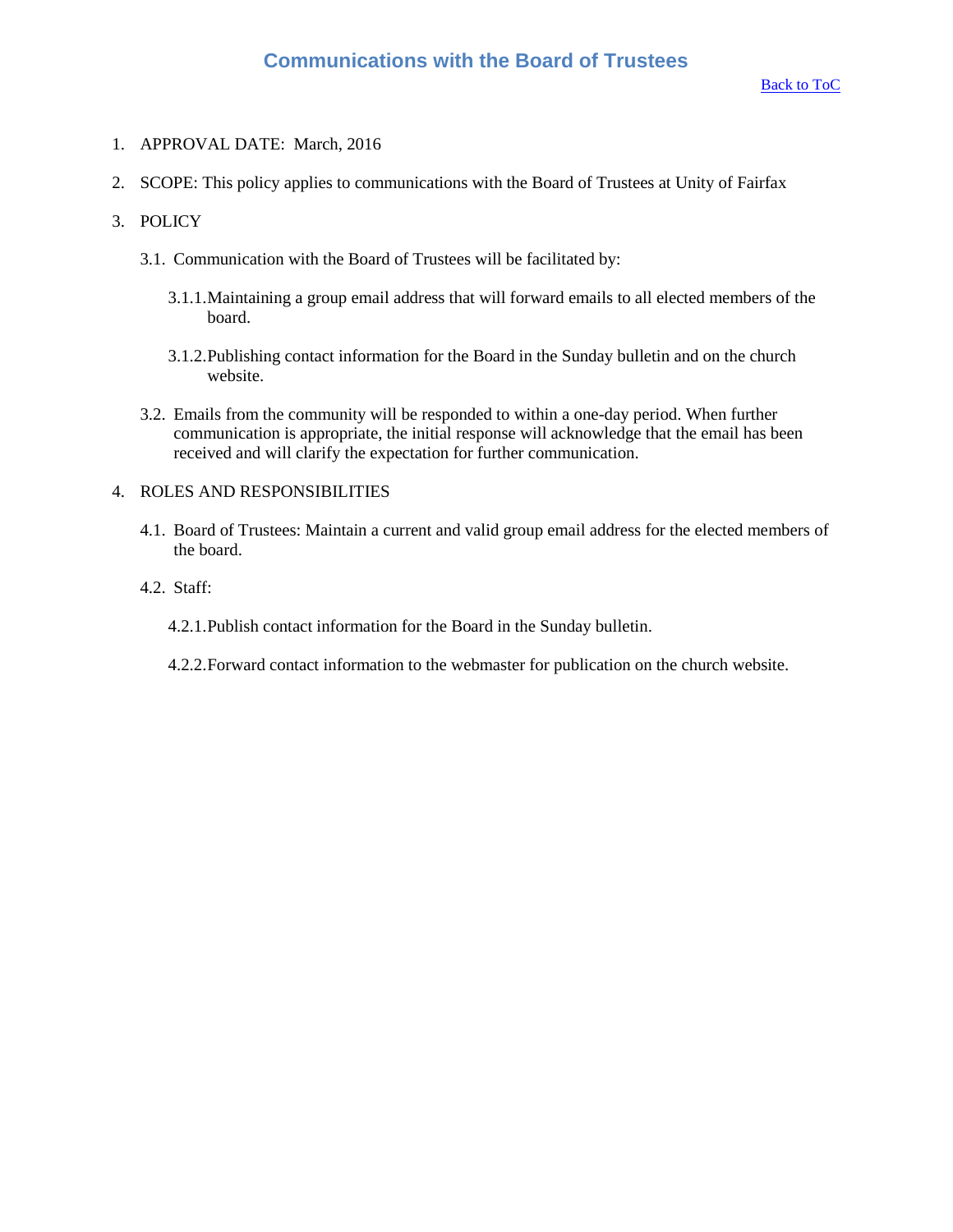# Communications with the Board of Trustees

[Back to ToC]

1. APPROVAL DATE: March, 2016

2. SCOPE: This policy applies to communications with the Board of Trustees at Unity of Fairfax

3. POLICY

   3.1. Communication with the Board of Trustees will be facilitated by:

      3.1.1. Maintaining a group email address that will forward emails to all elected members of the board.

      3.1.2. Publishing contact information for the Board in the Sunday bulletin and on the church website.

   3.2. Emails from the community will be responded to within a one-day period. When further communication is appropriate, the initial response will acknowledge that the email has been received and will clarify the expectation for further communication.

4. ROLES AND RESPONSIBILITIES

   4.1. Board of Trustees: Maintain a current and valid group email address for the elected members of the board.

   4.2. Staff:

      4.2.1. Publish contact information for the Board in the Sunday bulletin.

      4.2.2. Forward contact information to the webmaster for publication on the church website.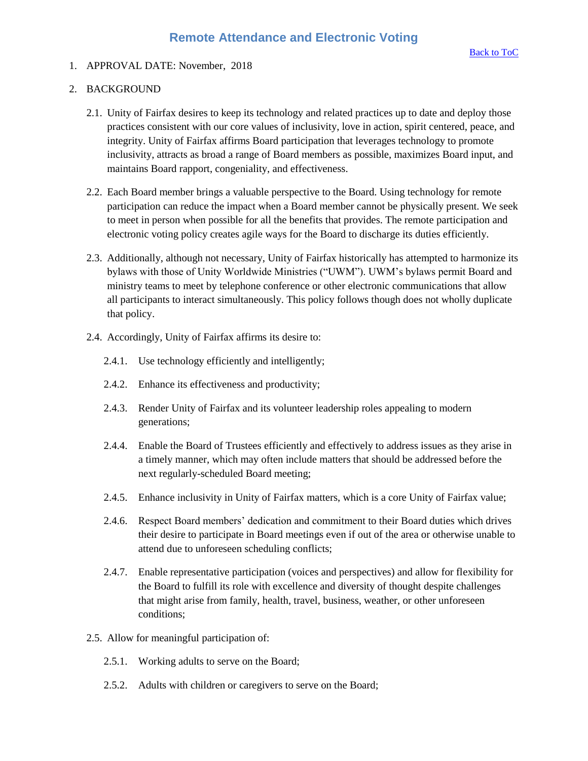# Remote Attendance and Electronic Voting

[Back to ToC](#)

1. APPROVAL DATE: November, 2018

2. BACKGROUND

   2.1. Unity of Fairfax desires to keep its technology and related practices up to date and deploy those practices consistent with our core values of inclusivity, love in action, spirit centered, peace, and integrity. Unity of Fairfax affirms Board participation that leverages technology to promote inclusivity, attracts as broad a range of Board members as possible, maximizes Board input, and maintains Board rapport, congeniality, and effectiveness.

   2.2. Each Board member brings a valuable perspective to the Board. Using technology for remote participation can reduce the impact when a Board member cannot be physically present. We seek to meet in person when possible for all the benefits that provides. The remote participation and electronic voting policy creates agile ways for the Board to discharge its duties efficiently.

   2.3. Additionally, although not necessary, Unity of Fairfax historically has attempted to harmonize its bylaws with those of Unity Worldwide Ministries ("UWM"). UWM's bylaws permit Board and ministry teams to meet by telephone conference or other electronic communications that allow all participants to interact simultaneously. This policy follows though does not wholly duplicate that policy.

   2.4. Accordingly, Unity of Fairfax affirms its desire to:

      2.4.1. Use technology efficiently and intelligently;

      2.4.2. Enhance its effectiveness and productivity;

      2.4.3. Render Unity of Fairfax and its volunteer leadership roles appealing to modern generations;

      2.4.4. Enable the Board of Trustees efficiently and effectively to address issues as they arise in a timely manner, which may often include matters that should be addressed before the next regularly-scheduled Board meeting;

      2.4.5. Enhance inclusivity in Unity of Fairfax matters, which is a core Unity of Fairfax value;

      2.4.6. Respect Board members' dedication and commitment to their Board duties which drives their desire to participate in Board meetings even if out of the area or otherwise unable to attend due to unforeseen scheduling conflicts;

      2.4.7. Enable representative participation (voices and perspectives) and allow for flexibility for the Board to fulfill its role with excellence and diversity of thought despite challenges that might arise from family, health, travel, business, weather, or other unforeseen conditions;

   2.5. Allow for meaningful participation of:

      2.5.1. Working adults to serve on the Board;

      2.5.2. Adults with children or caregivers to serve on the Board;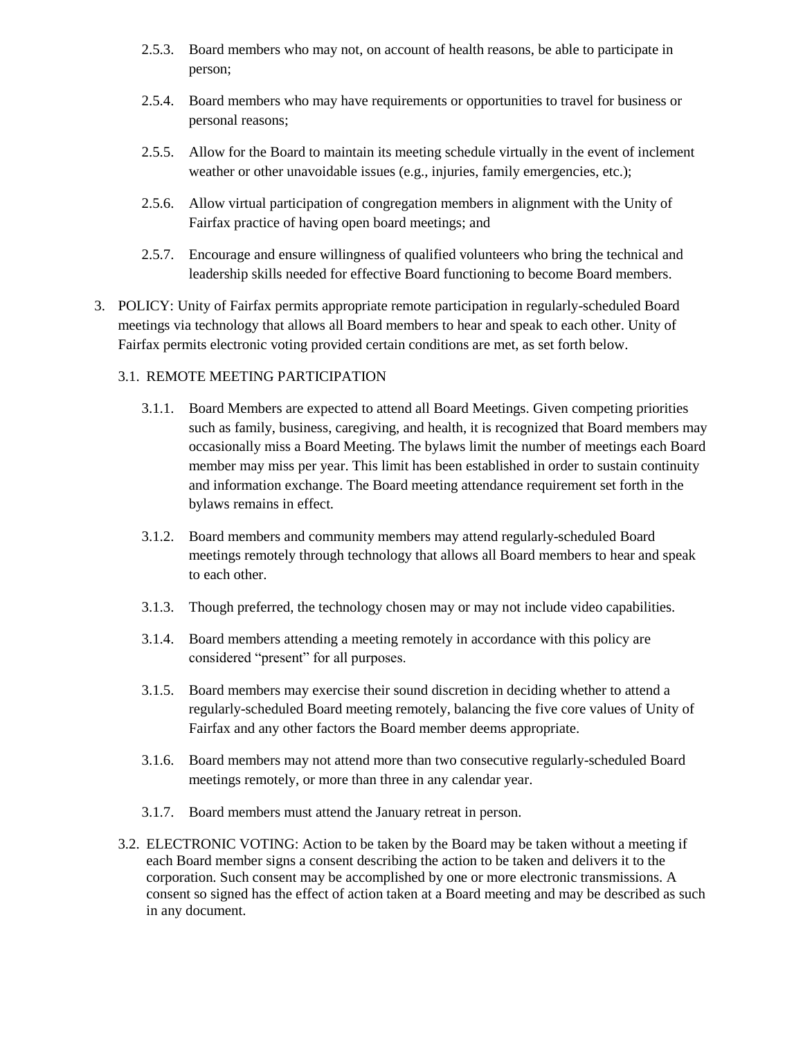2.5.3. Board members who may not, on account of health reasons, be able to participate in person;

2.5.4. Board members who may have requirements or opportunities to travel for business or personal reasons;

2.5.5. Allow for the Board to maintain its meeting schedule virtually in the event of inclement weather or other unavoidable issues (e.g., injuries, family emergencies, etc.);

2.5.6. Allow virtual participation of congregation members in alignment with the Unity of Fairfax practice of having open board meetings; and

2.5.7. Encourage and ensure willingness of qualified volunteers who bring the technical and leadership skills needed for effective Board functioning to become Board members.

3. POLICY: Unity of Fairfax permits appropriate remote participation in regularly-scheduled Board meetings via technology that allows all Board members to hear and speak to each other. Unity of Fairfax permits electronic voting provided certain conditions are met, as set forth below.

3.1. REMOTE MEETING PARTICIPATION

3.1.1. Board Members are expected to attend all Board Meetings. Given competing priorities such as family, business, caregiving, and health, it is recognized that Board members may occasionally miss a Board Meeting. The bylaws limit the number of meetings each Board member may miss per year. This limit has been established in order to sustain continuity and information exchange. The Board meeting attendance requirement set forth in the bylaws remains in effect.

3.1.2. Board members and community members may attend regularly-scheduled Board meetings remotely through technology that allows all Board members to hear and speak to each other.

3.1.3. Though preferred, the technology chosen may or may not include video capabilities.

3.1.4. Board members attending a meeting remotely in accordance with this policy are considered "present" for all purposes.

3.1.5. Board members may exercise their sound discretion in deciding whether to attend a regularly-scheduled Board meeting remotely, balancing the five core values of Unity of Fairfax and any other factors the Board member deems appropriate.

3.1.6. Board members may not attend more than two consecutive regularly-scheduled Board meetings remotely, or more than three in any calendar year.

3.1.7. Board members must attend the January retreat in person.

3.2. ELECTRONIC VOTING: Action to be taken by the Board may be taken without a meeting if each Board member signs a consent describing the action to be taken and delivers it to the corporation. Such consent may be accomplished by one or more electronic transmissions. A consent so signed has the effect of action taken at a Board meeting and may be described as such in any document.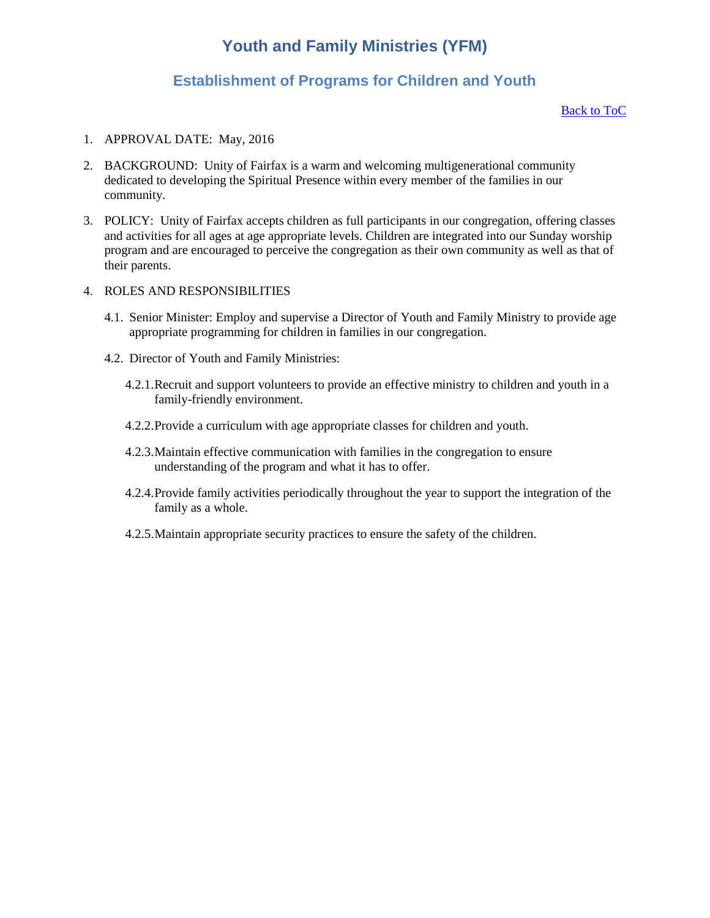# Youth and Family Ministries (YFM)

## Establishment of Programs for Children and Youth

Back to ToC

1. APPROVAL DATE: May, 2016

2. BACKGROUND: Unity of Fairfax is a warm and welcoming multigenerational community dedicated to developing the Spiritual Presence within every member of the families in our community.

3. POLICY: Unity of Fairfax accepts children as full participants in our congregation, offering classes and activities for all ages at age appropriate levels. Children are integrated into our Sunday worship program and are encouraged to perceive the congregation as their own community as well as that of their parents.

4. ROLES AND RESPONSIBILITIES

   4.1. Senior Minister: Employ and supervise a Director of Youth and Family Ministry to provide age appropriate programming for children in families in our congregation.

   4.2. Director of Youth and Family Ministries:

      4.2.1. Recruit and support volunteers to provide an effective ministry to children and youth in a family-friendly environment.

      4.2.2. Provide a curriculum with age appropriate classes for children and youth.

      4.2.3. Maintain effective communication with families in the congregation to ensure understanding of the program and what it has to offer.

      4.2.4. Provide family activities periodically throughout the year to support the integration of the family as a whole.

      4.2.5. Maintain appropriate security practices to ensure the safety of the children.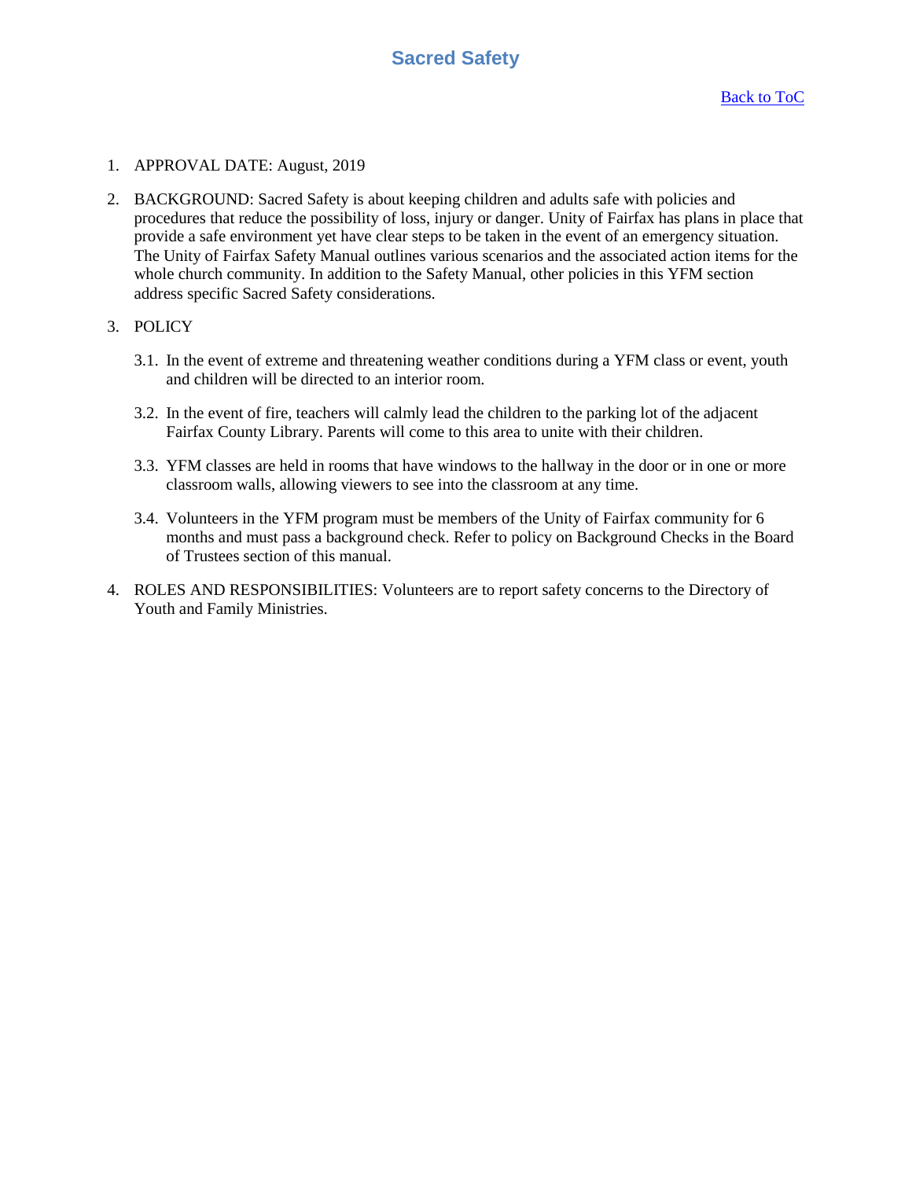# Sacred Safety

[Back to ToC]

1. APPROVAL DATE: August, 2019

2. BACKGROUND: Sacred Safety is about keeping children and adults safe with policies and procedures that reduce the possibility of loss, injury or danger. Unity of Fairfax has plans in place that provide a safe environment yet have clear steps to be taken in the event of an emergency situation. The Unity of Fairfax Safety Manual outlines various scenarios and the associated action items for the whole church community. In addition to the Safety Manual, other policies in this YFM section address specific Sacred Safety considerations.

3. POLICY

   3.1. In the event of extreme and threatening weather conditions during a YFM class or event, youth and children will be directed to an interior room.

   3.2. In the event of fire, teachers will calmly lead the children to the parking lot of the adjacent Fairfax County Library. Parents will come to this area to unite with their children.

   3.3. YFM classes are held in rooms that have windows to the hallway in the door or in one or more classroom walls, allowing viewers to see into the classroom at any time.

   3.4. Volunteers in the YFM program must be members of the Unity of Fairfax community for 6 months and must pass a background check. Refer to policy on Background Checks in the Board of Trustees section of this manual.

4. ROLES AND RESPONSIBILITIES: Volunteers are to report safety concerns to the Directory of Youth and Family Ministries.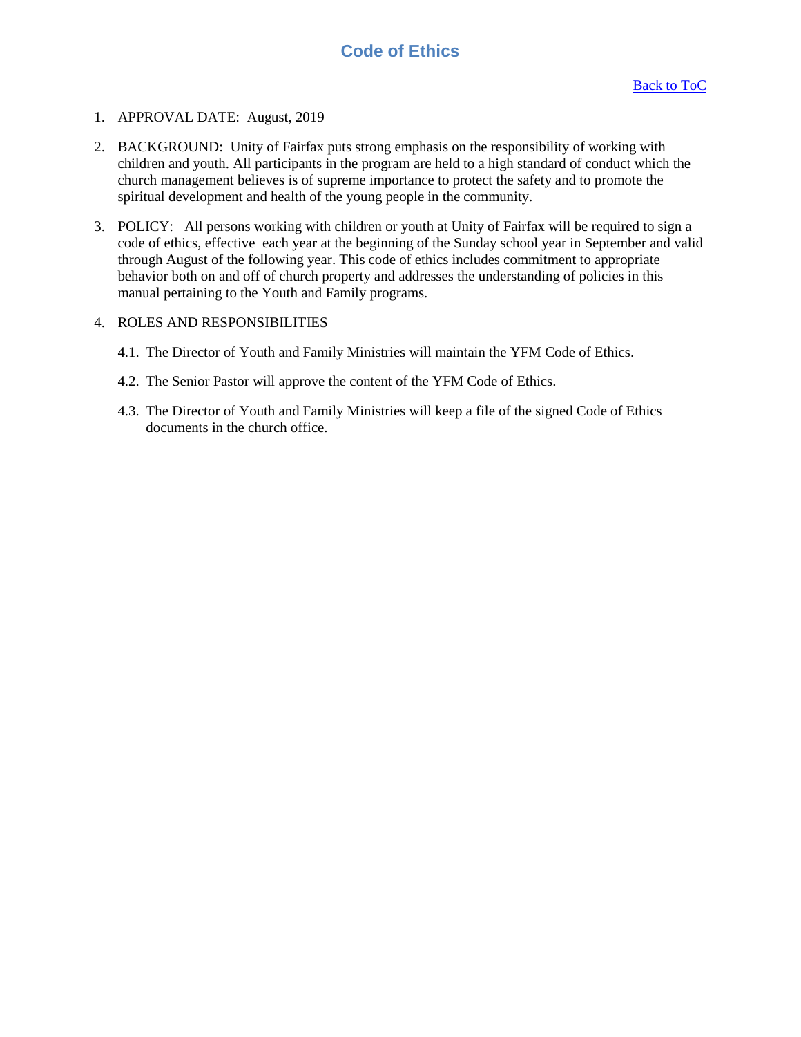# Code of Ethics

[Back to ToC]

1. APPROVAL DATE: August, 2019

2. BACKGROUND: Unity of Fairfax puts strong emphasis on the responsibility of working with children and youth. All participants in the program are held to a high standard of conduct which the church management believes is of supreme importance to protect the safety and to promote the spiritual development and health of the young people in the community.

3. POLICY: All persons working with children or youth at Unity of Fairfax will be required to sign a code of ethics, effective each year at the beginning of the Sunday school year in September and valid through August of the following year. This code of ethics includes commitment to appropriate behavior both on and off of church property and addresses the understanding of policies in this manual pertaining to the Youth and Family programs.

4. ROLES AND RESPONSIBILITIES

   4.1. The Director of Youth and Family Ministries will maintain the YFM Code of Ethics.

   4.2. The Senior Pastor will approve the content of the YFM Code of Ethics.

   4.3. The Director of Youth and Family Ministries will keep a file of the signed Code of Ethics documents in the church office.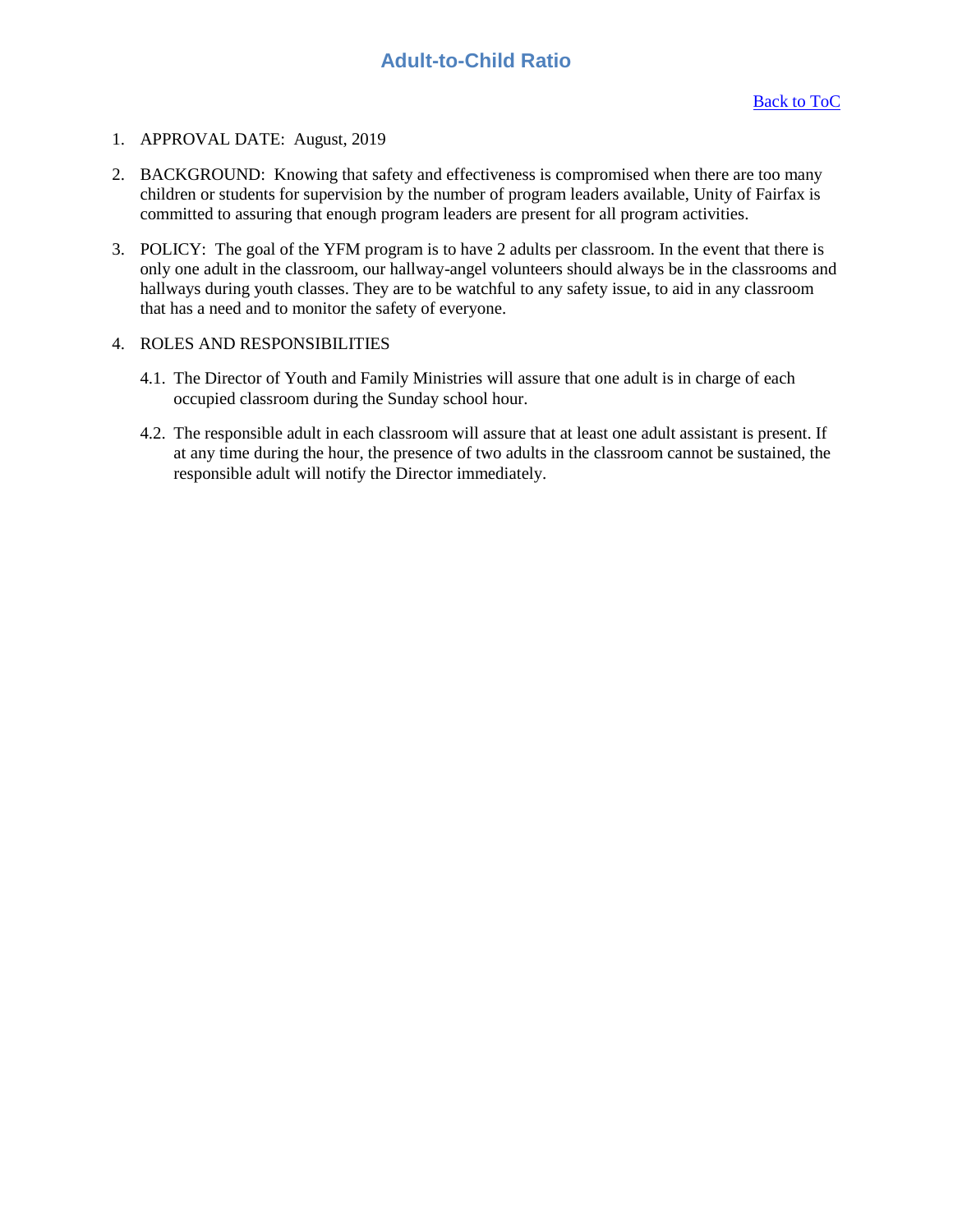# Adult-to-Child Ratio

[Back to ToC]

1. APPROVAL DATE: August, 2019

2. BACKGROUND: Knowing that safety and effectiveness is compromised when there are too many children or students for supervision by the number of program leaders available, Unity of Fairfax is committed to assuring that enough program leaders are present for all program activities.

3. POLICY: The goal of the YFM program is to have 2 adults per classroom. In the event that there is only one adult in the classroom, our hallway-angel volunteers should always be in the classrooms and hallways during youth classes. They are to be watchful to any safety issue, to aid in any classroom that has a need and to monitor the safety of everyone.

4. ROLES AND RESPONSIBILITIES

   4.1. The Director of Youth and Family Ministries will assure that one adult is in charge of each occupied classroom during the Sunday school hour.

   4.2. The responsible adult in each classroom will assure that at least one adult assistant is present. If at any time during the hour, the presence of two adults in the classroom cannot be sustained, the responsible adult will notify the Director immediately.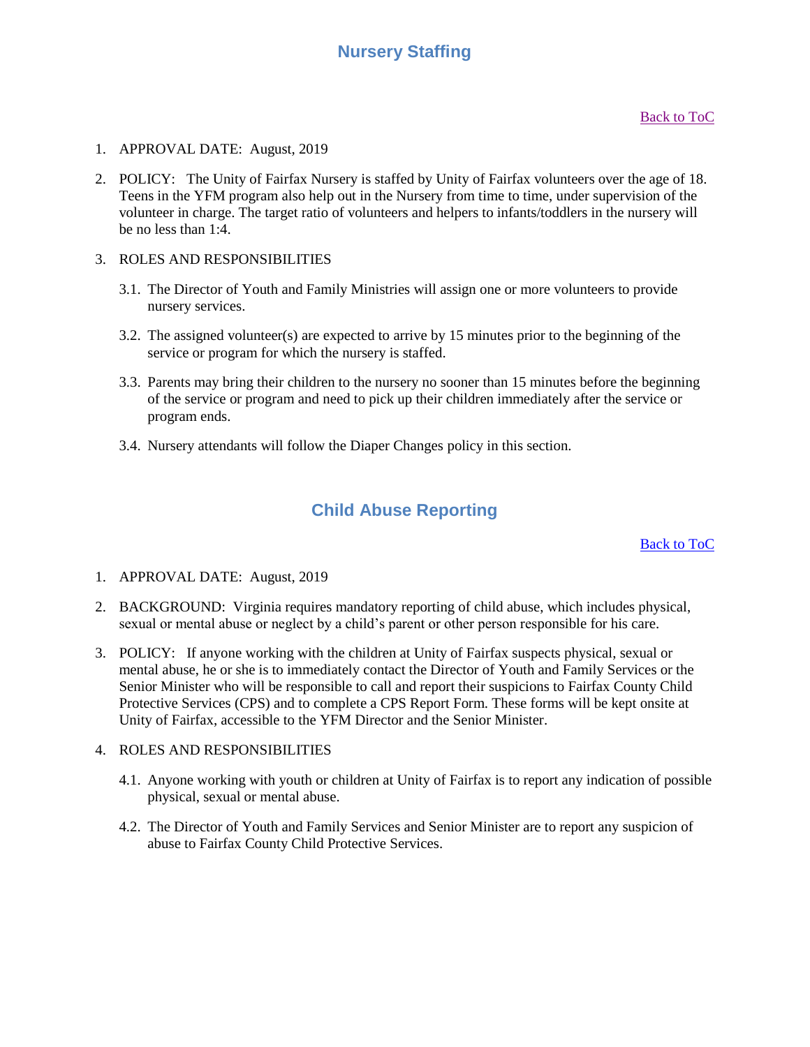## Nursery Staffing

Back to ToC

1. APPROVAL DATE: August, 2019

2. POLICY: The Unity of Fairfax Nursery is staffed by Unity of Fairfax volunteers over the age of 18. Teens in the YFM program also help out in the Nursery from time to time, under supervision of the volunteer in charge. The target ratio of volunteers and helpers to infants/toddlers in the nursery will be no less than 1:4.

3. ROLES AND RESPONSIBILITIES

   3.1. The Director of Youth and Family Ministries will assign one or more volunteers to provide nursery services.

   3.2. The assigned volunteer(s) are expected to arrive by 15 minutes prior to the beginning of the service or program for which the nursery is staffed.

   3.3. Parents may bring their children to the nursery no sooner than 15 minutes before the beginning of the service or program and need to pick up their children immediately after the service or program ends.

   3.4. Nursery attendants will follow the Diaper Changes policy in this section.

## Child Abuse Reporting

Back to ToC

1. APPROVAL DATE: August, 2019

2. BACKGROUND: Virginia requires mandatory reporting of child abuse, which includes physical, sexual or mental abuse or neglect by a child's parent or other person responsible for his care.

3. POLICY: If anyone working with the children at Unity of Fairfax suspects physical, sexual or mental abuse, he or she is to immediately contact the Director of Youth and Family Services or the Senior Minister who will be responsible to call and report their suspicions to Fairfax County Child Protective Services (CPS) and to complete a CPS Report Form. These forms will be kept onsite at Unity of Fairfax, accessible to the YFM Director and the Senior Minister.

4. ROLES AND RESPONSIBILITIES

   4.1. Anyone working with youth or children at Unity of Fairfax is to report any indication of possible physical, sexual or mental abuse.

   4.2. The Director of Youth and Family Services and Senior Minister are to report any suspicion of abuse to Fairfax County Child Protective Services.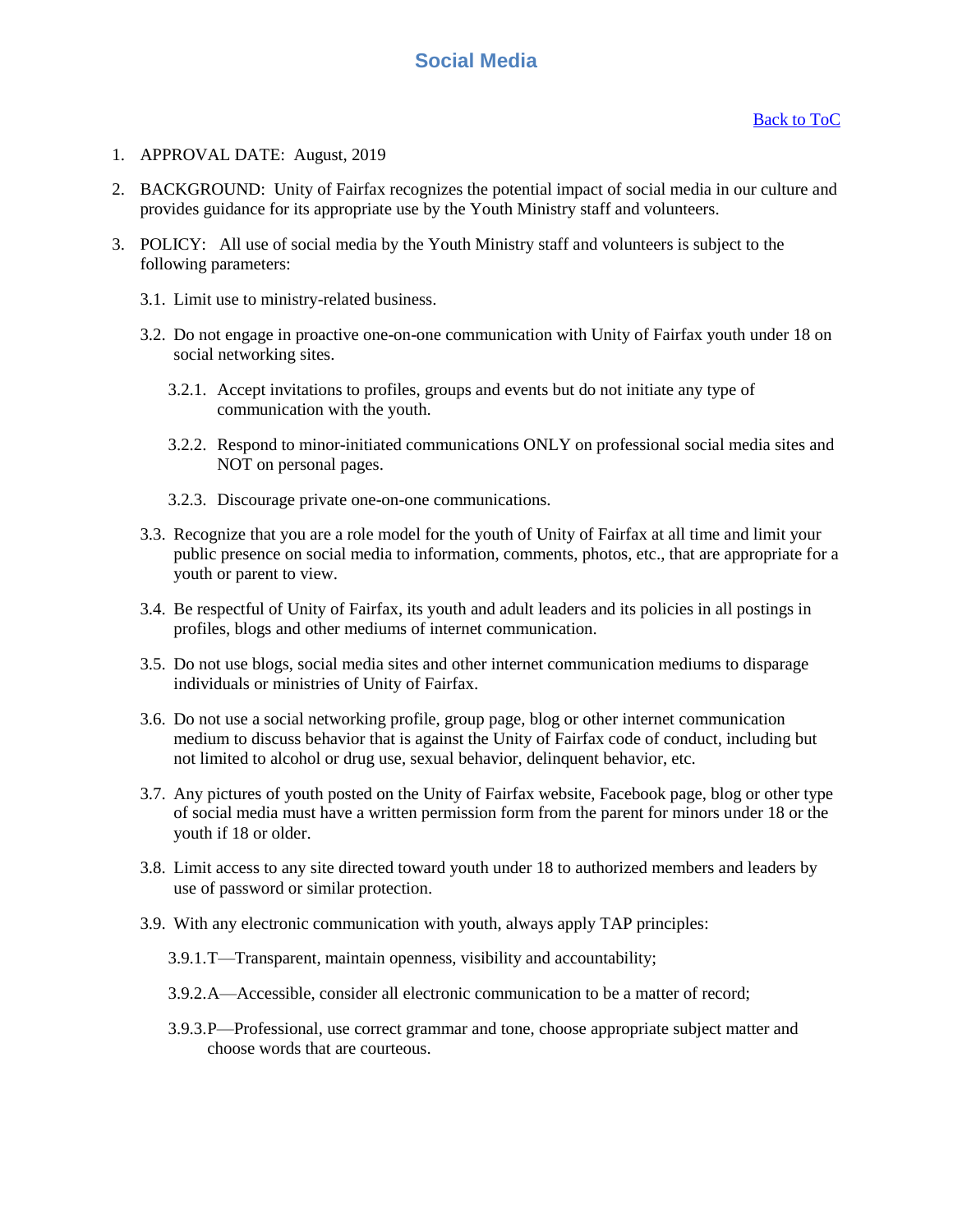# Social Media

[Back to ToC]

1. APPROVAL DATE: August, 2019

2. BACKGROUND: Unity of Fairfax recognizes the potential impact of social media in our culture and provides guidance for its appropriate use by the Youth Ministry staff and volunteers.

3. POLICY: All use of social media by the Youth Ministry staff and volunteers is subject to the following parameters:

   3.1. Limit use to ministry-related business.

   3.2. Do not engage in proactive one-on-one communication with Unity of Fairfax youth under 18 on social networking sites.

      3.2.1. Accept invitations to profiles, groups and events but do not initiate any type of communication with the youth.

      3.2.2. Respond to minor-initiated communications ONLY on professional social media sites and NOT on personal pages.

      3.2.3. Discourage private one-on-one communications.

   3.3. Recognize that you are a role model for the youth of Unity of Fairfax at all time and limit your public presence on social media to information, comments, photos, etc., that are appropriate for a youth or parent to view.

   3.4. Be respectful of Unity of Fairfax, its youth and adult leaders and its policies in all postings in profiles, blogs and other mediums of internet communication.

   3.5. Do not use blogs, social media sites and other internet communication mediums to disparage individuals or ministries of Unity of Fairfax.

   3.6. Do not use a social networking profile, group page, blog or other internet communication medium to discuss behavior that is against the Unity of Fairfax code of conduct, including but not limited to alcohol or drug use, sexual behavior, delinquent behavior, etc.

   3.7. Any pictures of youth posted on the Unity of Fairfax website, Facebook page, blog or other type of social media must have a written permission form from the parent for minors under 18 or the youth if 18 or older.

   3.8. Limit access to any site directed toward youth under 18 to authorized members and leaders by use of password or similar protection.

   3.9. With any electronic communication with youth, always apply TAP principles:

      3.9.1. T—Transparent, maintain openness, visibility and accountability;

      3.9.2. A—Accessible, consider all electronic communication to be a matter of record;

      3.9.3. P—Professional, use correct grammar and tone, choose appropriate subject matter and choose words that are courteous.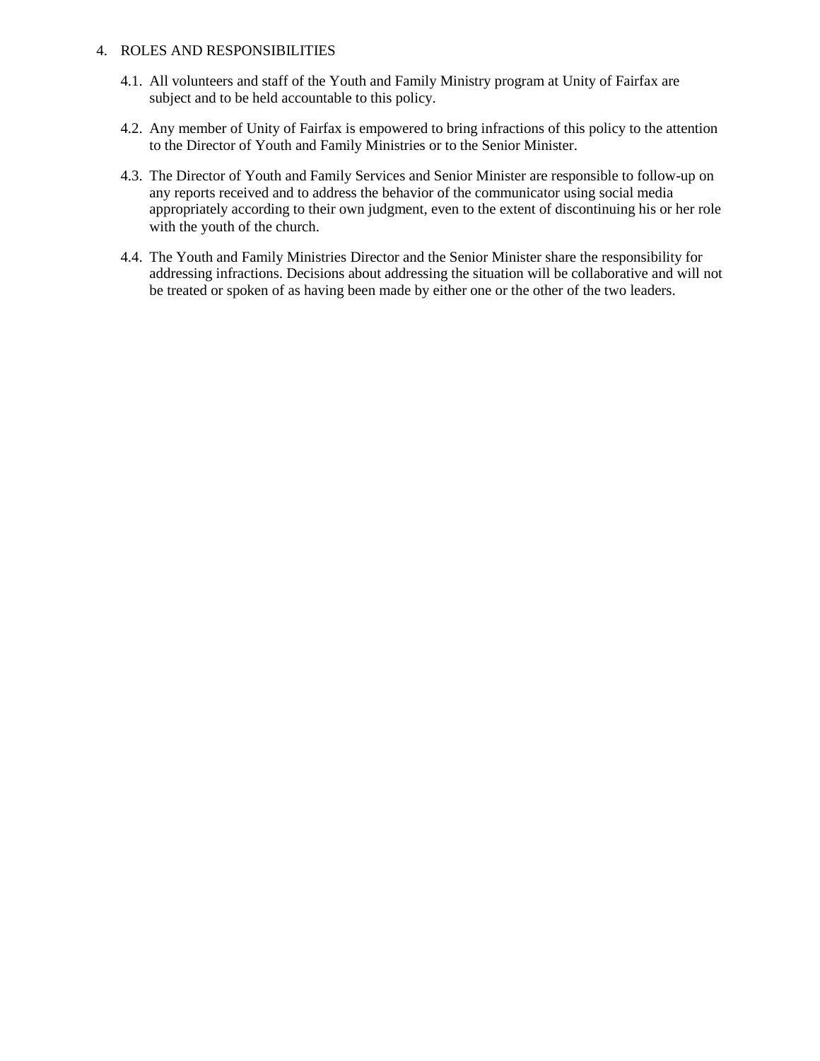4. ROLES AND RESPONSIBILITIES

   4.1. All volunteers and staff of the Youth and Family Ministry program at Unity of Fairfax are subject and to be held accountable to this policy.

   4.2. Any member of Unity of Fairfax is empowered to bring infractions of this policy to the attention to the Director of Youth and Family Ministries or to the Senior Minister.

   4.3. The Director of Youth and Family Services and Senior Minister are responsible to follow-up on any reports received and to address the behavior of the communicator using social media appropriately according to their own judgment, even to the extent of discontinuing his or her role with the youth of the church.

   4.4. The Youth and Family Ministries Director and the Senior Minister share the responsibility for addressing infractions. Decisions about addressing the situation will be collaborative and will not be treated or spoken of as having been made by either one or the other of the two leaders.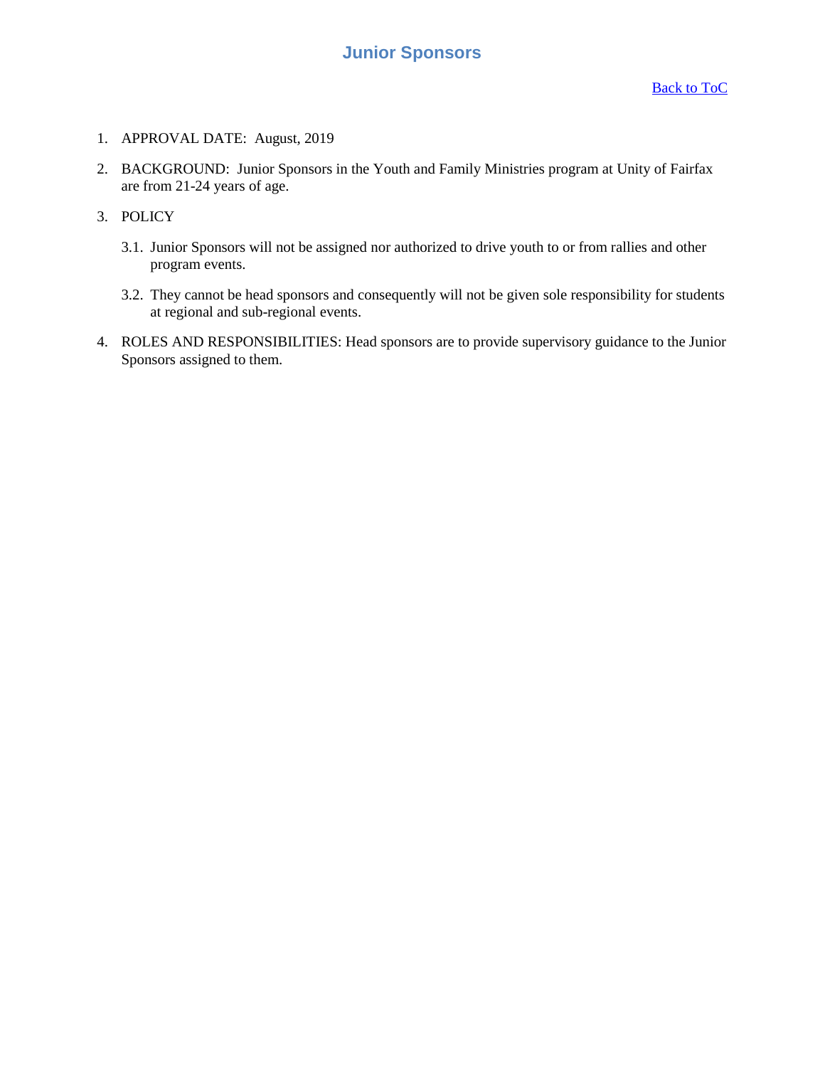# Junior Sponsors

[Back to ToC]

1. APPROVAL DATE: August, 2019

2. BACKGROUND: Junior Sponsors in the Youth and Family Ministries program at Unity of Fairfax are from 21-24 years of age.

3. POLICY

   3.1. Junior Sponsors will not be assigned nor authorized to drive youth to or from rallies and other program events.

   3.2. They cannot be head sponsors and consequently will not be given sole responsibility for students at regional and sub-regional events.

4. ROLES AND RESPONSIBILITIES: Head sponsors are to provide supervisory guidance to the Junior Sponsors assigned to them.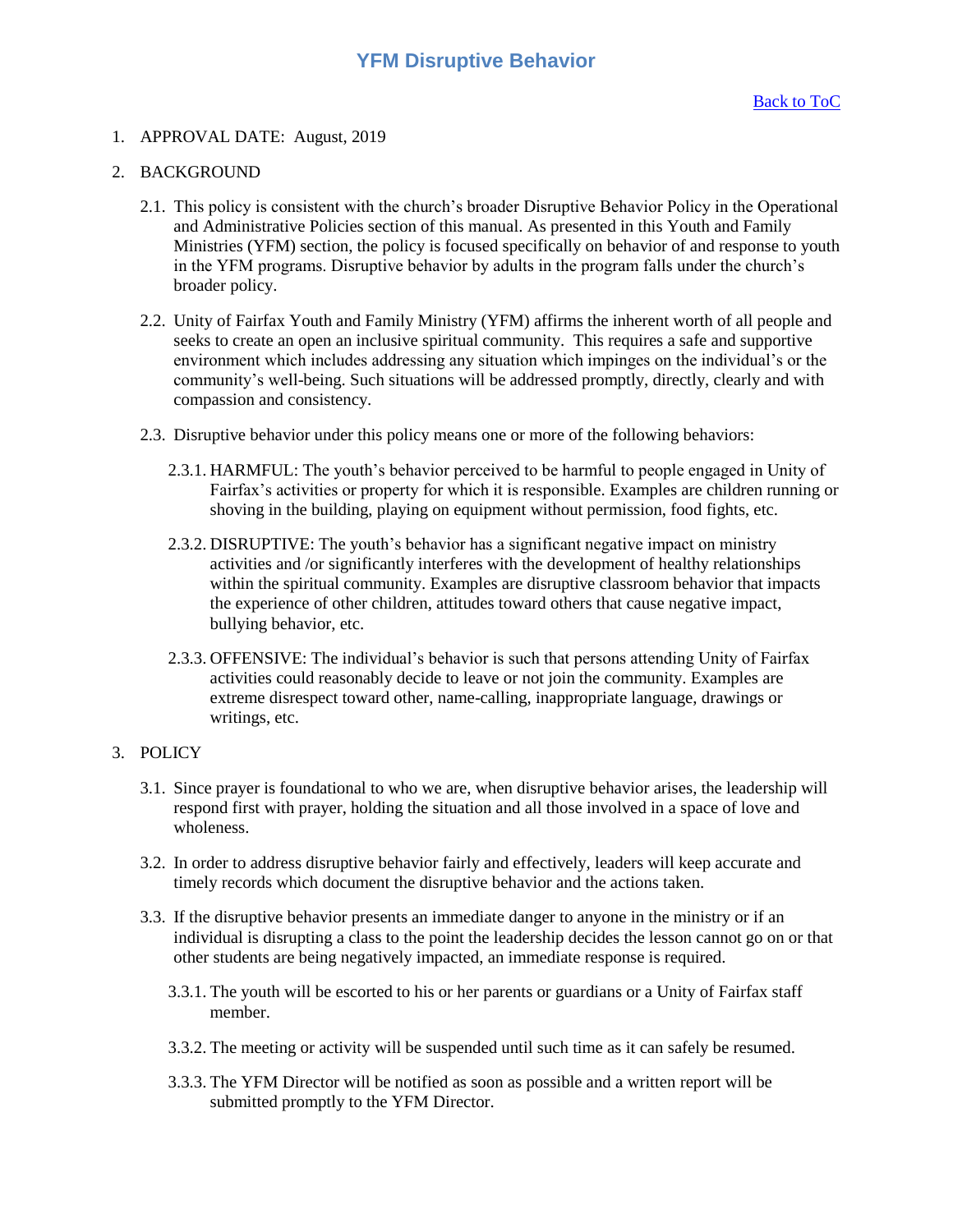# YFM Disruptive Behavior

[Back to ToC]

1. APPROVAL DATE: August, 2019

2. BACKGROUND

   2.1. This policy is consistent with the church's broader Disruptive Behavior Policy in the Operational and Administrative Policies section of this manual. As presented in this Youth and Family Ministries (YFM) section, the policy is focused specifically on behavior of and response to youth in the YFM programs. Disruptive behavior by adults in the program falls under the church's broader policy.

   2.2. Unity of Fairfax Youth and Family Ministry (YFM) affirms the inherent worth of all people and seeks to create an open an inclusive spiritual community. This requires a safe and supportive environment which includes addressing any situation which impinges on the individual's or the community's well-being. Such situations will be addressed promptly, directly, clearly and with compassion and consistency.

   2.3. Disruptive behavior under this policy means one or more of the following behaviors:

      2.3.1. HARMFUL: The youth's behavior perceived to be harmful to people engaged in Unity of Fairfax's activities or property for which it is responsible. Examples are children running or shoving in the building, playing on equipment without permission, food fights, etc.

      2.3.2. DISRUPTIVE: The youth's behavior has a significant negative impact on ministry activities and /or significantly interferes with the development of healthy relationships within the spiritual community. Examples are disruptive classroom behavior that impacts the experience of other children, attitudes toward others that cause negative impact, bullying behavior, etc.

      2.3.3. OFFENSIVE: The individual's behavior is such that persons attending Unity of Fairfax activities could reasonably decide to leave or not join the community. Examples are extreme disrespect toward other, name-calling, inappropriate language, drawings or writings, etc.

3. POLICY

   3.1. Since prayer is foundational to who we are, when disruptive behavior arises, the leadership will respond first with prayer, holding the situation and all those involved in a space of love and wholeness.

   3.2. In order to address disruptive behavior fairly and effectively, leaders will keep accurate and timely records which document the disruptive behavior and the actions taken.

   3.3. If the disruptive behavior presents an immediate danger to anyone in the ministry or if an individual is disrupting a class to the point the leadership decides the lesson cannot go on or that other students are being negatively impacted, an immediate response is required.

      3.3.1. The youth will be escorted to his or her parents or guardians or a Unity of Fairfax staff member.

      3.3.2. The meeting or activity will be suspended until such time as it can safely be resumed.

      3.3.3. The YFM Director will be notified as soon as possible and a written report will be submitted promptly to the YFM Director.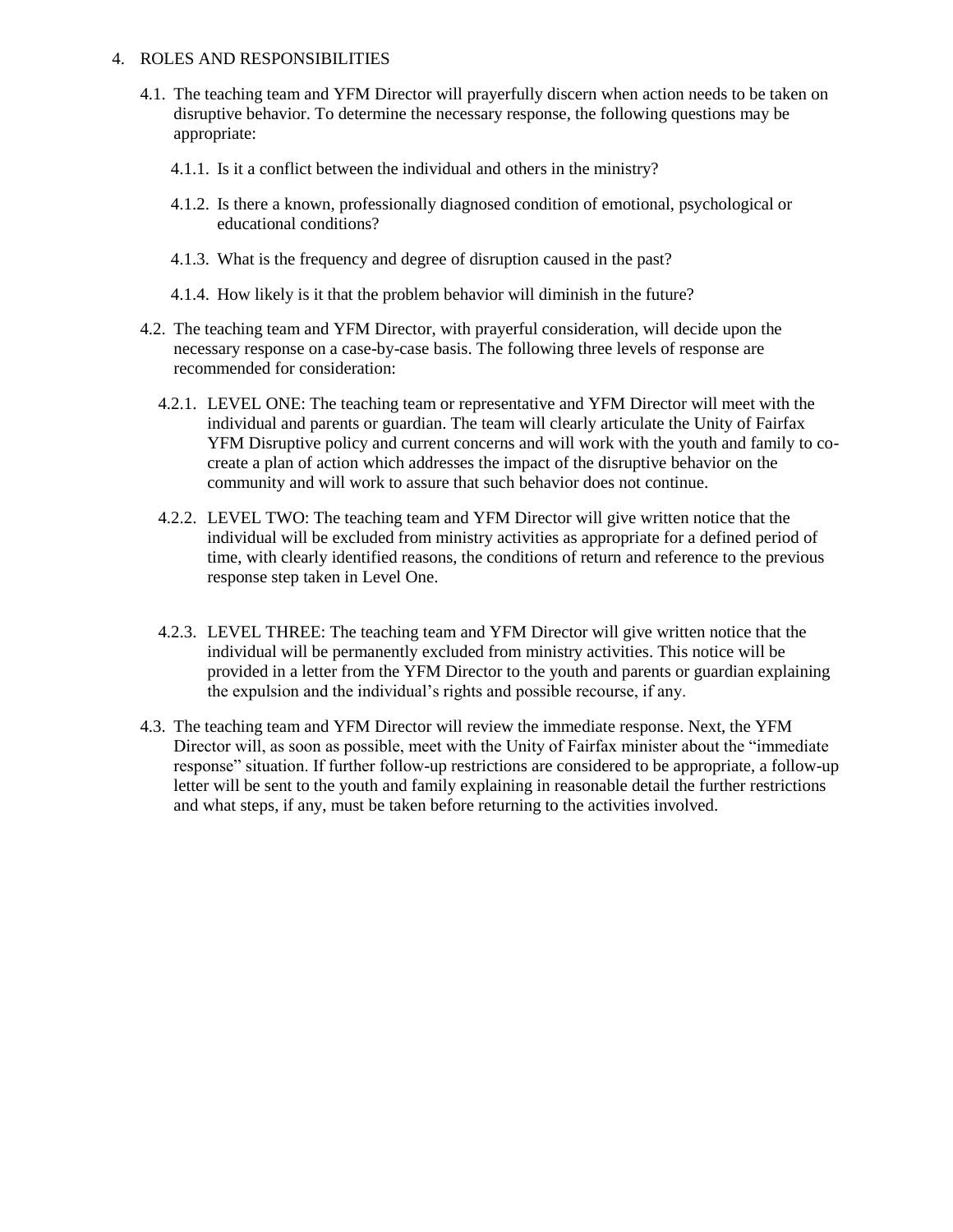4. ROLES AND RESPONSIBILITIES

   4.1. The teaching team and YFM Director will prayerfully discern when action needs to be taken on disruptive behavior. To determine the necessary response, the following questions may be appropriate:

      4.1.1. Is it a conflict between the individual and others in the ministry?

      4.1.2. Is there a known, professionally diagnosed condition of emotional, psychological or educational conditions?

      4.1.3. What is the frequency and degree of disruption caused in the past?

      4.1.4. How likely is it that the problem behavior will diminish in the future?

   4.2. The teaching team and YFM Director, with prayerful consideration, will decide upon the necessary response on a case-by-case basis. The following three levels of response are recommended for consideration:

      4.2.1. LEVEL ONE: The teaching team or representative and YFM Director will meet with the individual and parents or guardian. The team will clearly articulate the Unity of Fairfax YFM Disruptive policy and current concerns and will work with the youth and family to co-create a plan of action which addresses the impact of the disruptive behavior on the community and will work to assure that such behavior does not continue.

      4.2.2. LEVEL TWO: The teaching team and YFM Director will give written notice that the individual will be excluded from ministry activities as appropriate for a defined period of time, with clearly identified reasons, the conditions of return and reference to the previous response step taken in Level One.

      4.2.3. LEVEL THREE: The teaching team and YFM Director will give written notice that the individual will be permanently excluded from ministry activities. This notice will be provided in a letter from the YFM Director to the youth and parents or guardian explaining the expulsion and the individual's rights and possible recourse, if any.

   4.3. The teaching team and YFM Director will review the immediate response. Next, the YFM Director will, as soon as possible, meet with the Unity of Fairfax minister about the "immediate response" situation. If further follow-up restrictions are considered to be appropriate, a follow-up letter will be sent to the youth and family explaining in reasonable detail the further restrictions and what steps, if any, must be taken before returning to the activities involved.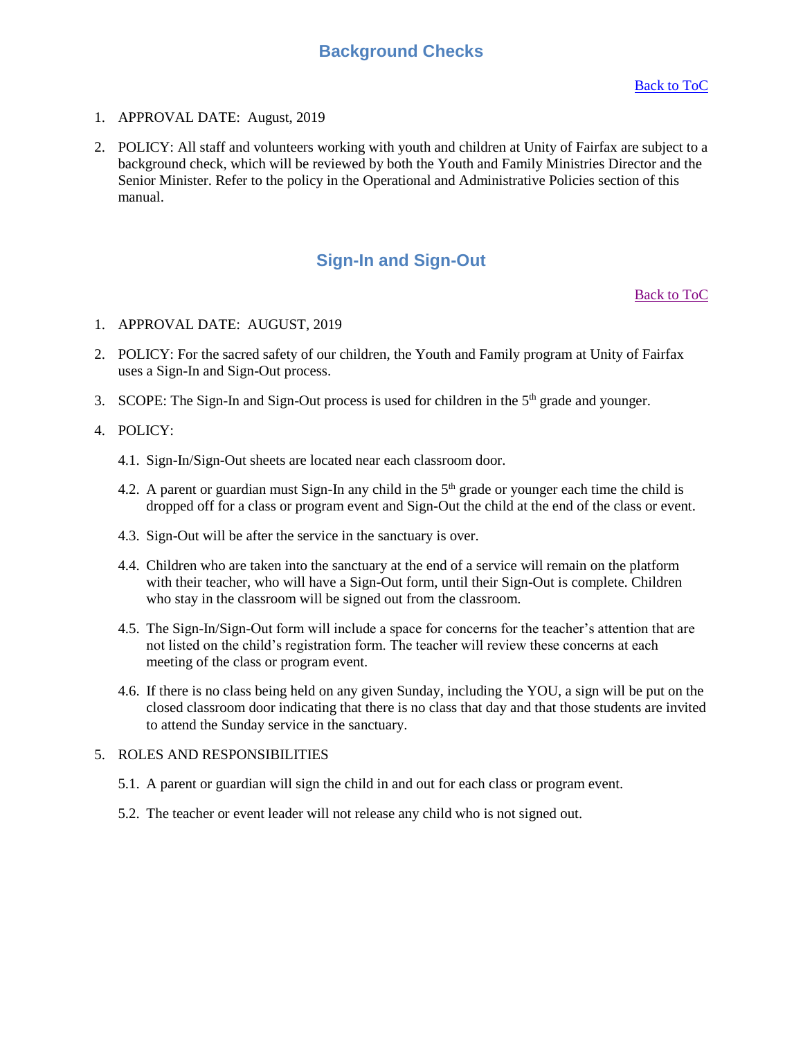## Background Checks

Back to ToC

1. APPROVAL DATE: August, 2019

2. POLICY: All staff and volunteers working with youth and children at Unity of Fairfax are subject to a background check, which will be reviewed by both the Youth and Family Ministries Director and the Senior Minister. Refer to the policy in the Operational and Administrative Policies section of this manual.

## Sign-In and Sign-Out

Back to ToC

1. APPROVAL DATE: AUGUST, 2019

2. POLICY: For the sacred safety of our children, the Youth and Family program at Unity of Fairfax uses a Sign-In and Sign-Out process.

3. SCOPE: The Sign-In and Sign-Out process is used for children in the 5th grade and younger.

4. POLICY:

   4.1. Sign-In/Sign-Out sheets are located near each classroom door.

   4.2. A parent or guardian must Sign-In any child in the 5th grade or younger each time the child is dropped off for a class or program event and Sign-Out the child at the end of the class or event.

   4.3. Sign-Out will be after the service in the sanctuary is over.

   4.4. Children who are taken into the sanctuary at the end of a service will remain on the platform with their teacher, who will have a Sign-Out form, until their Sign-Out is complete. Children who stay in the classroom will be signed out from the classroom.

   4.5. The Sign-In/Sign-Out form will include a space for concerns for the teacher's attention that are not listed on the child's registration form. The teacher will review these concerns at each meeting of the class or program event.

   4.6. If there is no class being held on any given Sunday, including the YOU, a sign will be put on the closed classroom door indicating that there is no class that day and that those students are invited to attend the Sunday service in the sanctuary.

5. ROLES AND RESPONSIBILITIES

   5.1. A parent or guardian will sign the child in and out for each class or program event.

   5.2. The teacher or event leader will not release any child who is not signed out.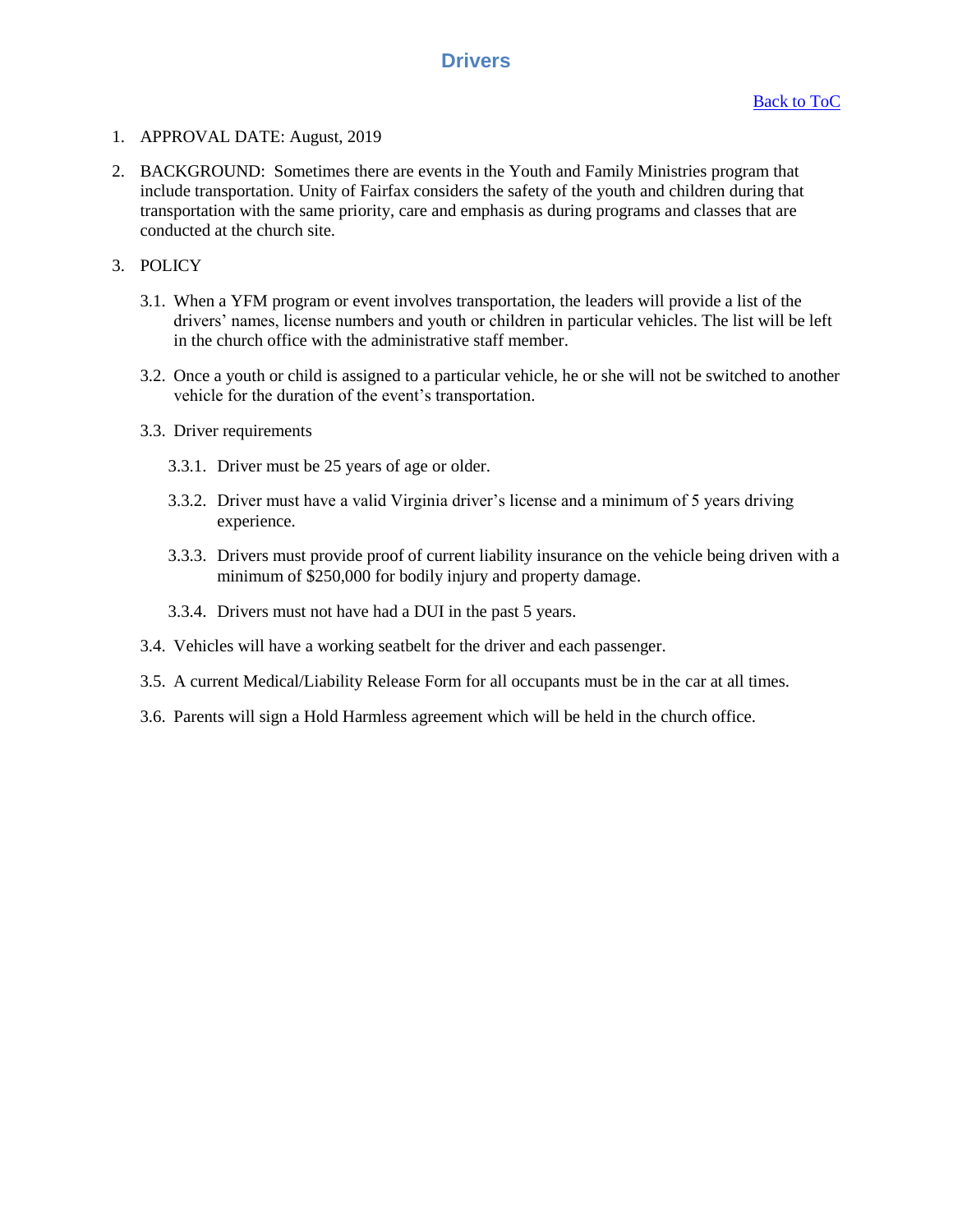# Drivers

[Back to ToC]

1. APPROVAL DATE: August, 2019

2. BACKGROUND: Sometimes there are events in the Youth and Family Ministries program that include transportation. Unity of Fairfax considers the safety of the youth and children during that transportation with the same priority, care and emphasis as during programs and classes that are conducted at the church site.

3. POLICY

   3.1. When a YFM program or event involves transportation, the leaders will provide a list of the drivers' names, license numbers and youth or children in particular vehicles. The list will be left in the church office with the administrative staff member.

   3.2. Once a youth or child is assigned to a particular vehicle, he or she will not be switched to another vehicle for the duration of the event's transportation.

   3.3. Driver requirements

      3.3.1. Driver must be 25 years of age or older.

      3.3.2. Driver must have a valid Virginia driver's license and a minimum of 5 years driving experience.

      3.3.3. Drivers must provide proof of current liability insurance on the vehicle being driven with a minimum of $250,000 for bodily injury and property damage.

      3.3.4. Drivers must not have had a DUI in the past 5 years.

   3.4. Vehicles will have a working seatbelt for the driver and each passenger.

   3.5. A current Medical/Liability Release Form for all occupants must be in the car at all times.

   3.6. Parents will sign a Hold Harmless agreement which will be held in the church office.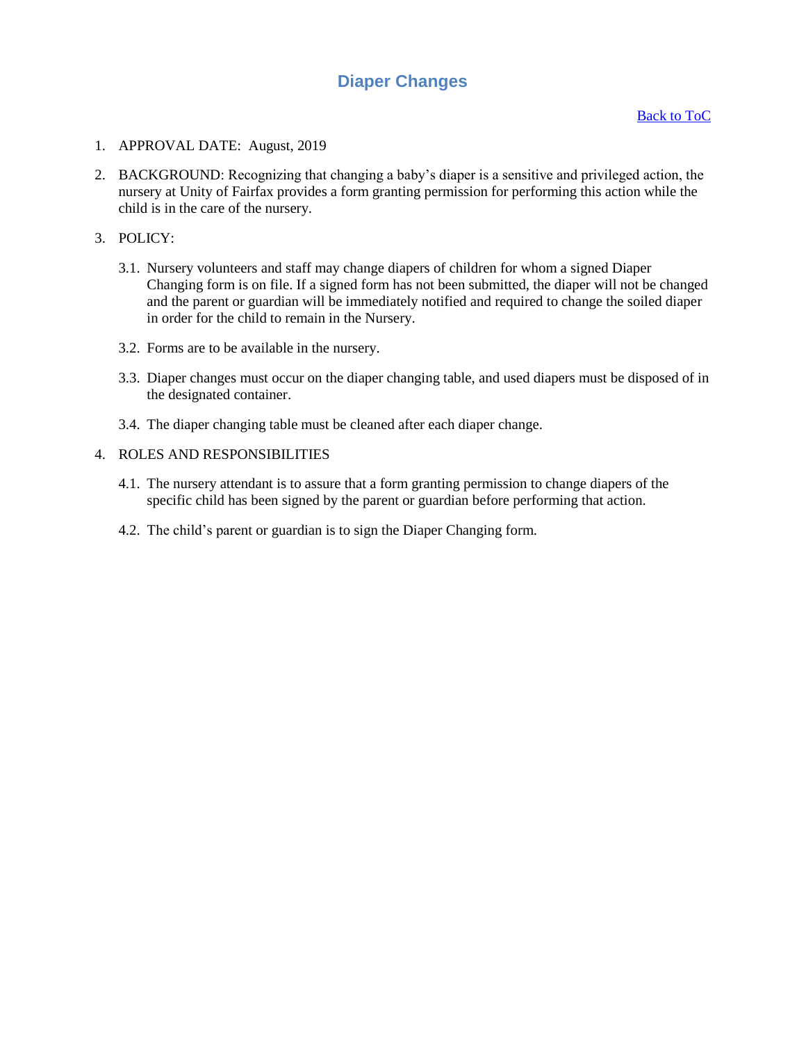# Diaper Changes

[Back to ToC]

1. APPROVAL DATE: August, 2019

2. BACKGROUND: Recognizing that changing a baby's diaper is a sensitive and privileged action, the nursery at Unity of Fairfax provides a form granting permission for performing this action while the child is in the care of the nursery.

3. POLICY:

   3.1. Nursery volunteers and staff may change diapers of children for whom a signed Diaper Changing form is on file. If a signed form has not been submitted, the diaper will not be changed and the parent or guardian will be immediately notified and required to change the soiled diaper in order for the child to remain in the Nursery.

   3.2. Forms are to be available in the nursery.

   3.3. Diaper changes must occur on the diaper changing table, and used diapers must be disposed of in the designated container.

   3.4. The diaper changing table must be cleaned after each diaper change.

4. ROLES AND RESPONSIBILITIES

   4.1. The nursery attendant is to assure that a form granting permission to change diapers of the specific child has been signed by the parent or guardian before performing that action.

   4.2. The child's parent or guardian is to sign the Diaper Changing form.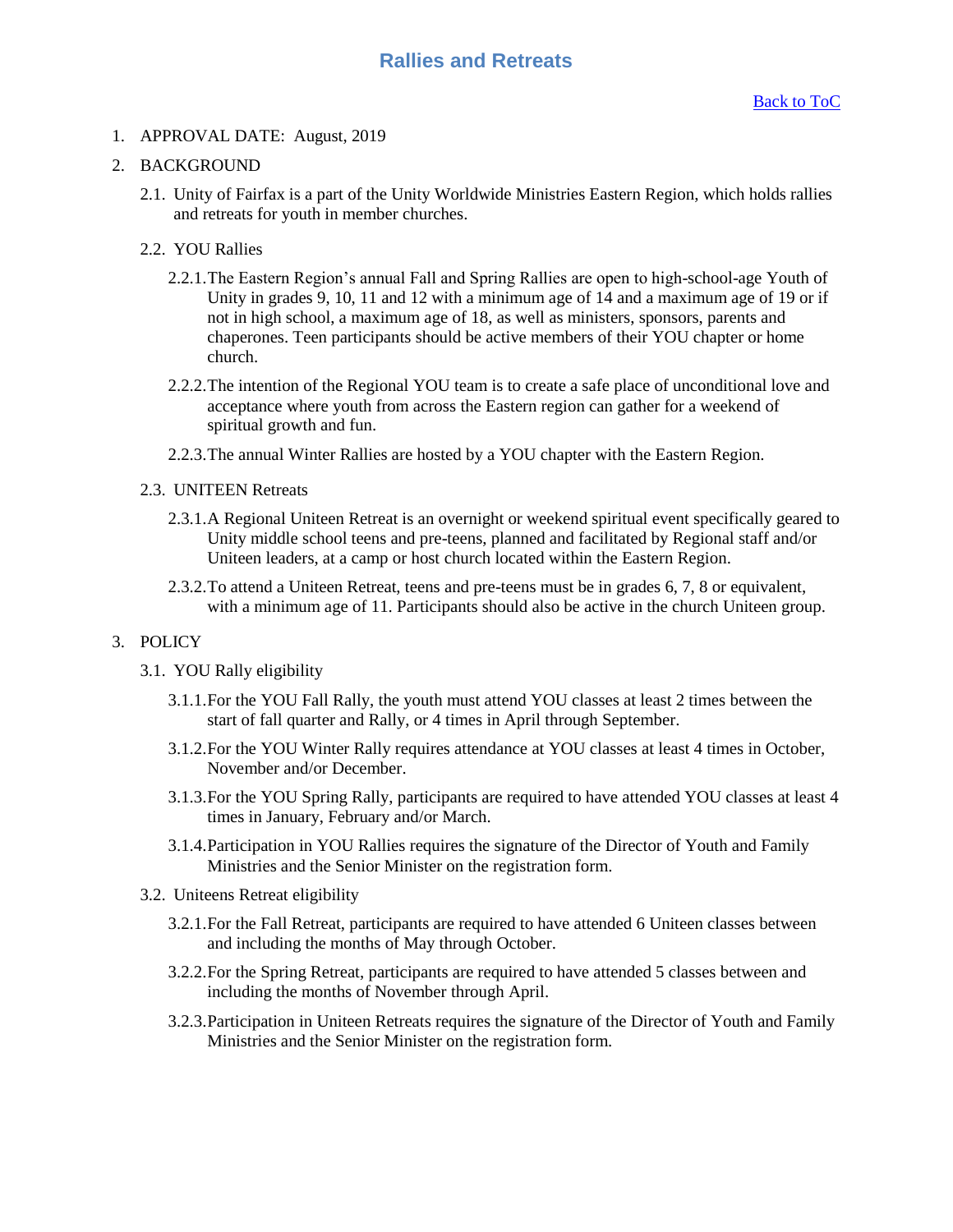# Rallies and Retreats

[Back to ToC]

1. APPROVAL DATE: August, 2019

2. BACKGROUND

   2.1. Unity of Fairfax is a part of the Unity Worldwide Ministries Eastern Region, which holds rallies and retreats for youth in member churches.

   2.2. YOU Rallies

   2.2.1. The Eastern Region's annual Fall and Spring Rallies are open to high-school-age Youth of Unity in grades 9, 10, 11 and 12 with a minimum age of 14 and a maximum age of 19 or if not in high school, a maximum age of 18, as well as ministers, sponsors, parents and chaperones. Teen participants should be active members of their YOU chapter or home church.

   2.2.2. The intention of the Regional YOU team is to create a safe place of unconditional love and acceptance where youth from across the Eastern region can gather for a weekend of spiritual growth and fun.

   2.2.3. The annual Winter Rallies are hosted by a YOU chapter with the Eastern Region.

   2.3. UNITEEN Retreats

   2.3.1. A Regional Uniteen Retreat is an overnight or weekend spiritual event specifically geared to Unity middle school teens and pre-teens, planned and facilitated by Regional staff and/or Uniteen leaders, at a camp or host church located within the Eastern Region.

   2.3.2. To attend a Uniteen Retreat, teens and pre-teens must be in grades 6, 7, 8 or equivalent, with a minimum age of 11. Participants should also be active in the church Uniteen group.

3. POLICY

   3.1. YOU Rally eligibility

   3.1.1. For the YOU Fall Rally, the youth must attend YOU classes at least 2 times between the start of fall quarter and Rally, or 4 times in April through September.

   3.1.2. For the YOU Winter Rally requires attendance at YOU classes at least 4 times in October, November and/or December.

   3.1.3. For the YOU Spring Rally, participants are required to have attended YOU classes at least 4 times in January, February and/or March.

   3.1.4. Participation in YOU Rallies requires the signature of the Director of Youth and Family Ministries and the Senior Minister on the registration form.

   3.2. Uniteens Retreat eligibility

   3.2.1. For the Fall Retreat, participants are required to have attended 6 Uniteen classes between and including the months of May through October.

   3.2.2. For the Spring Retreat, participants are required to have attended 5 classes between and including the months of November through April.

   3.2.3. Participation in Uniteen Retreats requires the signature of the Director of Youth and Family Ministries and the Senior Minister on the registration form.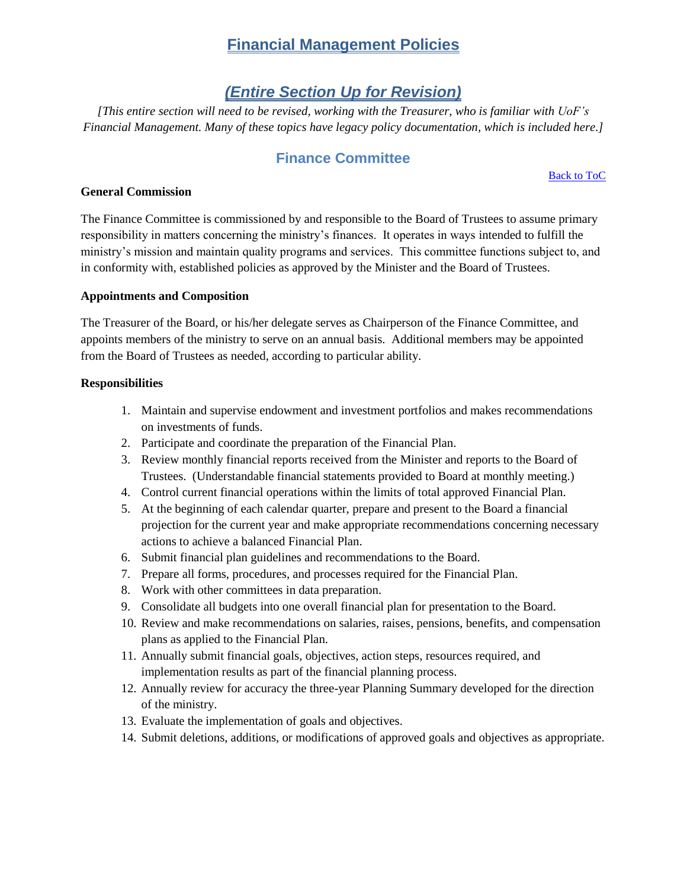# Financial Management Policies

## *(Entire Section Up for Revision)*

*[This entire section will need to be revised, working with the Treasurer, who is familiar with UoF's Financial Management. Many of these topics have legacy policy documentation, which is included here.]*

## Finance Committee

Back to ToC

**General Commission**

The Finance Committee is commissioned by and responsible to the Board of Trustees to assume primary responsibility in matters concerning the ministry's finances. It operates in ways intended to fulfill the ministry's mission and maintain quality programs and services. This committee functions subject to, and in conformity with, established policies as approved by the Minister and the Board of Trustees.

**Appointments and Composition**

The Treasurer of the Board, or his/her delegate serves as Chairperson of the Finance Committee, and appoints members of the ministry to serve on an annual basis. Additional members may be appointed from the Board of Trustees as needed, according to particular ability.

**Responsibilities**

1. Maintain and supervise endowment and investment portfolios and makes recommendations on investments of funds.
2. Participate and coordinate the preparation of the Financial Plan.
3. Review monthly financial reports received from the Minister and reports to the Board of Trustees. (Understandable financial statements provided to Board at monthly meeting.)
4. Control current financial operations within the limits of total approved Financial Plan.
5. At the beginning of each calendar quarter, prepare and present to the Board a financial projection for the current year and make appropriate recommendations concerning necessary actions to achieve a balanced Financial Plan.
6. Submit financial plan guidelines and recommendations to the Board.
7. Prepare all forms, procedures, and processes required for the Financial Plan.
8. Work with other committees in data preparation.
9. Consolidate all budgets into one overall financial plan for presentation to the Board.
10. Review and make recommendations on salaries, raises, pensions, benefits, and compensation plans as applied to the Financial Plan.
11. Annually submit financial goals, objectives, action steps, resources required, and implementation results as part of the financial planning process.
12. Annually review for accuracy the three-year Planning Summary developed for the direction of the ministry.
13. Evaluate the implementation of goals and objectives.
14. Submit deletions, additions, or modifications of approved goals and objectives as appropriate.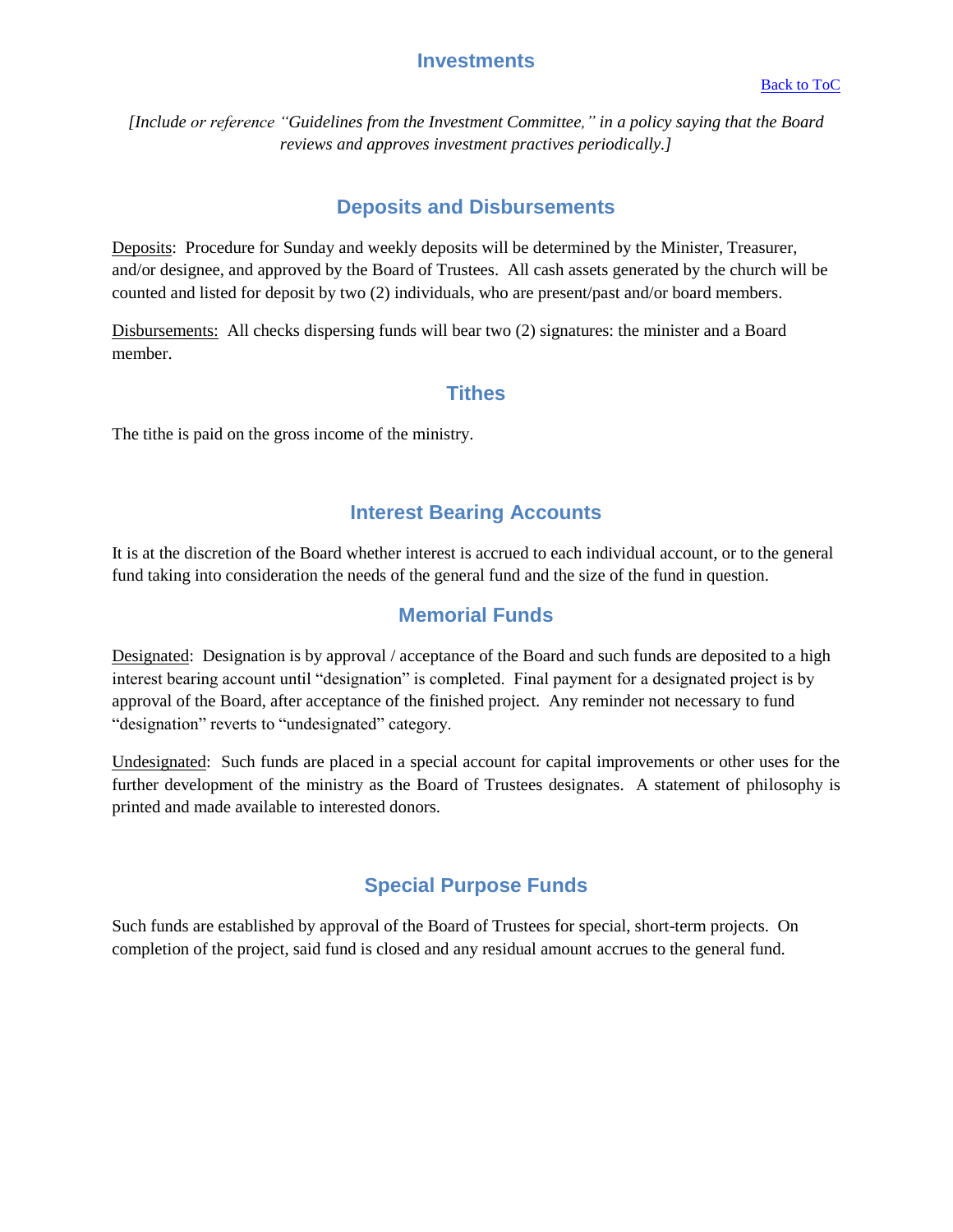## Investments

[Back to ToC]

*[Include or reference "Guidelines from the Investment Committee," in a policy saying that the Board reviews and approves investment practives periodically.]*

## Deposits and Disbursements

Deposits: Procedure for Sunday and weekly deposits will be determined by the Minister, Treasurer, and/or designee, and approved by the Board of Trustees. All cash assets generated by the church will be counted and listed for deposit by two (2) individuals, who are present/past and/or board members.

Disbursements: All checks dispersing funds will bear two (2) signatures: the minister and a Board member.

## Tithes

The tithe is paid on the gross income of the ministry.

## Interest Bearing Accounts

It is at the discretion of the Board whether interest is accrued to each individual account, or to the general fund taking into consideration the needs of the general fund and the size of the fund in question.

## Memorial Funds

Designated: Designation is by approval / acceptance of the Board and such funds are deposited to a high interest bearing account until "designation" is completed. Final payment for a designated project is by approval of the Board, after acceptance of the finished project. Any reminder not necessary to fund "designation" reverts to "undesignated" category.

Undesignated: Such funds are placed in a special account for capital improvements or other uses for the further development of the ministry as the Board of Trustees designates. A statement of philosophy is printed and made available to interested donors.

## Special Purpose Funds

Such funds are established by approval of the Board of Trustees for special, short-term projects. On completion of the project, said fund is closed and any residual amount accrues to the general fund.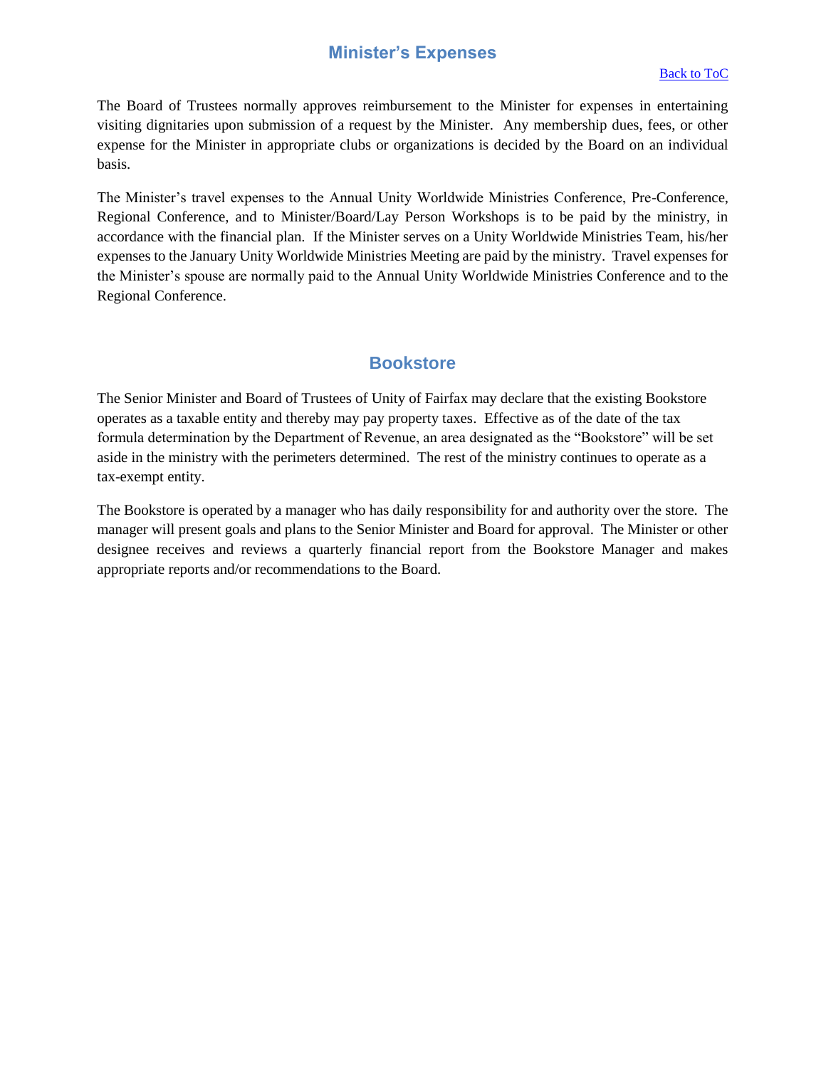## Minister's Expenses

[Back to ToC]

The Board of Trustees normally approves reimbursement to the Minister for expenses in entertaining visiting dignitaries upon submission of a request by the Minister. Any membership dues, fees, or other expense for the Minister in appropriate clubs or organizations is decided by the Board on an individual basis.

The Minister's travel expenses to the Annual Unity Worldwide Ministries Conference, Pre-Conference, Regional Conference, and to Minister/Board/Lay Person Workshops is to be paid by the ministry, in accordance with the financial plan. If the Minister serves on a Unity Worldwide Ministries Team, his/her expenses to the January Unity Worldwide Ministries Meeting are paid by the ministry. Travel expenses for the Minister's spouse are normally paid to the Annual Unity Worldwide Ministries Conference and to the Regional Conference.

## Bookstore

The Senior Minister and Board of Trustees of Unity of Fairfax may declare that the existing Bookstore operates as a taxable entity and thereby may pay property taxes. Effective as of the date of the tax formula determination by the Department of Revenue, an area designated as the "Bookstore" will be set aside in the ministry with the perimeters determined. The rest of the ministry continues to operate as a tax-exempt entity.

The Bookstore is operated by a manager who has daily responsibility for and authority over the store. The manager will present goals and plans to the Senior Minister and Board for approval. The Minister or other designee receives and reviews a quarterly financial report from the Bookstore Manager and makes appropriate reports and/or recommendations to the Board.